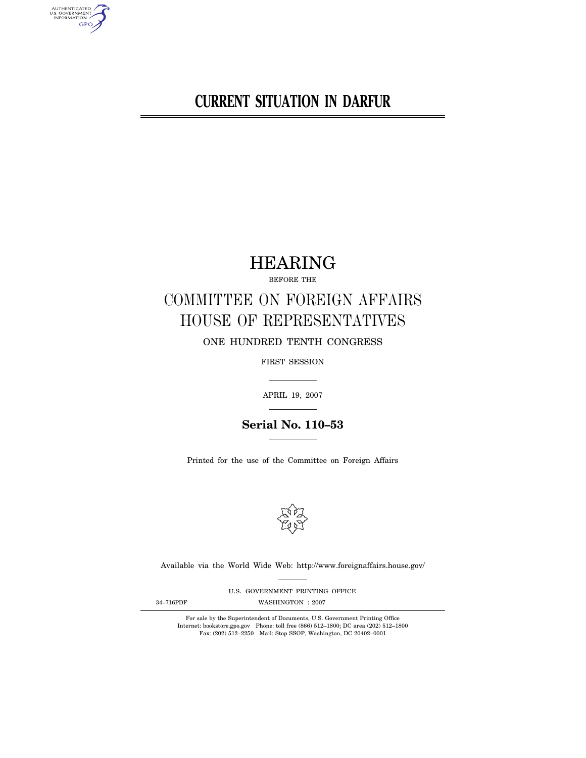# CURRENT SITUATION IN DARFUR

## HEARING

BEFORE THE

## COMMITTEE ON FOREIGN AFFAIRS
## HOUSE OF REPRESENTATIVES

ONE HUNDRED TENTH CONGRESS

FIRST SESSION

APRIL 19, 2007

**Serial No. 110–53**

Printed for the use of the Committee on Foreign Affairs

Available via the World Wide Web: http://www.foreignaffairs.house.gov/

U.S. GOVERNMENT PRINTING OFFICE

34–716PDF WASHINGTON : 2007

For sale by the Superintendent of Documents, U.S. Government Printing Office
Internet: bookstore.gpo.gov Phone: toll free (866) 512–1800; DC area (202) 512–1800
Fax: (202) 512–2250 Mail: Stop SSOP, Washington, DC 20402–0001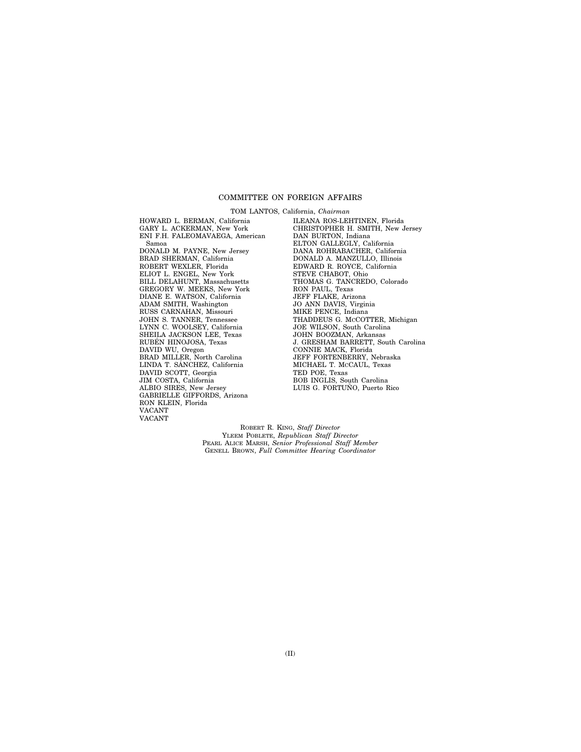# COMMITTEE ON FOREIGN AFFAIRS

TOM LANTOS, California, *Chairman*

HOWARD L. BERMAN, California
GARY L. ACKERMAN, New York
ENI F.H. FALEOMAVAEGA, American Samoa
DONALD M. PAYNE, New Jersey
BRAD SHERMAN, California
ROBERT WEXLER, Florida
ELIOT L. ENGEL, New York
BILL DELAHUNT, Massachusetts
GREGORY W. MEEKS, New York
DIANE E. WATSON, California
ADAM SMITH, Washington
RUSS CARNAHAN, Missouri
JOHN S. TANNER, Tennessee
LYNN C. WOOLSEY, California
SHEILA JACKSON LEE, Texas
RUBÉN HINOJOSA, Texas
DAVID WU, Oregon
BRAD MILLER, North Carolina
LINDA T. SÁNCHEZ, California
DAVID SCOTT, Georgia
JIM COSTA, California
ALBIO SIRES, New Jersey
GABRIELLE GIFFORDS, Arizona
RON KLEIN, Florida
VACANT
VACANT

ILEANA ROS-LEHTINEN, Florida
CHRISTOPHER H. SMITH, New Jersey
DAN BURTON, Indiana
ELTON GALLEGLY, California
DANA ROHRABACHER, California
DONALD A. MANZULLO, Illinois
EDWARD R. ROYCE, California
STEVE CHABOT, Ohio
THOMAS G. TANCREDO, Colorado
RON PAUL, Texas
JEFF FLAKE, Arizona
JO ANN DAVIS, Virginia
MIKE PENCE, Indiana
THADDEUS G. MCCOTTER, Michigan
JOE WILSON, South Carolina
JOHN BOOZMAN, Arkansas
J. GRESHAM BARRETT, South Carolina
CONNIE MACK, Florida
JEFF FORTENBERRY, Nebraska
MICHAEL T. MCCAUL, Texas
TED POE, Texas
BOB INGLIS, South Carolina
LUIS G. FORTUÑO, Puerto Rico

ROBERT R. KING, *Staff Director*
YLEEM POBLETE, *Republican Staff Director*
PEARL ALICE MARSH, *Senior Professional Staff Member*
GENELL BROWN, *Full Committee Hearing Coordinator*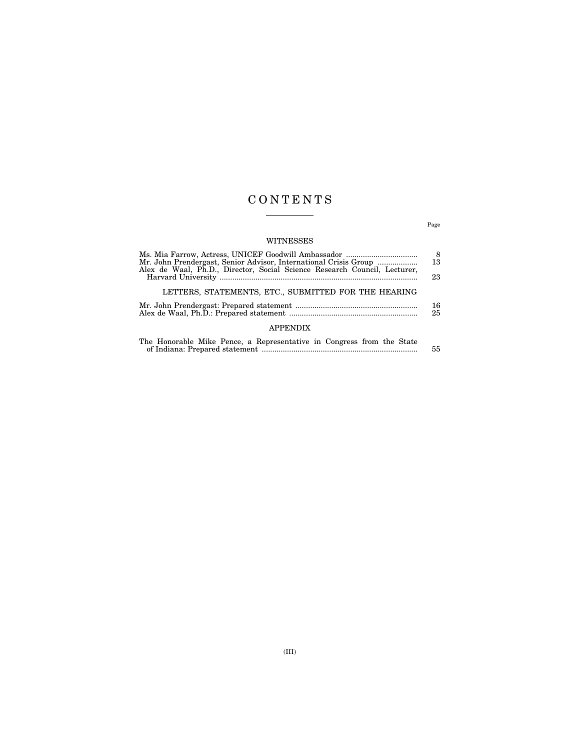# CONTENTS

| | Page |
|---|---|
| **WITNESSES** | |
| Ms. Mia Farrow, Actress, UNICEF Goodwill Ambassador | 8 |
| Mr. John Prendergast, Senior Advisor, International Crisis Group | 13 |
| Alex de Waal, Ph.D., Director, Social Science Research Council, Lecturer, Harvard University | 23 |
| **LETTERS, STATEMENTS, ETC., SUBMITTED FOR THE HEARING** | |
| Mr. John Prendergast: Prepared statement | 16 |
| Alex de Waal, Ph.D.: Prepared statement | 25 |
| **APPENDIX** | |
| The Honorable Mike Pence, a Representative in Congress from the State of Indiana: Prepared statement | 55 |

(III)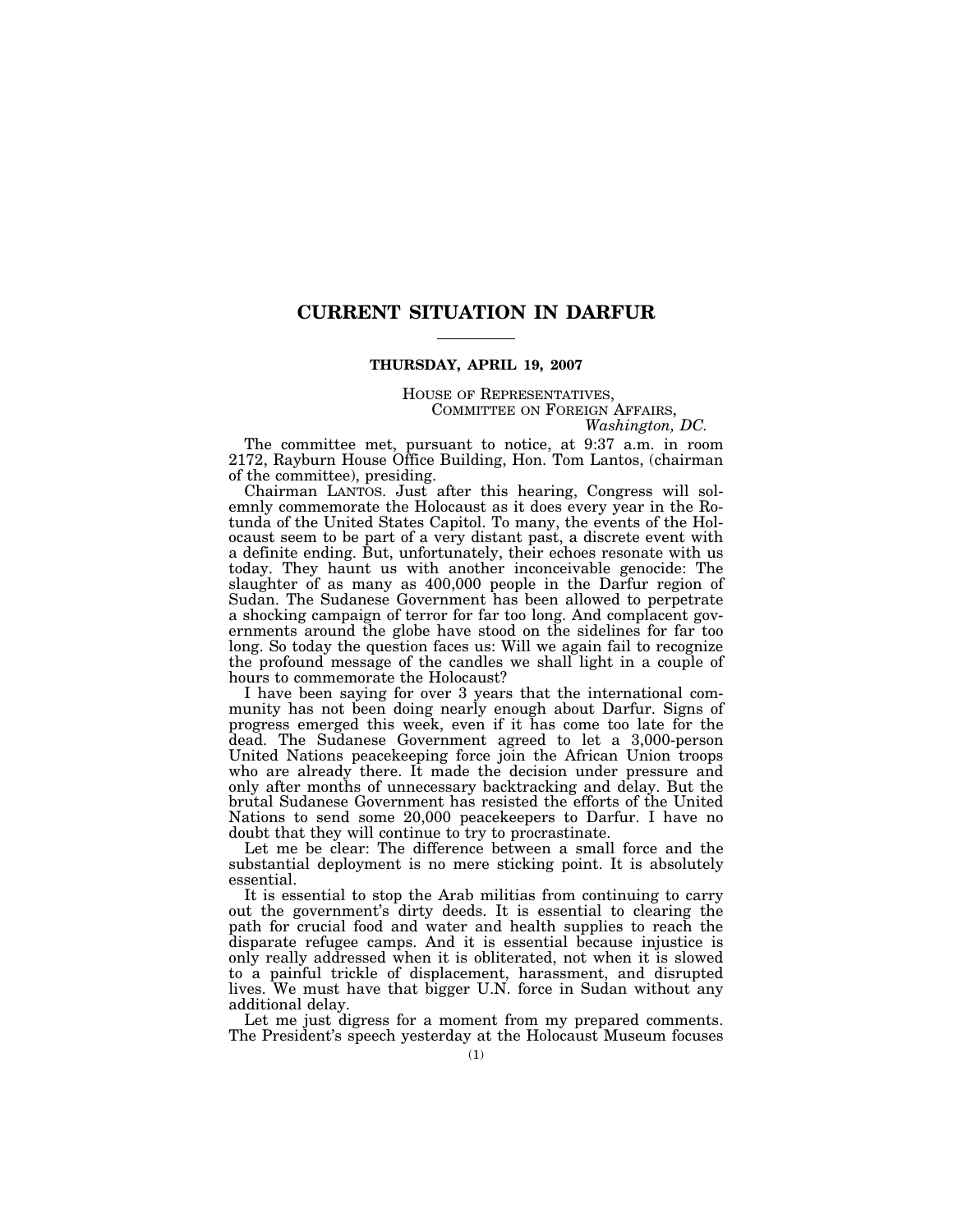# CURRENT SITUATION IN DARFUR

**THURSDAY, APRIL 19, 2007**

HOUSE OF REPRESENTATIVES,
COMMITTEE ON FOREIGN AFFAIRS,
*Washington, DC.*

The committee met, pursuant to notice, at 9:37 a.m. in room 2172, Rayburn House Office Building, Hon. Tom Lantos, (chairman of the committee), presiding.

Chairman LANTOS. Just after this hearing, Congress will solemnly commemorate the Holocaust as it does every year in the Rotunda of the United States Capitol. To many, the events of the Holocaust seem to be part of a very distant past, a discrete event with a definite ending. But, unfortunately, their echoes resonate with us today. They haunt us with another inconceivable genocide: The slaughter of as many as 400,000 people in the Darfur region of Sudan. The Sudanese Government has been allowed to perpetrate a shocking campaign of terror for far too long. And complacent governments around the globe have stood on the sidelines for far too long. So today the question faces us: Will we again fail to recognize the profound message of the candles we shall light in a couple of hours to commemorate the Holocaust?

I have been saying for over 3 years that the international community has not been doing nearly enough about Darfur. Signs of progress emerged this week, even if it has come too late for the dead. The Sudanese Government agreed to let a 3,000-person United Nations peacekeeping force join the African Union troops who are already there. It made the decision under pressure and only after months of unnecessary backtracking and delay. But the brutal Sudanese Government has resisted the efforts of the United Nations to send some 20,000 peacekeepers to Darfur. I have no doubt that they will continue to try to procrastinate.

Let me be clear: The difference between a small force and the substantial deployment is no mere sticking point. It is absolutely essential.

It is essential to stop the Arab militias from continuing to carry out the government's dirty deeds. It is essential to clearing the path for crucial food and water and health supplies to reach the disparate refugee camps. And it is essential because injustice is only really addressed when it is obliterated, not when it is slowed to a painful trickle of displacement, harassment, and disrupted lives. We must have that bigger U.N. force in Sudan without any additional delay.

Let me just digress for a moment from my prepared comments. The President's speech yesterday at the Holocaust Museum focuses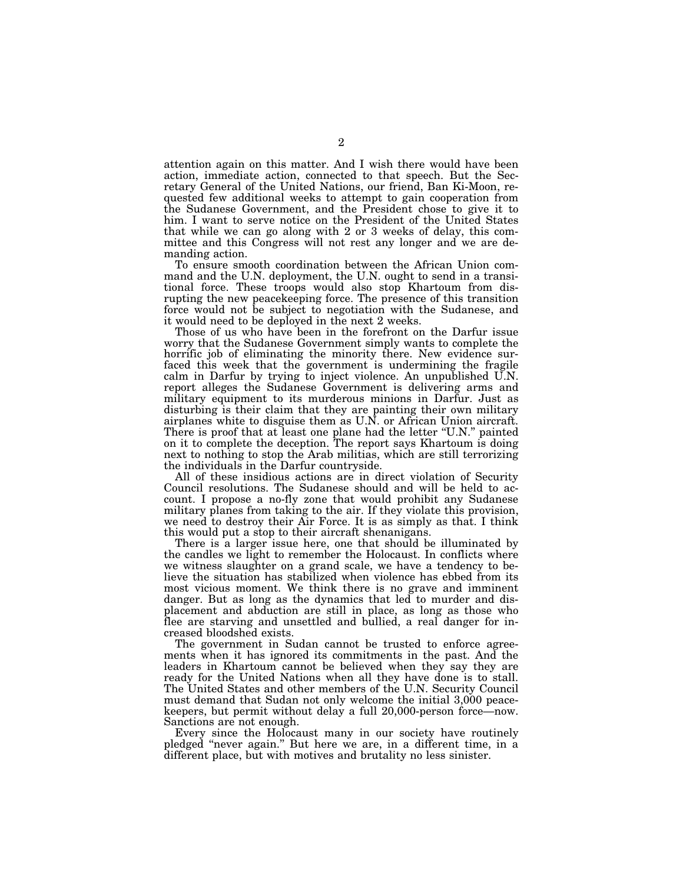attention again on this matter. And I wish there would have been action, immediate action, connected to that speech. But the Secretary General of the United Nations, our friend, Ban Ki-Moon, requested few additional weeks to attempt to gain cooperation from the Sudanese Government, and the President chose to give it to him. I want to serve notice on the President of the United States that while we can go along with 2 or 3 weeks of delay, this committee and this Congress will not rest any longer and we are demanding action.

To ensure smooth coordination between the African Union command and the U.N. deployment, the U.N. ought to send in a transitional force. These troops would also stop Khartoum from disrupting the new peacekeeping force. The presence of this transition force would not be subject to negotiation with the Sudanese, and it would need to be deployed in the next 2 weeks.

Those of us who have been in the forefront on the Darfur issue worry that the Sudanese Government simply wants to complete the horrific job of eliminating the minority there. New evidence surfaced this week that the government is undermining the fragile calm in Darfur by trying to inject violence. An unpublished U.N. report alleges the Sudanese Government is delivering arms and military equipment to its murderous minions in Darfur. Just as disturbing is their claim that they are painting their own military airplanes white to disguise them as U.N. or African Union aircraft. There is proof that at least one plane had the letter "U.N." painted on it to complete the deception. The report says Khartoum is doing next to nothing to stop the Arab militias, which are still terrorizing the individuals in the Darfur countryside.

All of these insidious actions are in direct violation of Security Council resolutions. The Sudanese should and will be held to account. I propose a no-fly zone that would prohibit any Sudanese military planes from taking to the air. If they violate this provision, we need to destroy their Air Force. It is as simply as that. I think this would put a stop to their aircraft shenanigans.

There is a larger issue here, one that should be illuminated by the candles we light to remember the Holocaust. In conflicts where we witness slaughter on a grand scale, we have a tendency to believe the situation has stabilized when violence has ebbed from its most vicious moment. We think there is no grave and imminent danger. But as long as the dynamics that led to murder and displacement and abduction are still in place, as long as those who flee are starving and unsettled and bullied, a real danger for increased bloodshed exists.

The government in Sudan cannot be trusted to enforce agreements when it has ignored its commitments in the past. And the leaders in Khartoum cannot be believed when they say they are ready for the United Nations when all they have done is to stall. The United States and other members of the U.N. Security Council must demand that Sudan not only welcome the initial 3,000 peacekeepers, but permit without delay a full 20,000-person force—now. Sanctions are not enough.

Every since the Holocaust many in our society have routinely pledged "never again." But here we are, in a different time, in a different place, but with motives and brutality no less sinister.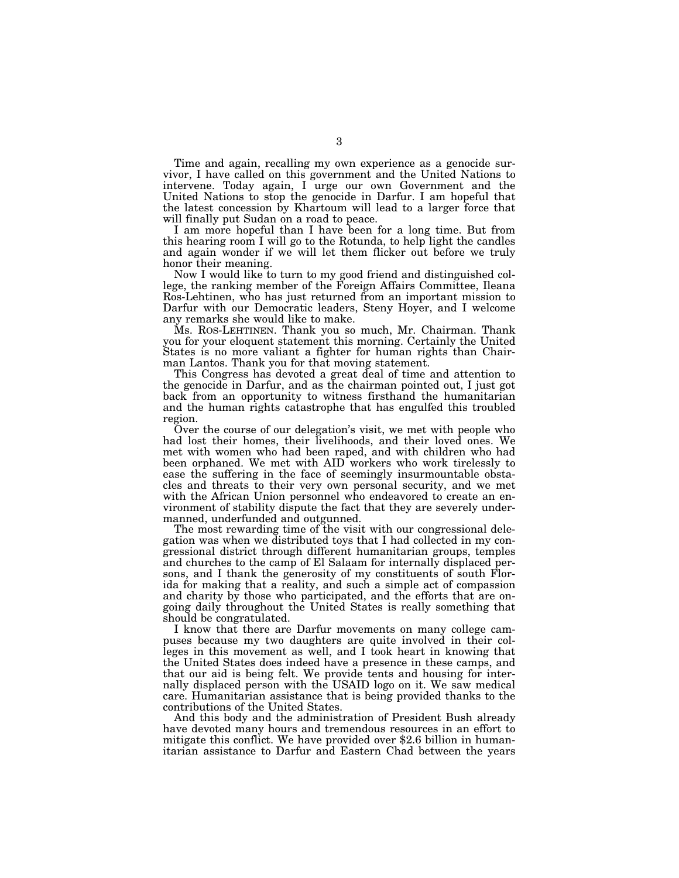Time and again, recalling my own experience as a genocide survivor, I have called on this government and the United Nations to intervene. Today again, I urge our own Government and the United Nations to stop the genocide in Darfur. I am hopeful that the latest concession by Khartoum will lead to a larger force that will finally put Sudan on a road to peace.

I am more hopeful than I have been for a long time. But from this hearing room I will go to the Rotunda, to help light the candles and again wonder if we will let them flicker out before we truly honor their meaning.

Now I would like to turn to my good friend and distinguished collegе, the ranking member of the Foreign Affairs Committee, Ileana Ros-Lehtinen, who has just returned from an important mission to Darfur with our Democratic leaders, Steny Hoyer, and I welcome any remarks she would like to make.

Ms. ROS-LEHTINEN. Thank you so much, Mr. Chairman. Thank you for your eloquent statement this morning. Certainly the United States is no more valiant a fighter for human rights than Chairman Lantos. Thank you for that moving statement.

This Congress has devoted a great deal of time and attention to the genocide in Darfur, and as the chairman pointed out, I just got back from an opportunity to witness firsthand the humanitarian and the human rights catastrophe that has engulfed this troubled region.

Over the course of our delegation's visit, we met with people who had lost their homes, their livelihoods, and their loved ones. We met with women who had been raped, and with children who had been orphaned. We met with AID workers who work tirelessly to ease the suffering in the face of seemingly insurmountable obstacles and threats to their very own personal security, and we met with the African Union personnel who endeavored to create an environment of stability dispute the fact that they are severely undermanned, underfunded and outgunned.

The most rewarding time of the visit with our congressional delegation was when we distributed toys that I had collected in my congressional district through different humanitarian groups, temples and churches to the camp of El Salaam for internally displaced persons, and I thank the generosity of my constituents of south Florida for making that a reality, and such a simple act of compassion and charity by those who participated, and the efforts that are ongoing daily throughout the United States is really something that should be congratulated.

I know that there are Darfur movements on many college campuses because my two daughters are quite involved in their colleges in this movement as well, and I took heart in knowing that the United States does indeed have a presence in these camps, and that our aid is being felt. We provide tents and housing for internally displaced person with the USAID logo on it. We saw medical care. Humanitarian assistance that is being provided thanks to the contributions of the United States.

And this body and the administration of President Bush already have devoted many hours and tremendous resources in an effort to mitigate this conflict. We have provided over $2.6 billion in humanitarian assistance to Darfur and Eastern Chad between the years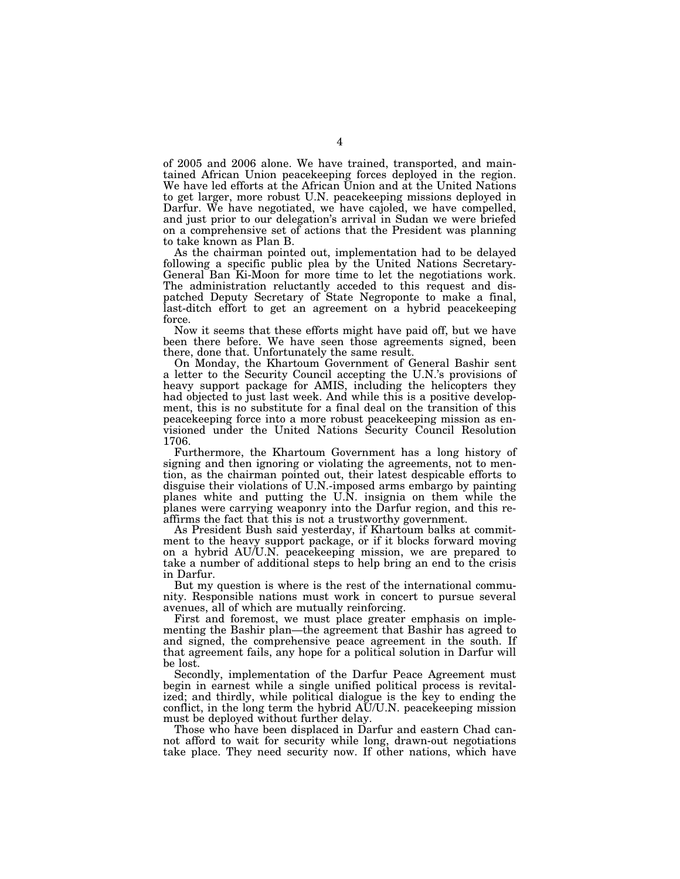of 2005 and 2006 alone. We have trained, transported, and maintained African Union peacekeeping forces deployed in the region. We have led efforts at the African Union and at the United Nations to get larger, more robust U.N. peacekeeping missions deployed in Darfur. We have negotiated, we have cajoled, we have compelled, and just prior to our delegation's arrival in Sudan we were briefed on a comprehensive set of actions that the President was planning to take known as Plan B.

As the chairman pointed out, implementation had to be delayed following a specific public plea by the United Nations Secretary-General Ban Ki-Moon for more time to let the negotiations work. The administration reluctantly acceded to this request and dispatched Deputy Secretary of State Negroponte to make a final, last-ditch effort to get an agreement on a hybrid peacekeeping force.

Now it seems that these efforts might have paid off, but we have been there before. We have seen those agreements signed, been there, done that. Unfortunately the same result.

On Monday, the Khartoum Government of General Bashir sent a letter to the Security Council accepting the U.N.'s provisions of heavy support package for AMIS, including the helicopters they had objected to just last week. And while this is a positive development, this is no substitute for a final deal on the transition of this peacekeeping force into a more robust peacekeeping mission as envisioned under the United Nations Security Council Resolution 1706.

Furthermore, the Khartoum Government has a long history of signing and then ignoring or violating the agreements, not to mention, as the chairman pointed out, their latest despicable efforts to disguise their violations of U.N.-imposed arms embargo by painting planes white and putting the U.N. insignia on them while the planes were carrying weaponry into the Darfur region, and this reaffirms the fact that this is not a trustworthy government.

As President Bush said yesterday, if Khartoum balks at commitment to the heavy support package, or if it blocks forward moving on a hybrid AU/U.N. peacekeeping mission, we are prepared to take a number of additional steps to help bring an end to the crisis in Darfur.

But my question is where is the rest of the international community. Responsible nations must work in concert to pursue several avenues, all of which are mutually reinforcing.

First and foremost, we must place greater emphasis on implementing the Bashir plan—the agreement that Bashir has agreed to and signed, the comprehensive peace agreement in the south. If that agreement fails, any hope for a political solution in Darfur will be lost.

Secondly, implementation of the Darfur Peace Agreement must begin in earnest while a single unified political process is revitalized; and thirdly, while political dialogue is the key to ending the conflict, in the long term the hybrid AU/U.N. peacekeeping mission must be deployed without further delay.

Those who have been displaced in Darfur and eastern Chad cannot afford to wait for security while long, drawn-out negotiations take place. They need security now. If other nations, which have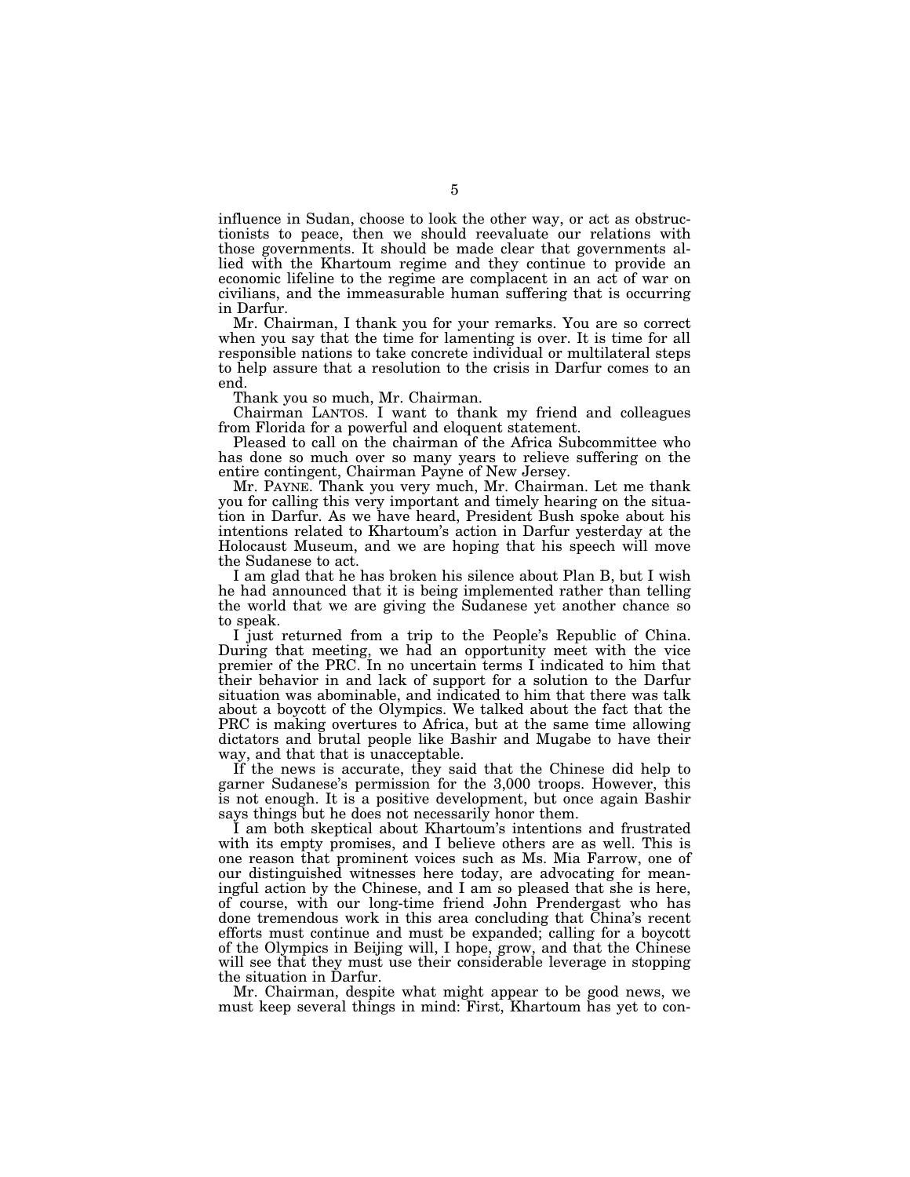influence in Sudan, choose to look the other way, or act as obstructionists to peace, then we should reevaluate our relations with those governments. It should be made clear that governments allied with the Khartoum regime and they continue to provide an economic lifeline to the regime are complacent in an act of war on civilians, and the immeasurable human suffering that is occurring in Darfur.

Mr. Chairman, I thank you for your remarks. You are so correct when you say that the time for lamenting is over. It is time for all responsible nations to take concrete individual or multilateral steps to help assure that a resolution to the crisis in Darfur comes to an end.

Thank you so much, Mr. Chairman.

Chairman LANTOS. I want to thank my friend and colleagues from Florida for a powerful and eloquent statement.

Pleased to call on the chairman of the Africa Subcommittee who has done so much over so many years to relieve suffering on the entire contingent, Chairman Payne of New Jersey.

Mr. PAYNE. Thank you very much, Mr. Chairman. Let me thank you for calling this very important and timely hearing on the situation in Darfur. As we have heard, President Bush spoke about his intentions related to Khartoum's action in Darfur yesterday at the Holocaust Museum, and we are hoping that his speech will move the Sudanese to act.

I am glad that he has broken his silence about Plan B, but I wish he had announced that it is being implemented rather than telling the world that we are giving the Sudanese yet another chance so to speak.

I just returned from a trip to the People's Republic of China. During that meeting, we had an opportunity meet with the vice premier of the PRC. In no uncertain terms I indicated to him that their behavior in and lack of support for a solution to the Darfur situation was abominable, and indicated to him that there was talk about a boycott of the Olympics. We talked about the fact that the PRC is making overtures to Africa, but at the same time allowing dictators and brutal people like Bashir and Mugabe to have their way, and that that is unacceptable.

If the news is accurate, they said that the Chinese did help to garner Sudanese's permission for the 3,000 troops. However, this is not enough. It is a positive development, but once again Bashir says things but he does not necessarily honor them.

I am both skeptical about Khartoum's intentions and frustrated with its empty promises, and I believe others are as well. This is one reason that prominent voices such as Ms. Mia Farrow, one of our distinguished witnesses here today, are advocating for meaningful action by the Chinese, and I am so pleased that she is here, of course, with our long-time friend John Prendergast who has done tremendous work in this area concluding that China's recent efforts must continue and must be expanded; calling for a boycott of the Olympics in Beijing will, I hope, grow, and that the Chinese will see that they must use their considerable leverage in stopping the situation in Darfur.

Mr. Chairman, despite what might appear to be good news, we must keep several things in mind: First, Khartoum has yet to con-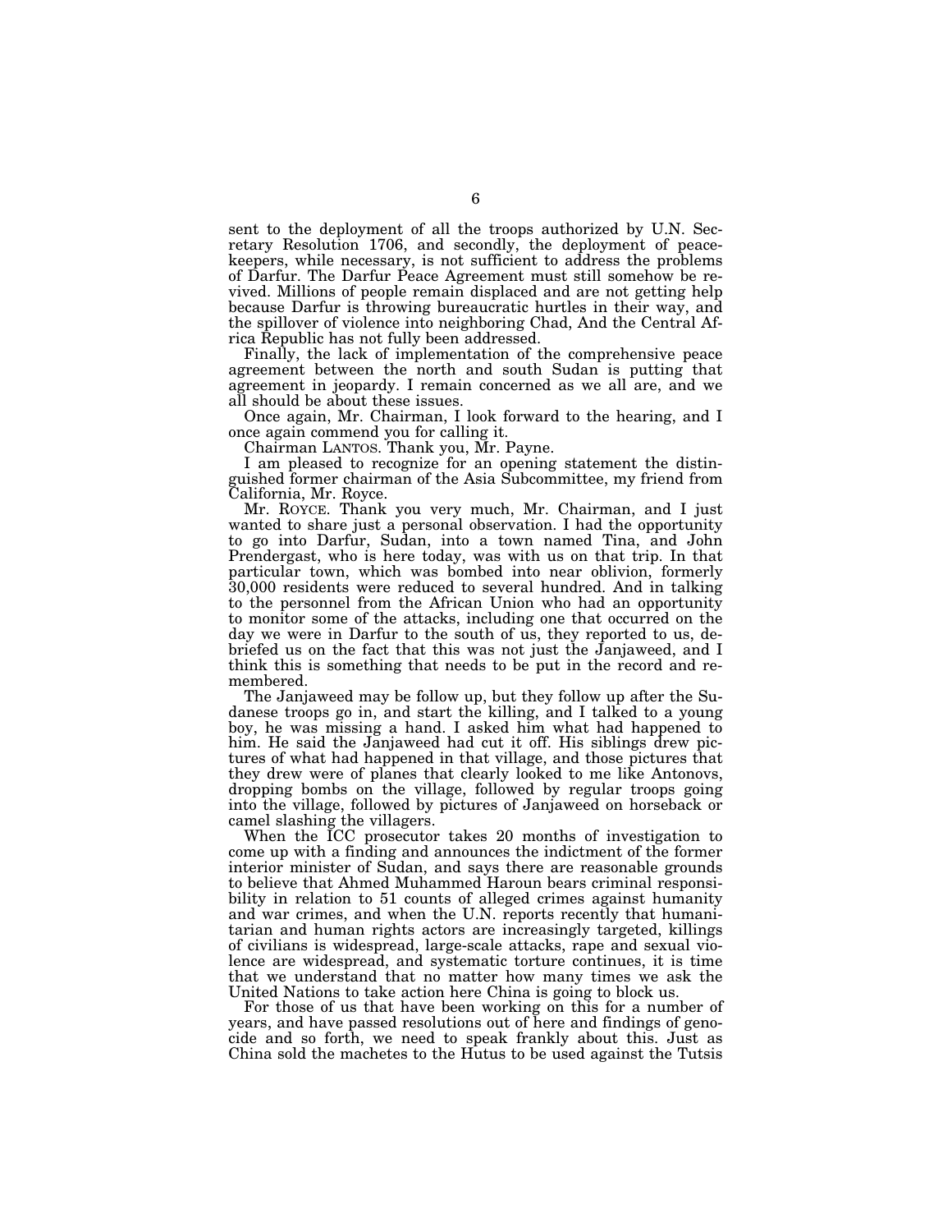sent to the deployment of all the troops authorized by U.N. Secretary Resolution 1706, and secondly, the deployment of peacekeepers, while necessary, is not sufficient to address the problems of Darfur. The Darfur Peace Agreement must still somehow be revived. Millions of people remain displaced and are not getting help because Darfur is throwing bureaucratic hurtles in their way, and the spillover of violence into neighboring Chad, And the Central Africa Republic has not fully been addressed.

Finally, the lack of implementation of the comprehensive peace agreement between the north and south Sudan is putting that agreement in jeopardy. I remain concerned as we all are, and we all should be about these issues.

Once again, Mr. Chairman, I look forward to the hearing, and I once again commend you for calling it.

Chairman LANTOS. Thank you, Mr. Payne.

I am pleased to recognize for an opening statement the distinguished former chairman of the Asia Subcommittee, my friend from California, Mr. Royce.

Mr. ROYCE. Thank you very much, Mr. Chairman, and I just wanted to share just a personal observation. I had the opportunity to go into Darfur, Sudan, into a town named Tina, and John Prendergast, who is here today, was with us on that trip. In that particular town, which was bombed into near oblivion, formerly 30,000 residents were reduced to several hundred. And in talking to the personnel from the African Union who had an opportunity to monitor some of the attacks, including one that occurred on the day we were in Darfur to the south of us, they reported to us, debriefed us on the fact that this was not just the Janjaweed, and I think this is something that needs to be put in the record and remembered.

The Janjaweed may be follow up, but they follow up after the Sudanese troops go in, and start the killing, and I talked to a young boy, he was missing a hand. I asked him what had happened to him. He said the Janjaweed had cut it off. His siblings drew pictures of what had happened in that village, and those pictures that they drew were of planes that clearly looked to me like Antonovs, dropping bombs on the village, followed by regular troops going into the village, followed by pictures of Janjaweed on horseback or camel slashing the villagers.

When the ICC prosecutor takes 20 months of investigation to come up with a finding and announces the indictment of the former interior minister of Sudan, and says there are reasonable grounds to believe that Ahmed Muhammed Haroun bears criminal responsibility in relation to 51 counts of alleged crimes against humanity and war crimes, and when the U.N. reports recently that humanitarian and human rights actors are increasingly targeted, killings of civilians is widespread, large-scale attacks, rape and sexual violence are widespread, and systematic torture continues, it is time that we understand that no matter how many times we ask the United Nations to take action here China is going to block us.

For those of us that have been working on this for a number of years, and have passed resolutions out of here and findings of genocide and so forth, we need to speak frankly about this. Just as China sold the machetes to the Hutus to be used against the Tutsis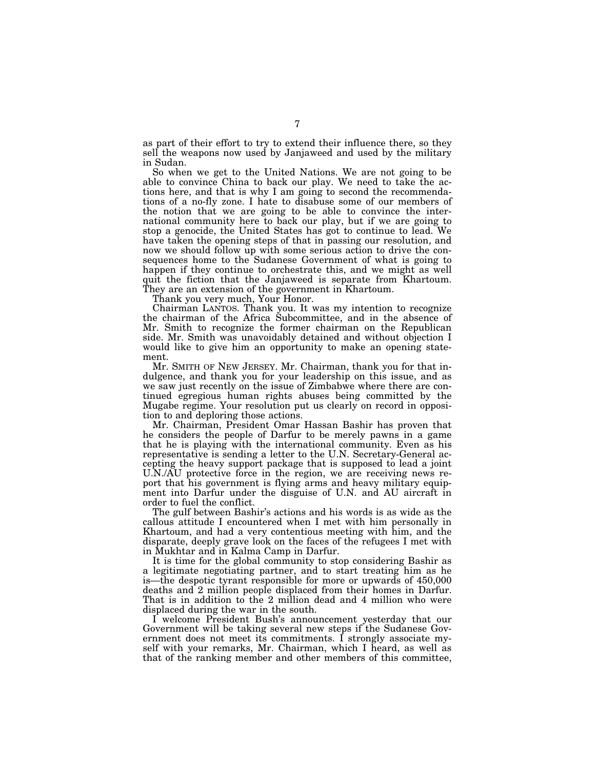as part of their effort to try to extend their influence there, so they sell the weapons now used by Janjaweed and used by the military in Sudan.

So when we get to the United Nations. We are not going to be able to convince China to back our play. We need to take the actions here, and that is why I am going to second the recommendations of a no-fly zone. I hate to disabuse some of our members of the notion that we are going to be able to convince the international community here to back our play, but if we are going to stop a genocide, the United States has got to continue to lead. We have taken the opening steps of that in passing our resolution, and now we should follow up with some serious action to drive the consequences home to the Sudanese Government of what is going to happen if they continue to orchestrate this, and we might as well quit the fiction that the Janjaweed is separate from Khartoum. They are an extension of the government in Khartoum.

Thank you very much, Your Honor.

Chairman LANTOS. Thank you. It was my intention to recognize the chairman of the Africa Subcommittee, and in the absence of Mr. Smith to recognize the former chairman on the Republican side. Mr. Smith was unavoidably detained and without objection I would like to give him an opportunity to make an opening statement.

Mr. SMITH OF NEW JERSEY. Mr. Chairman, thank you for that indulgence, and thank you for your leadership on this issue, and as we saw just recently on the issue of Zimbabwe where there are continued egregious human rights abuses being committed by the Mugabe regime. Your resolution put us clearly on record in opposition to and deploring those actions.

Mr. Chairman, President Omar Hassan Bashir has proven that he considers the people of Darfur to be merely pawns in a game that he is playing with the international community. Even as his representative is sending a letter to the U.N. Secretary-General accepting the heavy support package that is supposed to lead a joint U.N./AU protective force in the region, we are receiving news report that his government is flying arms and heavy military equipment into Darfur under the disguise of U.N. and AU aircraft in order to fuel the conflict.

The gulf between Bashir's actions and his words is as wide as the callous attitude I encountered when I met with him personally in Khartoum, and had a very contentious meeting with him, and the disparate, deeply grave look on the faces of the refugees I met with in Mukhtar and in Kalma Camp in Darfur.

It is time for the global community to stop considering Bashir as a legitimate negotiating partner, and to start treating him as he is—the despotic tyrant responsible for more or upwards of 450,000 deaths and 2 million people displaced from their homes in Darfur. That is in addition to the 2 million dead and 4 million who were displaced during the war in the south.

I welcome President Bush's announcement yesterday that our Government will be taking several new steps if the Sudanese Government does not meet its commitments. I strongly associate myself with your remarks, Mr. Chairman, which I heard, as well as that of the ranking member and other members of this committee,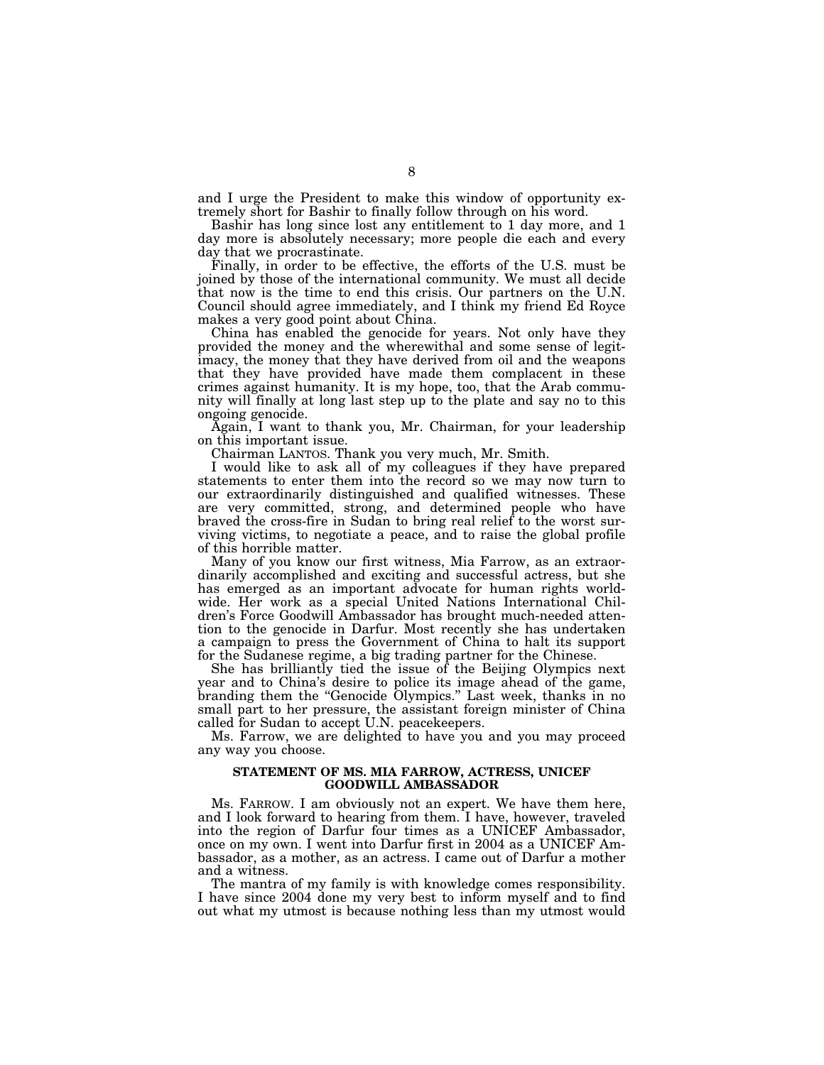and I urge the President to make this window of opportunity extremely short for Bashir to finally follow through on his word.

Bashir has long since lost any entitlement to 1 day more, and 1 day more is absolutely necessary; more people die each and every day that we procrastinate.

Finally, in order to be effective, the efforts of the U.S. must be joined by those of the international community. We must all decide that now is the time to end this crisis. Our partners on the U.N. Council should agree immediately, and I think my friend Ed Royce makes a very good point about China.

China has enabled the genocide for years. Not only have they provided the money and the wherewithal and some sense of legitimacy, the money that they have derived from oil and the weapons that they have provided have made them complacent in these crimes against humanity. It is my hope, too, that the Arab community will finally at long last step up to the plate and say no to this ongoing genocide.

Again, I want to thank you, Mr. Chairman, for your leadership on this important issue.

Chairman LANTOS. Thank you very much, Mr. Smith.

I would like to ask all of my colleagues if they have prepared statements to enter them into the record so we may now turn to our extraordinarily distinguished and qualified witnesses. These are very committed, strong, and determined people who have braved the cross-fire in Sudan to bring real relief to the worst surviving victims, to negotiate a peace, and to raise the global profile of this horrible matter.

Many of you know our first witness, Mia Farrow, as an extraordinarily accomplished and exciting and successful actress, but she has emerged as an important advocate for human rights worldwide. Her work as a special United Nations International Children's Force Goodwill Ambassador has brought much-needed attention to the genocide in Darfur. Most recently she has undertaken a campaign to press the Government of China to halt its support for the Sudanese regime, a big trading partner for the Chinese.

She has brilliantly tied the issue of the Beijing Olympics next year and to China's desire to police its image ahead of the game, branding them the "Genocide Olympics." Last week, thanks in no small part to her pressure, the assistant foreign minister of China called for Sudan to accept U.N. peacekeepers.

Ms. Farrow, we are delighted to have you and you may proceed any way you choose.

## STATEMENT OF MS. MIA FARROW, ACTRESS, UNICEF GOODWILL AMBASSADOR

Ms. FARROW. I am obviously not an expert. We have them here, and I look forward to hearing from them. I have, however, traveled into the region of Darfur four times as a UNICEF Ambassador, once on my own. I went into Darfur first in 2004 as a UNICEF Ambassador, as a mother, as an actress. I came out of Darfur a mother and a witness.

The mantra of my family is with knowledge comes responsibility. I have since 2004 done my very best to inform myself and to find out what my utmost is because nothing less than my utmost would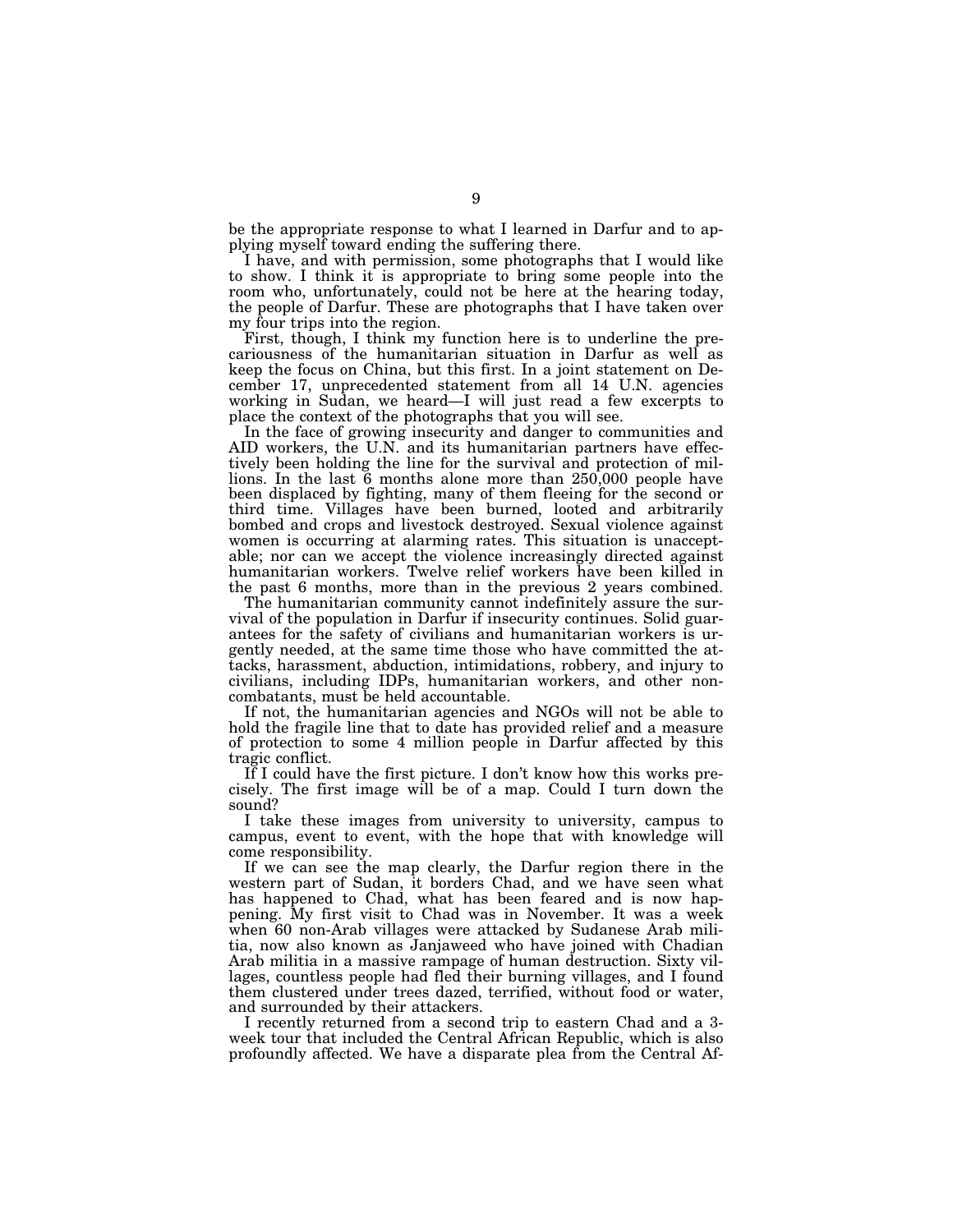be the appropriate response to what I learned in Darfur and to applying myself toward ending the suffering there.

I have, and with permission, some photographs that I would like to show. I think it is appropriate to bring some people into the room who, unfortunately, could not be here at the hearing today, the people of Darfur. These are photographs that I have taken over my four trips into the region.

First, though, I think my function here is to underline the precariousness of the humanitarian situation in Darfur as well as keep the focus on China, but this first. In a joint statement on December 17, unprecedented statement from all 14 U.N. agencies working in Sudan, we heard—I will just read a few excerpts to place the context of the photographs that you will see.

In the face of growing insecurity and danger to communities and AID workers, the U.N. and its humanitarian partners have effectively been holding the line for the survival and protection of millions. In the last 6 months alone more than 250,000 people have been displaced by fighting, many of them fleeing for the second or third time. Villages have been burned, looted and arbitrarily bombed and crops and livestock destroyed. Sexual violence against women is occurring at alarming rates. This situation is unacceptable; nor can we accept the violence increasingly directed against humanitarian workers. Twelve relief workers have been killed in the past 6 months, more than in the previous 2 years combined.

The humanitarian community cannot indefinitely assure the survival of the population in Darfur if insecurity continues. Solid guarantees for the safety of civilians and humanitarian workers is urgently needed, at the same time those who have committed the attacks, harassment, abduction, intimidations, robbery, and injury to civilians, including IDPs, humanitarian workers, and other noncombatants, must be held accountable.

If not, the humanitarian agencies and NGOs will not be able to hold the fragile line that to date has provided relief and a measure of protection to some 4 million people in Darfur affected by this tragic conflict.

If I could have the first picture. I don't know how this works precisely. The first image will be of a map. Could I turn down the sound?

I take these images from university to university, campus to campus, event to event, with the hope that with knowledge will come responsibility.

If we can see the map clearly, the Darfur region there in the western part of Sudan, it borders Chad, and we have seen what has happened to Chad, what has been feared and is now happening. My first visit to Chad was in November. It was a week when 60 non-Arab villages were attacked by Sudanese Arab militia, now also known as Janjaweed who have joined with Chadian Arab militia in a massive rampage of human destruction. Sixty villages, countless people had fled their burning villages, and I found them clustered under trees dazed, terrified, without food or water, and surrounded by their attackers.

I recently returned from a second trip to eastern Chad and a 3-week tour that included the Central African Republic, which is also profoundly affected. We have a disparate plea from the Central Af-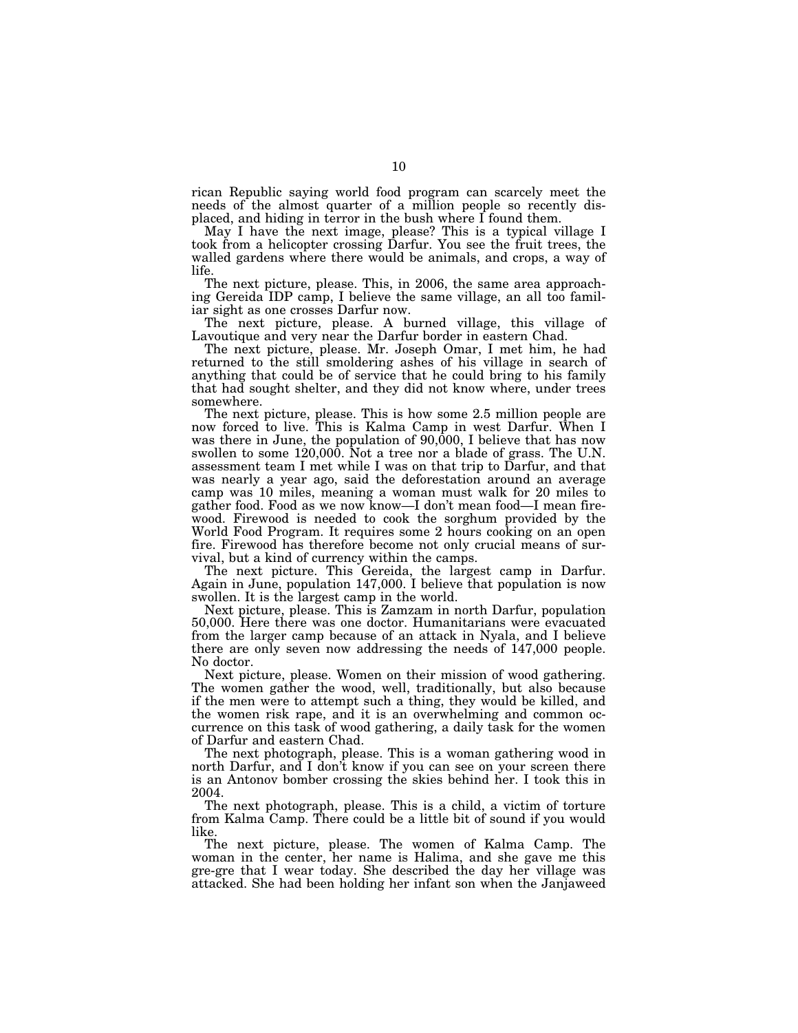rican Republic saying world food program can scarcely meet the needs of the almost quarter of a million people so recently displaced, and hiding in terror in the bush where I found them.

May I have the next image, please? This is a typical village I took from a helicopter crossing Darfur. You see the fruit trees, the walled gardens where there would be animals, and crops, a way of life.

The next picture, please. This, in 2006, the same area approaching Gereida IDP camp, I believe the same village, an all too familiar sight as one crosses Darfur now.

The next picture, please. A burned village, this village of Lavoutique and very near the Darfur border in eastern Chad.

The next picture, please. Mr. Joseph Omar, I met him, he had returned to the still smoldering ashes of his village in search of anything that could be of service that he could bring to his family that had sought shelter, and they did not know where, under trees somewhere.

The next picture, please. This is how some 2.5 million people are now forced to live. This is Kalma Camp in west Darfur. When I was there in June, the population of 90,000, I believe that has now swollen to some 120,000. Not a tree nor a blade of grass. The U.N. assessment team I met while I was on that trip to Darfur, and that was nearly a year ago, said the deforestation around an average camp was 10 miles, meaning a woman must walk for 20 miles to gather food. Food as we now know—I don't mean food—I mean firewood. Firewood is needed to cook the sorghum provided by the World Food Program. It requires some 2 hours cooking on an open fire. Firewood has therefore become not only crucial means of survival, but a kind of currency within the camps.

The next picture. This Gereida, the largest camp in Darfur. Again in June, population 147,000. I believe that population is now swollen. It is the largest camp in the world.

Next picture, please. This is Zamzam in north Darfur, population 50,000. Here there was one doctor. Humanitarians were evacuated from the larger camp because of an attack in Nyala, and I believe there are only seven now addressing the needs of 147,000 people. No doctor.

Next picture, please. Women on their mission of wood gathering. The women gather the wood, well, traditionally, but also because if the men were to attempt such a thing, they would be killed, and the women risk rape, and it is an overwhelming and common occurrence on this task of wood gathering, a daily task for the women of Darfur and eastern Chad.

The next photograph, please. This is a woman gathering wood in north Darfur, and I don't know if you can see on your screen there is an Antonov bomber crossing the skies behind her. I took this in 2004.

The next photograph, please. This is a child, a victim of torture from Kalma Camp. There could be a little bit of sound if you would like.

The next picture, please. The women of Kalma Camp. The woman in the center, her name is Halima, and she gave me this gre-gre that I wear today. She described the day her village was attacked. She had been holding her infant son when the Janjaweed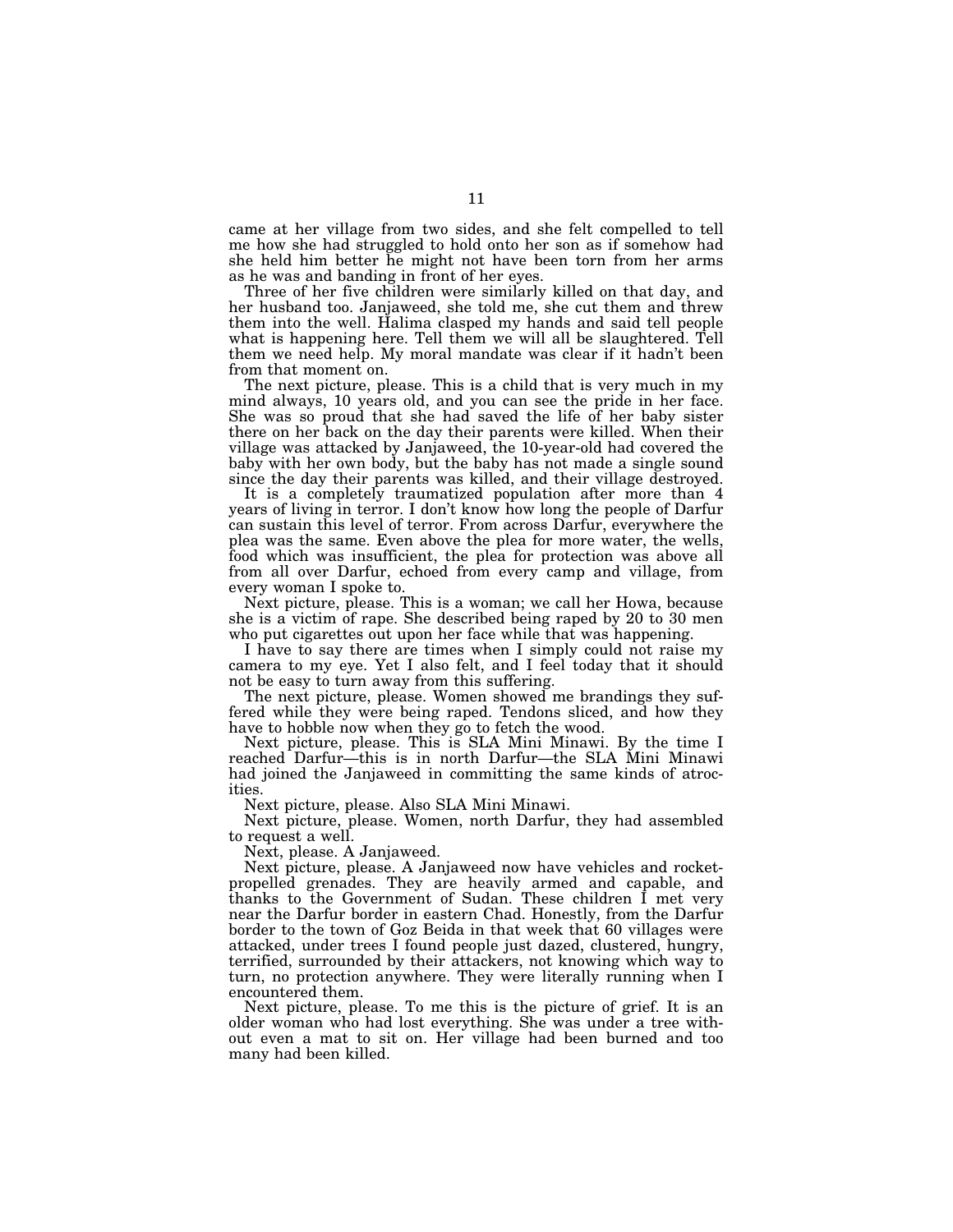came at her village from two sides, and she felt compelled to tell me how she had struggled to hold onto her son as if somehow had she held him better he might not have been torn from her arms as he was and banding in front of her eyes.

Three of her five children were similarly killed on that day, and her husband too. Janjaweed, she told me, she cut them and threw them into the well. Halima clasped my hands and said tell people what is happening here. Tell them we will all be slaughtered. Tell them we need help. My moral mandate was clear if it hadn't been from that moment on.

The next picture, please. This is a child that is very much in my mind always, 10 years old, and you can see the pride in her face. She was so proud that she had saved the life of her baby sister there on her back on the day their parents were killed. When their village was attacked by Janjaweed, the 10-year-old had covered the baby with her own body, but the baby has not made a single sound since the day their parents was killed, and their village destroyed.

It is a completely traumatized population after more than 4 years of living in terror. I don't know how long the people of Darfur can sustain this level of terror. From across Darfur, everywhere the plea was the same. Even above the plea for more water, the wells, food which was insufficient, the plea for protection was above all from all over Darfur, echoed from every camp and village, from every woman I spoke to.

Next picture, please. This is a woman; we call her Howa, because she is a victim of rape. She described being raped by 20 to 30 men who put cigarettes out upon her face while that was happening.

I have to say there are times when I simply could not raise my camera to my eye. Yet I also felt, and I feel today that it should not be easy to turn away from this suffering.

The next picture, please. Women showed me brandings they suffered while they were being raped. Tendons sliced, and how they have to hobble now when they go to fetch the wood.

Next picture, please. This is SLA Mini Minawi. By the time I reached Darfur—this is in north Darfur—the SLA Mini Minawi had joined the Janjaweed in committing the same kinds of atrocities.

Next picture, please. Also SLA Mini Minawi.

Next picture, please. Women, north Darfur, they had assembled to request a well.

Next, please. A Janjaweed.

Next picture, please. A Janjaweed now have vehicles and rocket-propelled grenades. They are heavily armed and capable, and thanks to the Government of Sudan. These children I met very near the Darfur border in eastern Chad. Honestly, from the Darfur border to the town of Goz Beida in that week that 60 villages were attacked, under trees I found people just dazed, clustered, hungry, terrified, surrounded by their attackers, not knowing which way to turn, no protection anywhere. They were literally running when I encountered them.

Next picture, please. To me this is the picture of grief. It is an older woman who had lost everything. She was under a tree without even a mat to sit on. Her village had been burned and too many had been killed.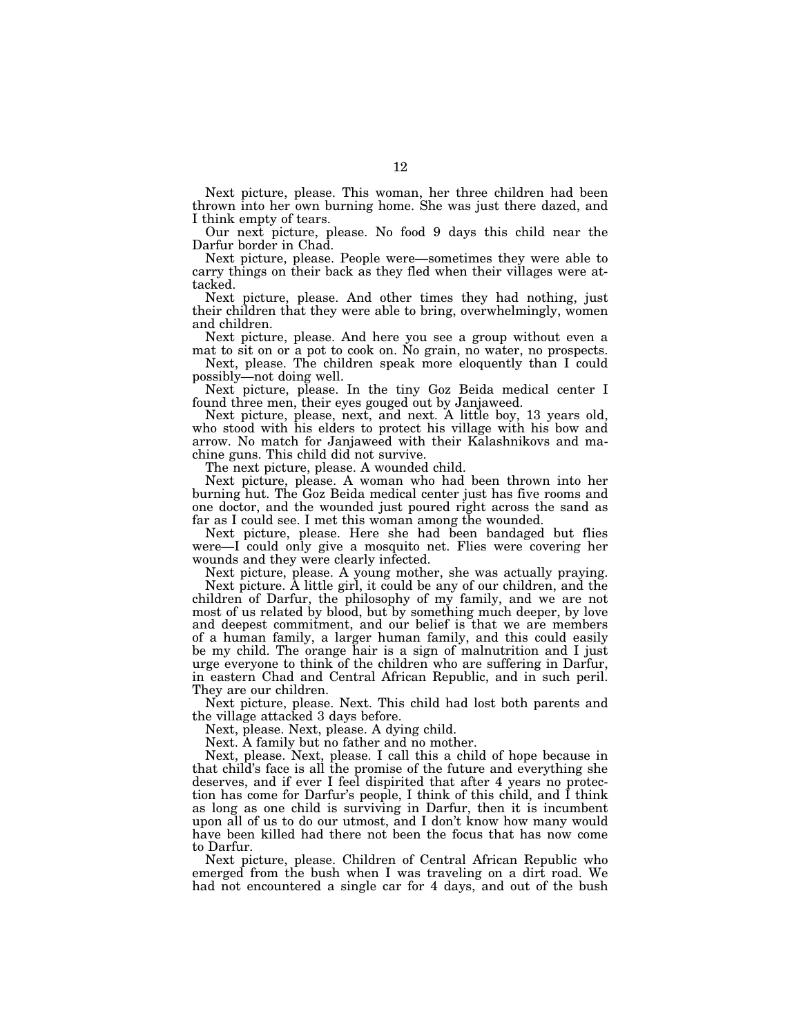Next picture, please. This woman, her three children had been thrown into her own burning home. She was just there dazed, and I think empty of tears.

Our next picture, please. No food 9 days this child near the Darfur border in Chad.

Next picture, please. People were—sometimes they were able to carry things on their back as they fled when their villages were attacked.

Next picture, please. And other times they had nothing, just their children that they were able to bring, overwhelmingly, women and children.

Next picture, please. And here you see a group without even a mat to sit on or a pot to cook on. No grain, no water, no prospects.

Next, please. The children speak more eloquently than I could possibly—not doing well.

Next picture, please. In the tiny Goz Beida medical center I found three men, their eyes gouged out by Janjaweed.

Next picture, please, next, and next. A little boy, 13 years old, who stood with his elders to protect his village with his bow and arrow. No match for Janjaweed with their Kalashnikovs and machine guns. This child did not survive.

The next picture, please. A wounded child.

Next picture, please. A woman who had been thrown into her burning hut. The Goz Beida medical center just has five rooms and one doctor, and the wounded just poured right across the sand as far as I could see. I met this woman among the wounded.

Next picture, please. Here she had been bandaged but flies were—I could only give a mosquito net. Flies were covering her wounds and they were clearly infected.

Next picture, please. A young mother, she was actually praying.

Next picture. A little girl, it could be any of our children, and the children of Darfur, the philosophy of my family, and we are not most of us related by blood, but by something much deeper, by love and deepest commitment, and our belief is that we are members of a human family, a larger human family, and this could easily be my child. The orange hair is a sign of malnutrition and I just urge everyone to think of the children who are suffering in Darfur, in eastern Chad and Central African Republic, and in such peril. They are our children.

Next picture, please. Next. This child had lost both parents and the village attacked 3 days before.

Next, please. Next, please. A dying child.

Next. A family but no father and no mother.

Next, please. Next, please. I call this a child of hope because in that child's face is all the promise of the future and everything she deserves, and if ever I feel dispirited that after 4 years no protection has come for Darfur's people, I think of this child, and I think as long as one child is surviving in Darfur, then it is incumbent upon all of us to do our utmost, and I don't know how many would have been killed had there not been the focus that has now come to Darfur.

Next picture, please. Children of Central African Republic who emerged from the bush when I was traveling on a dirt road. We had not encountered a single car for 4 days, and out of the bush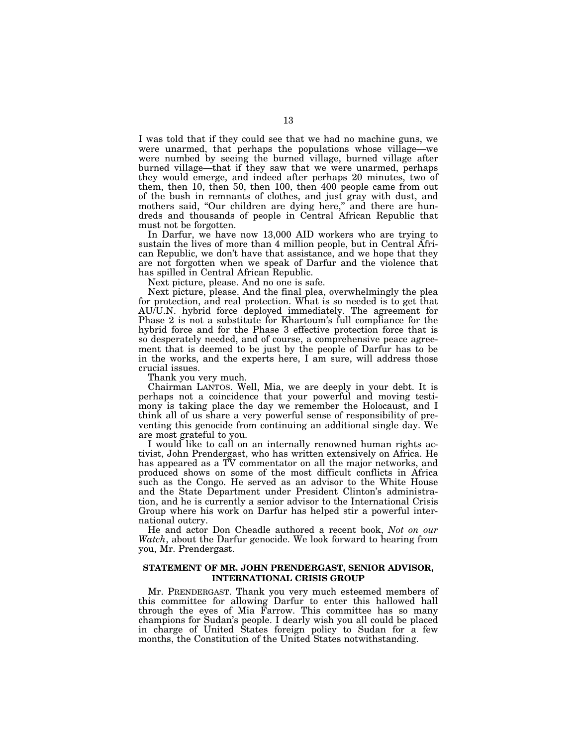I was told that if they could see that we had no machine guns, we were unarmed, that perhaps the populations whose village—we were numbed by seeing the burned village, burned village after burned village—that if they saw that we were unarmed, perhaps they would emerge, and indeed after perhaps 20 minutes, two of them, then 10, then 50, then 100, then 400 people came from out of the bush in remnants of clothes, and just gray with dust, and mothers said, "Our children are dying here," and there are hundreds and thousands of people in Central African Republic that must not be forgotten.

In Darfur, we have now 13,000 AID workers who are trying to sustain the lives of more than 4 million people, but in Central African Republic, we don't have that assistance, and we hope that they are not forgotten when we speak of Darfur and the violence that has spilled in Central African Republic.

Next picture, please. And no one is safe.

Next picture, please. And the final plea, overwhelmingly the plea for protection, and real protection. What is so needed is to get that AU/U.N. hybrid force deployed immediately. The agreement for Phase 2 is not a substitute for Khartoum's full compliance for the hybrid force and for the Phase 3 effective protection force that is so desperately needed, and of course, a comprehensive peace agreement that is deemed to be just by the people of Darfur has to be in the works, and the experts here, I am sure, will address those crucial issues.

Thank you very much.

Chairman LANTOS. Well, Mia, we are deeply in your debt. It is perhaps not a coincidence that your powerful and moving testimony is taking place the day we remember the Holocaust, and I think all of us share a very powerful sense of responsibility of preventing this genocide from continuing an additional single day. We are most grateful to you.

I would like to call on an internally renowned human rights activist, John Prendergast, who has written extensively on Africa. He has appeared as a TV commentator on all the major networks, and produced shows on some of the most difficult conflicts in Africa such as the Congo. He served as an advisor to the White House and the State Department under President Clinton's administration, and he is currently a senior advisor to the International Crisis Group where his work on Darfur has helped stir a powerful international outcry.

He and actor Don Cheadle authored a recent book, *Not on our Watch*, about the Darfur genocide. We look forward to hearing from you, Mr. Prendergast.

### STATEMENT OF MR. JOHN PRENDERGAST, SENIOR ADVISOR, INTERNATIONAL CRISIS GROUP

Mr. PRENDERGAST. Thank you very much esteemed members of this committee for allowing Darfur to enter this hallowed hall through the eyes of Mia Farrow. This committee has so many champions for Sudan's people. I dearly wish you all could be placed in charge of United States foreign policy to Sudan for a few months, the Constitution of the United States notwithstanding.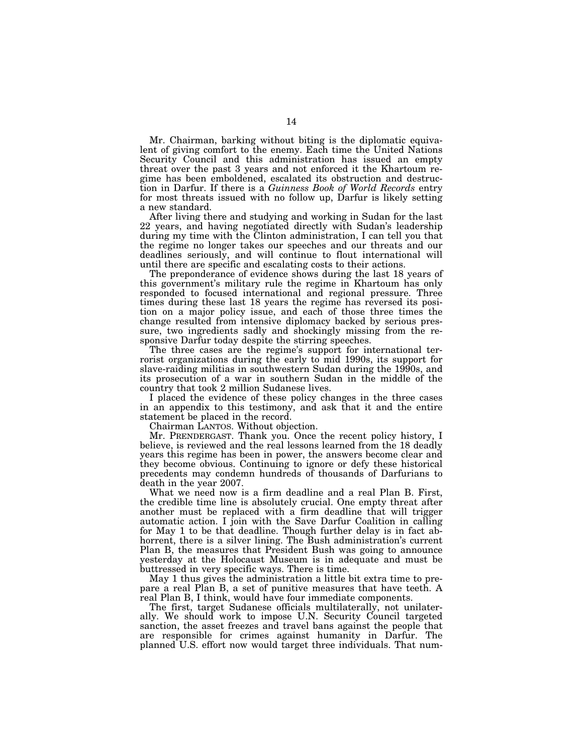Mr. Chairman, barking without biting is the diplomatic equivalent of giving comfort to the enemy. Each time the United Nations Security Council and this administration has issued an empty threat over the past 3 years and not enforced it the Khartoum regime has been emboldened, escalated its obstruction and destruction in Darfur. If there is a *Guinness Book of World Records* entry for most threats issued with no follow up, Darfur is likely setting a new standard.

After living there and studying and working in Sudan for the last 22 years, and having negotiated directly with Sudan's leadership during my time with the Clinton administration, I can tell you that the regime no longer takes our speeches and our threats and our deadlines seriously, and will continue to flout international will until there are specific and escalating costs to their actions.

The preponderance of evidence shows during the last 18 years of this government's military rule the regime in Khartoum has only responded to focused international and regional pressure. Three times during these last 18 years the regime has reversed its position on a major policy issue, and each of those three times the change resulted from intensive diplomacy backed by serious pressure, two ingredients sadly and shockingly missing from the responsive Darfur today despite the stirring speeches.

The three cases are the regime's support for international terrorist organizations during the early to mid 1990s, its support for slave-raiding militias in southwestern Sudan during the 1990s, and its prosecution of a war in southern Sudan in the middle of the country that took 2 million Sudanese lives.

I placed the evidence of these policy changes in the three cases in an appendix to this testimony, and ask that it and the entire statement be placed in the record.

Chairman LANTOS. Without objection.

Mr. PRENDERGAST. Thank you. Once the recent policy history, I believe, is reviewed and the real lessons learned from the 18 deadly years this regime has been in power, the answers become clear and they become obvious. Continuing to ignore or defy these historical precedents may condemn hundreds of thousands of Darfurians to death in the year 2007.

What we need now is a firm deadline and a real Plan B. First, the credible time line is absolutely crucial. One empty threat after another must be replaced with a firm deadline that will trigger automatic action. I join with the Save Darfur Coalition in calling for May 1 to be that deadline. Though further delay is in fact abhorrent, there is a silver lining. The Bush administration's current Plan B, the measures that President Bush was going to announce yesterday at the Holocaust Museum is in adequate and must be buttressed in very specific ways. There is time.

May 1 thus gives the administration a little bit extra time to prepare a real Plan B, a set of punitive measures that have teeth. A real Plan B, I think, would have four immediate components.

The first, target Sudanese officials multilaterally, not unilaterally. We should work to impose U.N. Security Council targeted sanction, the asset freezes and travel bans against the people that are responsible for crimes against humanity in Darfur. The planned U.S. effort now would target three individuals. That num-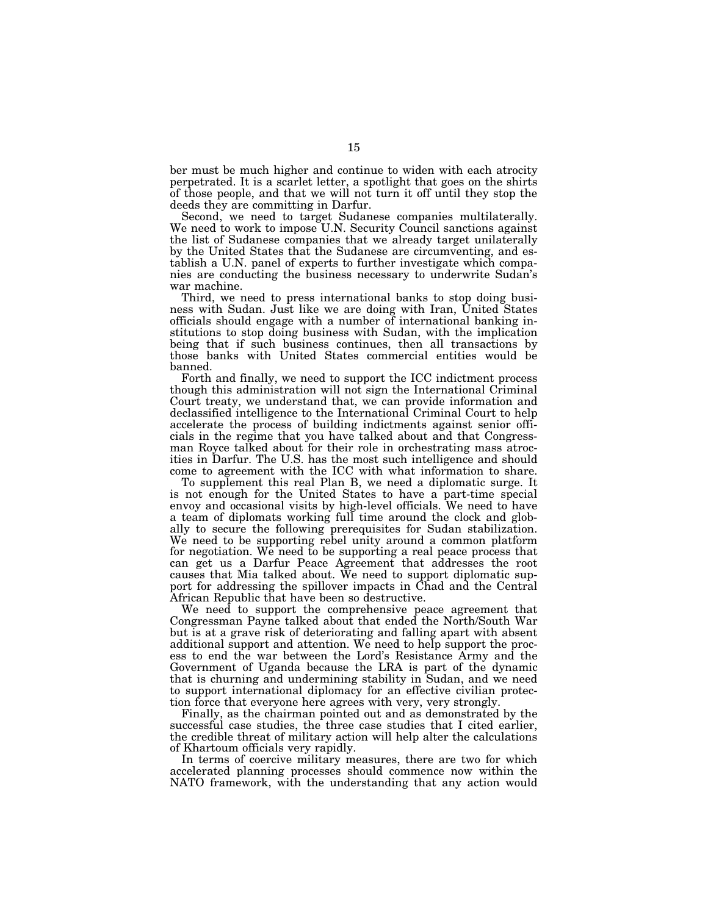ber must be much higher and continue to widen with each atrocity perpetrated. It is a scarlet letter, a spotlight that goes on the shirts of those people, and that we will not turn it off until they stop the deeds they are committing in Darfur.

Second, we need to target Sudanese companies multilaterally. We need to work to impose U.N. Security Council sanctions against the list of Sudanese companies that we already target unilaterally by the United States that the Sudanese are circumventing, and establish a U.N. panel of experts to further investigate which companies are conducting the business necessary to underwrite Sudan's war machine.

Third, we need to press international banks to stop doing business with Sudan. Just like we are doing with Iran, United States officials should engage with a number of international banking institutions to stop doing business with Sudan, with the implication being that if such business continues, then all transactions by those banks with United States commercial entities would be banned.

Forth and finally, we need to support the ICC indictment process though this administration will not sign the International Criminal Court treaty, we understand that, we can provide information and declassified intelligence to the International Criminal Court to help accelerate the process of building indictments against senior officials in the regime that you have talked about and that Congressman Royce talked about for their role in orchestrating mass atrocities in Darfur. The U.S. has the most such intelligence and should come to agreement with the ICC with what information to share.

To supplement this real Plan B, we need a diplomatic surge. It is not enough for the United States to have a part-time special envoy and occasional visits by high-level officials. We need to have a team of diplomats working full time around the clock and globally to secure the following prerequisites for Sudan stabilization. We need to be supporting rebel unity around a common platform for negotiation. We need to be supporting a real peace process that can get us a Darfur Peace Agreement that addresses the root causes that Mia talked about. We need to support diplomatic support for addressing the spillover impacts in Chad and the Central African Republic that have been so destructive.

We need to support the comprehensive peace agreement that Congressman Payne talked about that ended the North/South War but is at a grave risk of deteriorating and falling apart with absent additional support and attention. We need to help support the process to end the war between the Lord's Resistance Army and the Government of Uganda because the LRA is part of the dynamic that is churning and undermining stability in Sudan, and we need to support international diplomacy for an effective civilian protection force that everyone here agrees with very, very strongly.

Finally, as the chairman pointed out and as demonstrated by the successful case studies, the three case studies that I cited earlier, the credible threat of military action will help alter the calculations of Khartoum officials very rapidly.

In terms of coercive military measures, there are two for which accelerated planning processes should commence now within the NATO framework, with the understanding that any action would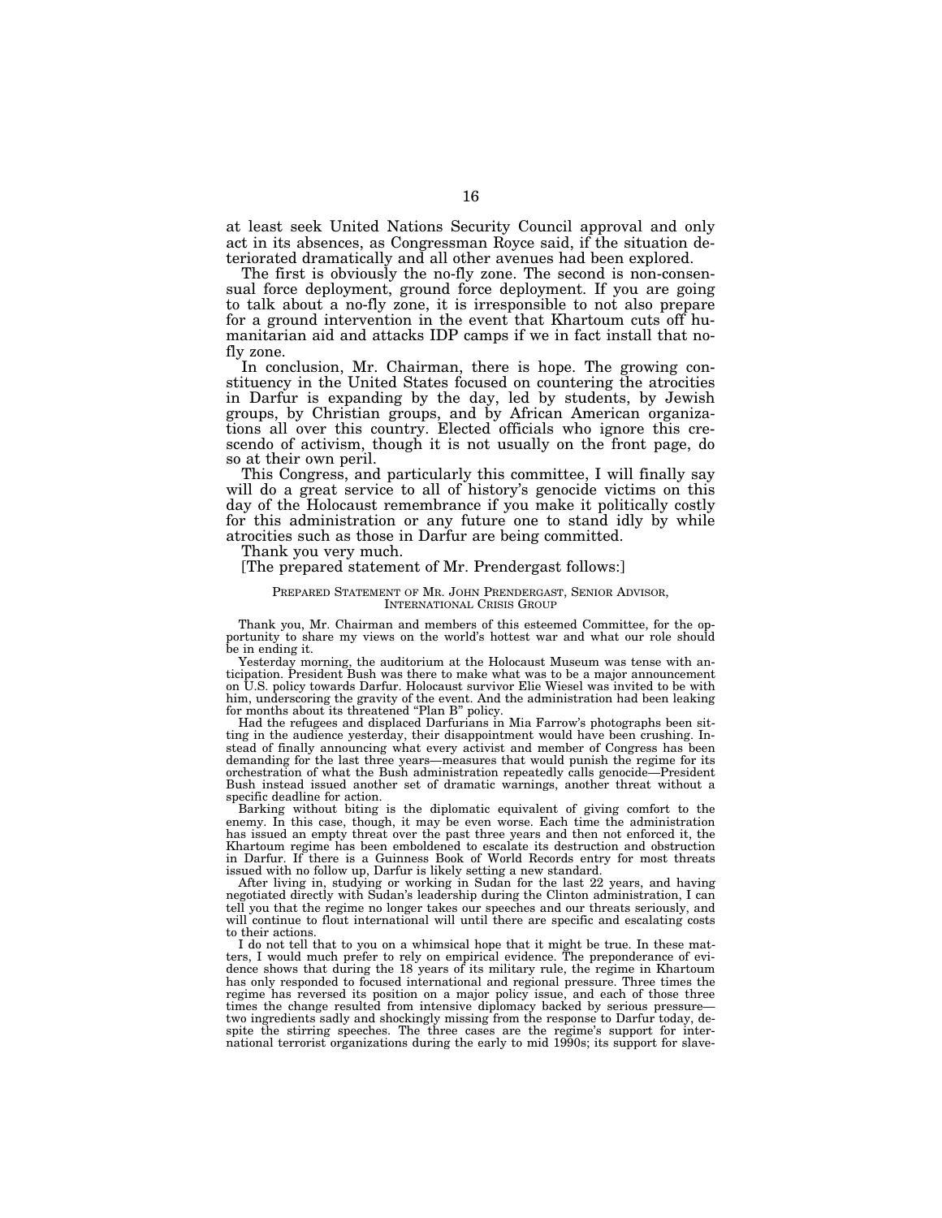at least seek United Nations Security Council approval and only act in its absences, as Congressman Royce said, if the situation deteriorated dramatically and all other avenues had been explored.

The first is obviously the no-fly zone. The second is non-consensual force deployment, ground force deployment. If you are going to talk about a no-fly zone, it is irresponsible to not also prepare for a ground intervention in the event that Khartoum cuts off humanitarian aid and attacks IDP camps if we in fact install that no-fly zone.

In conclusion, Mr. Chairman, there is hope. The growing constituency in the United States focused on countering the atrocities in Darfur is expanding by the day, led by students, by Jewish groups, by Christian groups, and by African American organizations all over this country. Elected officials who ignore this crescendo of activism, though it is not usually on the front page, do so at their own peril.

This Congress, and particularly this committee, I will finally say will do a great service to all of history's genocide victims on this day of the Holocaust remembrance if you make it politically costly for this administration or any future one to stand idly by while atrocities such as those in Darfur are being committed.

Thank you very much.

[The prepared statement of Mr. Prendergast follows:]

PREPARED STATEMENT OF MR. JOHN PRENDERGAST, SENIOR ADVISOR, INTERNATIONAL CRISIS GROUP

Thank you, Mr. Chairman and members of this esteemed Committee, for the opportunity to share my views on the world's hottest war and what our role should be in ending it.

Yesterday morning, the auditorium at the Holocaust Museum was tense with anticipation. President Bush was there to make what was to be a major announcement on U.S. policy towards Darfur. Holocaust survivor Elie Wiesel was invited to be with him, underscoring the gravity of the event. And the administration had been leaking for months about its threatened "Plan B" policy.

Had the refugees and displaced Darfurians in Mia Farrow's photographs been sitting in the audience yesterday, their disappointment would have been crushing. Instead of finally announcing what every activist and member of Congress has been demanding for the last three years—measures that would punish the regime for its orchestration of what the Bush administration repeatedly calls genocide—President Bush instead issued another set of dramatic warnings, another threat without a specific deadline for action.

Barking without biting is the diplomatic equivalent of giving comfort to the enemy. In this case, though, it may be even worse. Each time the administration has issued an empty threat over the past three years and then not enforced it, the Khartoum regime has been emboldened to escalate its destruction and obstruction in Darfur. If there is a Guinness Book of World Records entry for most threats issued with no follow up, Darfur is likely setting a new standard.

After living in, studying or working in Sudan for the last 22 years, and having negotiated directly with Sudan's leadership during the Clinton administration, I can tell you that the regime no longer takes our speeches and our threats seriously, and will continue to flout international will until there are specific and escalating costs to their actions.

I do not tell that to you on a whimsical hope that it might be true. In these matters, I would much prefer to rely on empirical evidence. The preponderance of evidence shows that during the 18 years of its military rule, the regime in Khartoum has only responded to focused international and regional pressure. Three times the regime has reversed its position on a major policy issue, and each of those three times the change resulted from intensive diplomacy backed by serious pressure—two ingredients sadly and shockingly missing from the response to Darfur today, despite the stirring speeches. The three cases are the regime's support for international terrorist organizations during the early to mid 1990s; its support for slave-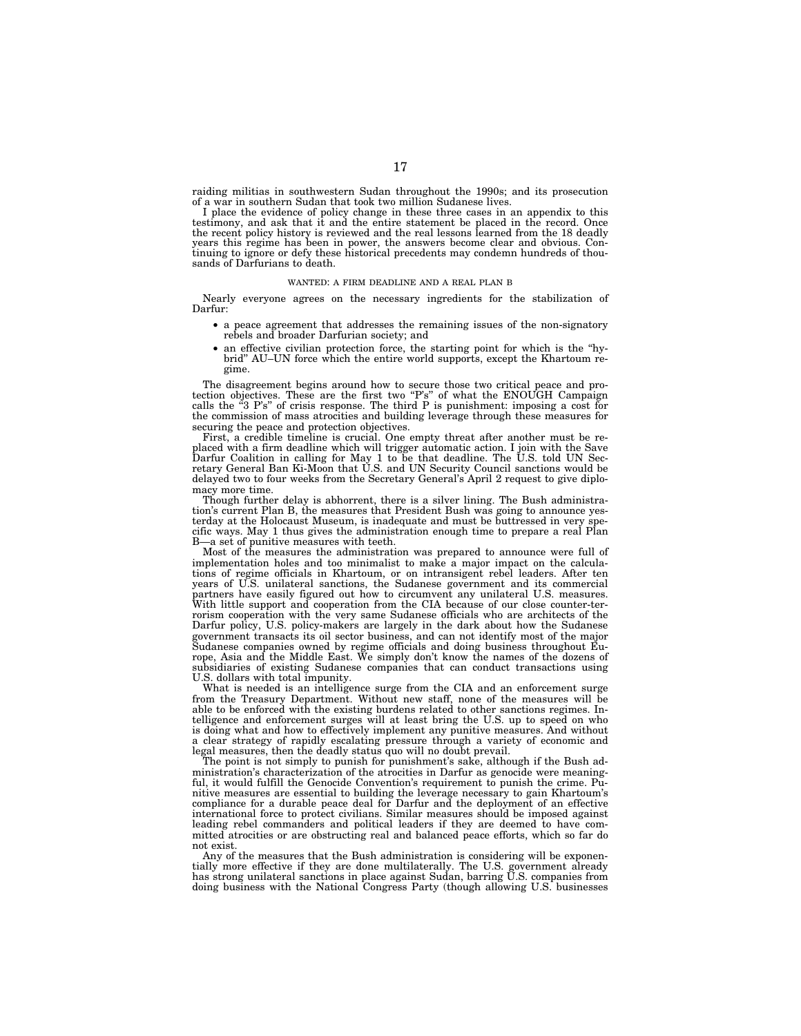raiding militias in southwestern Sudan throughout the 1990s; and its prosecution of a war in southern Sudan that took two million Sudanese lives.

I place the evidence of policy change in these three cases in an appendix to this testimony, and ask that it and the entire statement be placed in the record. Once the recent policy history is reviewed and the real lessons learned from the 18 deadly years this regime has been in power, the answers become clear and obvious. Continuing to ignore or defy these historical precedents may condemn hundreds of thousands of Darfurians to death.

### WANTED: A FIRM DEADLINE AND A REAL PLAN B

Nearly everyone agrees on the necessary ingredients for the stabilization of Darfur:

- a peace agreement that addresses the remaining issues of the non-signatory rebels and broader Darfurian society; and
- an effective civilian protection force, the starting point for which is the "hybrid" AU–UN force which the entire world supports, except the Khartoum regime.

The disagreement begins around how to secure those two critical peace and protection objectives. These are the first two "P's" of what the ENOUGH Campaign calls the "3 P's" of crisis response. The third P is punishment: imposing a cost for the commission of mass atrocities and building leverage through these measures for securing the peace and protection objectives.

First, a credible timeline is crucial. One empty threat after another must be replaced with a firm deadline which will trigger automatic action. I join with the Save Darfur Coalition in calling for May 1 to be that deadline. The U.S. told UN Secretary General Ban Ki-Moon that U.S. and UN Security Council sanctions would be delayed two to four weeks from the Secretary General's April 2 request to give diplomacy more time.

Though further delay is abhorrent, there is a silver lining. The Bush administration's current Plan B, the measures that President Bush was going to announce yesterday at the Holocaust Museum, is inadequate and must be buttressed in very specific ways. May 1 thus gives the administration enough time to prepare a real Plan B—a set of punitive measures with teeth.

Most of the measures the administration was prepared to announce were full of implementation holes and too minimalist to make a major impact on the calculations of regime officials in Khartoum, or on intransigent rebel leaders. After ten years of U.S. unilateral sanctions, the Sudanese government and its commercial partners have easily figured out how to circumvent any unilateral U.S. measures. With little support and cooperation from the CIA because of our close counter-terrorism cooperation with the very same Sudanese officials who are architects of the Darfur policy, U.S. policy-makers are largely in the dark about how the Sudanese government transacts its oil sector business, and can not identify most of the major Sudanese companies owned by regime officials and doing business throughout Europe, Asia and the Middle East. We simply don't know the names of the dozens of subsidiaries of existing Sudanese companies that can conduct transactions using U.S. dollars with total impunity.

What is needed is an intelligence surge from the CIA and an enforcement surge from the Treasury Department. Without new staff, none of the measures will be able to be enforced with the existing burdens related to other sanctions regimes. Intelligence and enforcement surges will at least bring the U.S. up to speed on who is doing what and how to effectively implement any punitive measures. And without a clear strategy of rapidly escalating pressure through a variety of economic and legal measures, then the deadly status quo will no doubt prevail.

The point is not simply to punish for punishment's sake, although if the Bush administration's characterization of the atrocities in Darfur as genocide were meaningful, it would fulfill the Genocide Convention's requirement to punish the crime. Punitive measures are essential to building the leverage necessary to gain Khartoum's compliance for a durable peace deal for Darfur and the deployment of an effective international force to protect civilians. Similar measures should be imposed against leading rebel commanders and political leaders if they are deemed to have committed atrocities or are obstructing real and balanced peace efforts, which so far do not exist.

Any of the measures that the Bush administration is considering will be exponentially more effective if they are done multilaterally. The U.S. government already has strong unilateral sanctions in place against Sudan, barring U.S. companies from doing business with the National Congress Party (though allowing U.S. businesses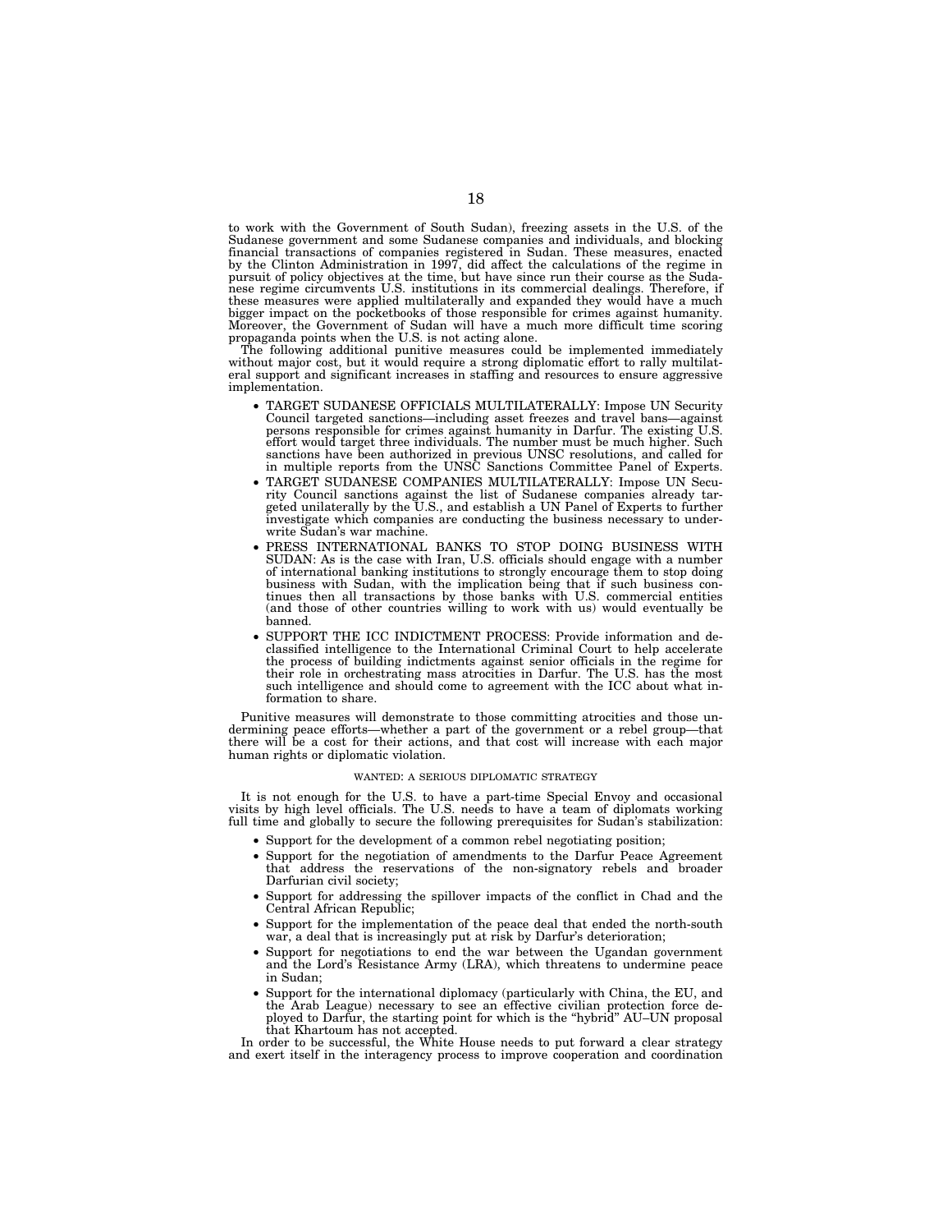to work with the Government of South Sudan), freezing assets in the U.S. of the Sudanese government and some Sudanese companies and individuals, and blocking financial transactions of companies registered in Sudan. These measures, enacted by the Clinton Administration in 1997, did affect the calculations of the regime in pursuit of policy objectives at the time, but have since run their course as the Sudanese regime circumvents U.S. institutions in its commercial dealings. Therefore, if these measures were applied multilaterally and expanded they would have a much bigger impact on the pocketbooks of those responsible for crimes against humanity. Moreover, the Government of Sudan will have a much more difficult time scoring propaganda points when the U.S. is not acting alone.

The following additional punitive measures could be implemented immediately without major cost, but it would require a strong diplomatic effort to rally multilateral support and significant increases in staffing and resources to ensure aggressive implementation.

- TARGET SUDANESE OFFICIALS MULTILATERALLY: Impose UN Security Council targeted sanctions—including asset freezes and travel bans—against persons responsible for crimes against humanity in Darfur. The existing U.S. effort would target three individuals. The number must be much higher. Such sanctions have been authorized in previous UNSC resolutions, and called for in multiple reports from the UNSC Sanctions Committee Panel of Experts.
- TARGET SUDANESE COMPANIES MULTILATERALLY: Impose UN Security Council sanctions against the list of Sudanese companies already targeted unilaterally by the U.S., and establish a UN Panel of Experts to further investigate which companies are conducting the business necessary to underwrite Sudan's war machine.
- PRESS INTERNATIONAL BANKS TO STOP DOING BUSINESS WITH SUDAN: As is the case with Iran, U.S. officials should engage with a number of international banking institutions to strongly encourage them to stop doing business with Sudan, with the implication being that if such business continues then all transactions by those banks with U.S. commercial entities (and those of other countries willing to work with us) would eventually be banned.
- SUPPORT THE ICC INDICTMENT PROCESS: Provide information and declassified intelligence to the International Criminal Court to help accelerate the process of building indictments against senior officials in the regime for their role in orchestrating mass atrocities in Darfur. The U.S. has the most such intelligence and should come to agreement with the ICC about what information to share.

Punitive measures will demonstrate to those committing atrocities and those undermining peace efforts—whether a part of the government or a rebel group—that there will be a cost for their actions, and that cost will increase with each major human rights or diplomatic violation.

### WANTED: A SERIOUS DIPLOMATIC STRATEGY

It is not enough for the U.S. to have a part-time Special Envoy and occasional visits by high level officials. The U.S. needs to have a team of diplomats working full time and globally to secure the following prerequisites for Sudan's stabilization:

- Support for the development of a common rebel negotiating position;
- Support for the negotiation of amendments to the Darfur Peace Agreement that address the reservations of the non-signatory rebels and broader Darfurian civil society;
- Support for addressing the spillover impacts of the conflict in Chad and the Central African Republic;
- Support for the implementation of the peace deal that ended the north-south war, a deal that is increasingly put at risk by Darfur's deterioration;
- Support for negotiations to end the war between the Ugandan government and the Lord's Resistance Army (LRA), which threatens to undermine peace in Sudan;
- Support for the international diplomacy (particularly with China, the EU, and the Arab League) necessary to see an effective civilian protection force deployed to Darfur, the starting point for which is the "hybrid" AU–UN proposal that Khartoum has not accepted.

In order to be successful, the White House needs to put forward a clear strategy and exert itself in the interagency process to improve cooperation and coordination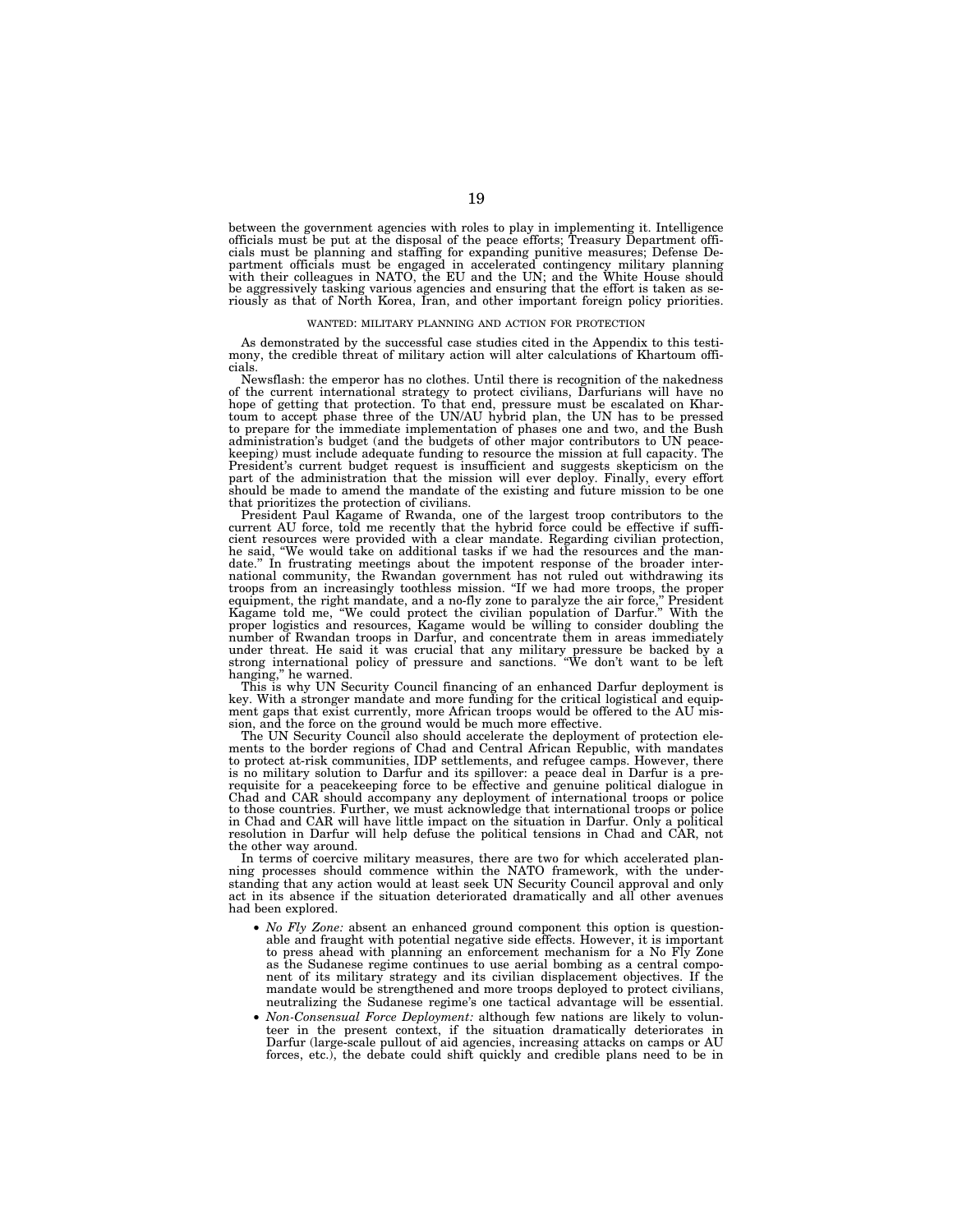between the government agencies with roles to play in implementing it. Intelligence officials must be put at the disposal of the peace efforts; Treasury Department officials must be planning and staffing for expanding punitive measures; Defense Department officials must be engaged in accelerated contingency military planning with their colleagues in NATO, the EU and the UN; and the White House should be aggressively tasking various agencies and ensuring that the effort is taken as seriously as that of North Korea, Iran, and other important foreign policy priorities.

WANTED: MILITARY PLANNING AND ACTION FOR PROTECTION

As demonstrated by the successful case studies cited in the Appendix to this testimony, the credible threat of military action will alter calculations of Khartoum officials.

Newsflash: the emperor has no clothes. Until there is recognition of the nakedness of the current international strategy to protect civilians, Darfurians will have no hope of getting that protection. To that end, pressure must be escalated on Khartoum to accept phase three of the UN/AU hybrid plan, the UN has to be pressed to prepare for the immediate implementation of phases one and two, and the Bush administration's budget (and the budgets of other major contributors to UN peacekeeping) must include adequate funding to resource the mission at full capacity. The President's current budget request is insufficient and suggests skepticism on the part of the administration that the mission will ever deploy. Finally, every effort should be made to amend the mandate of the existing and future mission to be one that prioritizes the protection of civilians.

President Paul Kagame of Rwanda, one of the largest troop contributors to the current AU force, told me recently that the hybrid force could be effective if sufficient resources were provided with a clear mandate. Regarding civilian protection, he said, "We would take on additional tasks if we had the resources and the mandate." In frustrating meetings about the impotent response of the broader international community, the Rwandan government has not ruled out withdrawing its troops from an increasingly toothless mission. "If we had more troops, the proper equipment, the right mandate, and a no-fly zone to paralyze the air force," President Kagame told me, "We could protect the civilian population of Darfur." With the proper logistics and resources, Kagame would be willing to consider doubling the number of Rwandan troops in Darfur, and concentrate them in areas immediately under threat. He said it was crucial that any military pressure be backed by a strong international policy of pressure and sanctions. "We don't want to be left hanging," he warned.

This is why UN Security Council financing of an enhanced Darfur deployment is key. With a stronger mandate and more funding for the critical logistical and equipment gaps that exist currently, more African troops would be offered to the AU mission, and the force on the ground would be much more effective.

The UN Security Council also should accelerate the deployment of protection elements to the border regions of Chad and Central African Republic, with mandates to protect at-risk communities, IDP settlements, and refugee camps. However, there is no military solution to Darfur and its spillover: a peace deal in Darfur is a prerequisite for a peacekeeping force to be effective and genuine political dialogue in Chad and CAR should accompany any deployment of international troops or police to those countries. Further, we must acknowledge that international troops or police in Chad and CAR will have little impact on the situation in Darfur. Only a political resolution in Darfur will help defuse the political tensions in Chad and CAR, not the other way around.

In terms of coercive military measures, there are two for which accelerated planning processes should commence within the NATO framework, with the understanding that any action would at least seek UN Security Council approval and only act in its absence if the situation deteriorated dramatically and all other avenues had been explored.

- *No Fly Zone:* absent an enhanced ground component this option is questionable and fraught with potential negative side effects. However, it is important to press ahead with planning an enforcement mechanism for a No Fly Zone as the Sudanese regime continues to use aerial bombing as a central component of its military strategy and its civilian displacement objectives. If the mandate would be strengthened and more troops deployed to protect civilians, neutralizing the Sudanese regime's one tactical advantage will be essential.
- *Non-Consensual Force Deployment:* although few nations are likely to volunteer in the present context, if the situation dramatically deteriorates in Darfur (large-scale pullout of aid agencies, increasing attacks on camps or AU forces, etc.), the debate could shift quickly and credible plans need to be in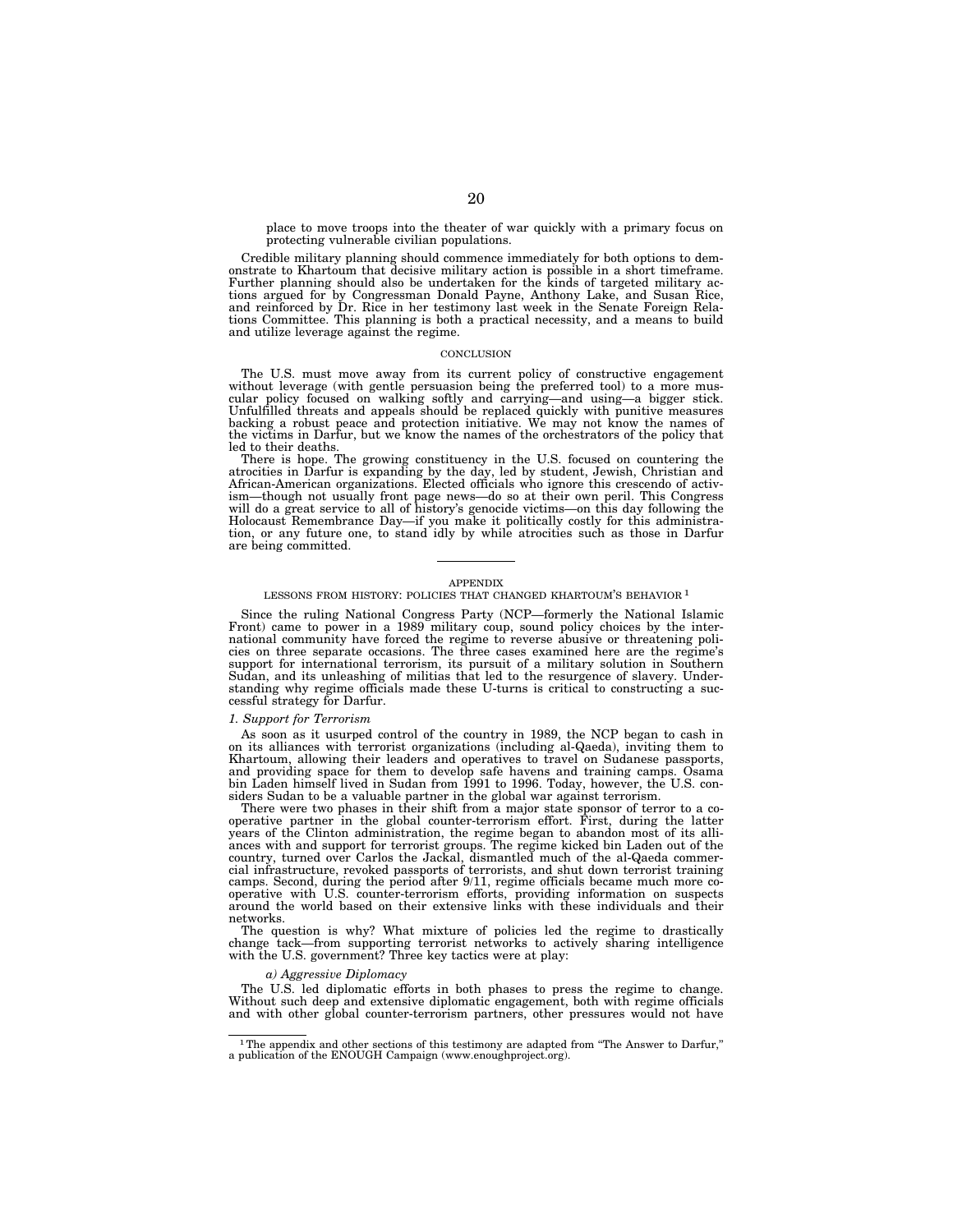place to move troops into the theater of war quickly with a primary focus on protecting vulnerable civilian populations.

Credible military planning should commence immediately for both options to demonstrate to Khartoum that decisive military action is possible in a short timeframe. Further planning should also be undertaken for the kinds of targeted military actions argued for by Congressman Donald Payne, Anthony Lake, and Susan Rice, and reinforced by Dr. Rice in her testimony last week in the Senate Foreign Relations Committee. This planning is both a practical necessity, and a means to build and utilize leverage against the regime.

## CONCLUSION

The U.S. must move away from its current policy of constructive engagement without leverage (with gentle persuasion being the preferred tool) to a more muscular policy focused on walking softly and carrying—and using—a bigger stick. Unfulfilled threats and appeals should be replaced quickly with punitive measures backing a robust peace and protection initiative. We may not know the names of the victims in Darfur, but we know the names of the orchestrators of the policy that led to their deaths.

There is hope. The growing constituency in the U.S. focused on countering the atrocities in Darfur is expanding by the day, led by student, Jewish, Christian and African-American organizations. Elected officials who ignore this crescendo of activism—though not usually front page news—do so at their own peril. This Congress will do a great service to all of history's genocide victims—on this day following the Holocaust Remembrance Day—if you make it politically costly for this administration, or any future one, to stand idly by while atrocities such as those in Darfur are being committed.

---

## APPENDIX

### LESSONS FROM HISTORY: POLICIES THAT CHANGED KHARTOUM'S BEHAVIOR [1]

Since the ruling National Congress Party (NCP—formerly the National Islamic Front) came to power in a 1989 military coup, sound policy choices by the international community have forced the regime to reverse abusive or threatening policies on three separate occasions. The three cases examined here are the regime's support for international terrorism, its pursuit of a military solution in Southern Sudan, and its unleashing of militias that led to the resurgence of slavery. Understanding why regime officials made these U-turns is critical to constructing a successful strategy for Darfur.

*1. Support for Terrorism*

As soon as it usurped control of the country in 1989, the NCP began to cash in on its alliances with terrorist organizations (including al-Qaeda), inviting them to Khartoum, allowing their leaders and operatives to travel on Sudanese passports, and providing space for them to develop safe havens and training camps. Osama bin Laden himself lived in Sudan from 1991 to 1996. Today, however, the U.S. considers Sudan to be a valuable partner in the global war against terrorism.

There were two phases in their shift from a major state sponsor of terror to a cooperative partner in the global counter-terrorism effort. First, during the latter years of the Clinton administration, the regime began to abandon most of its alliances with and support for terrorist groups. The regime kicked bin Laden out of the country, turned over Carlos the Jackal, dismantled much of the al-Qaeda commercial infrastructure, revoked passports of terrorists, and shut down terrorist training camps. Second, during the period after 9/11, regime officials became much more cooperative with U.S. counter-terrorism efforts, providing information on suspects around the world based on their extensive links with these individuals and their networks.

The question is why? What mixture of policies led the regime to drastically change tack—from supporting terrorist networks to actively sharing intelligence with the U.S. government? Three key tactics were at play:

*a) Aggressive Diplomacy*

The U.S. led diplomatic efforts in both phases to press the regime to change. Without such deep and extensive diplomatic engagement, both with regime officials and with other global counter-terrorism partners, other pressures would not have

---

[1] The appendix and other sections of this testimony are adapted from "The Answer to Darfur," a publication of the ENOUGH Campaign (www.enoughproject.org).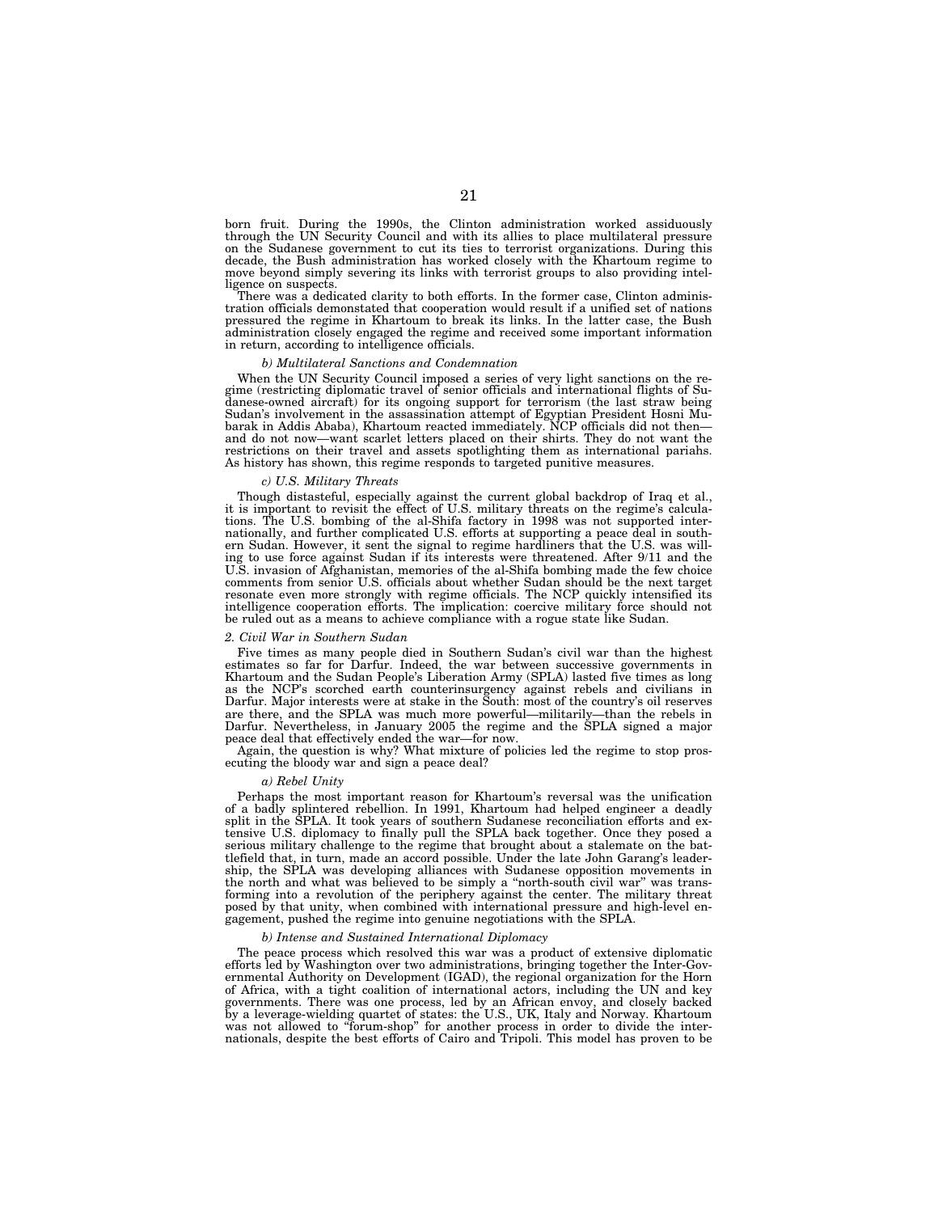born fruit. During the 1990s, the Clinton administration worked assiduously through the UN Security Council and with its allies to place multilateral pressure on the Sudanese government to cut its ties to terrorist organizations. During this decade, the Bush administration has worked closely with the Khartoum regime to move beyond simply severing its links with terrorist groups to also providing intelligence on suspects.

There was a dedicated clarity to both efforts. In the former case, Clinton administration officials demonstated that cooperation would result if a unified set of nations pressured the regime in Khartoum to break its links. In the latter case, the Bush administration closely engaged the regime and received some important information in return, according to intelligence officials.

#### *b) Multilateral Sanctions and Condemnation*

When the UN Security Council imposed a series of very light sanctions on the regime (restricting diplomatic travel of senior officials and international flights of Sudanese-owned aircraft) for its ongoing support for terrorism (the last straw being Sudan's involvement in the assassination attempt of Egyptian President Hosni Mubarak in Addis Ababa), Khartoum reacted immediately. NCP officials did not then—and do not now—want scarlet letters placed on their shirts. They do not want the restrictions on their travel and assets spotlighting them as international pariahs. As history has shown, this regime responds to targeted punitive measures.

#### *c) U.S. Military Threats*

Though distasteful, especially against the current global backdrop of Iraq et al., it is important to revisit the effect of U.S. military threats on the regime's calculations. The U.S. bombing of the al-Shifa factory in 1998 was not supported internationally, and further complicated U.S. efforts at supporting a peace deal in southern Sudan. However, it sent the signal to regime hardliners that the U.S. was willing to use force against Sudan if its interests were threatened. After 9/11 and the U.S. invasion of Afghanistan, memories of the al-Shifa bombing made the few choice comments from senior U.S. officials about whether Sudan should be the next target resonate even more strongly with regime officials. The NCP quickly intensified its intelligence cooperation efforts. The implication: coercive military force should not be ruled out as a means to achieve compliance with a rogue state like Sudan.

### *2. Civil War in Southern Sudan*

Five times as many people died in Southern Sudan's civil war than the highest estimates so far for Darfur. Indeed, the war between successive governments in Khartoum and the Sudan People's Liberation Army (SPLA) lasted five times as long as the NCP's scorched earth counterinsurgency against rebels and civilians in Darfur. Major interests were at stake in the South: most of the country's oil reserves are there, and the SPLA was much more powerful—militarily—than the rebels in Darfur. Nevertheless, in January 2005 the regime and the SPLA signed a major peace deal that effectively ended the war—for now.

Again, the question is why? What mixture of policies led the regime to stop prosecuting the bloody war and sign a peace deal?

#### *a) Rebel Unity*

Perhaps the most important reason for Khartoum's reversal was the unification of a badly splintered rebellion. In 1991, Khartoum had helped engineer a deadly split in the SPLA. It took years of southern Sudanese reconciliation efforts and extensive U.S. diplomacy to finally pull the SPLA back together. Once they posed a serious military challenge to the regime that brought about a stalemate on the battlefield that, in turn, made an accord possible. Under the late John Garang's leadership, the SPLA was developing alliances with Sudanese opposition movements in the north and what was believed to be simply a "north-south civil war" was transforming into a revolution of the periphery against the center. The military threat posed by that unity, when combined with international pressure and high-level engagement, pushed the regime into genuine negotiations with the SPLA.

#### *b) Intense and Sustained International Diplomacy*

The peace process which resolved this war was a product of extensive diplomatic efforts led by Washington over two administrations, bringing together the Inter-Governmental Authority on Development (IGAD), the regional organization for the Horn of Africa, with a tight coalition of international actors, including the UN and key governments. There was one process, led by an African envoy, and closely backed by a leverage-wielding quartet of states: the U.S., UK, Italy and Norway. Khartoum was not allowed to "forum-shop" for another process in order to divide the internationals, despite the best efforts of Cairo and Tripoli. This model has proven to be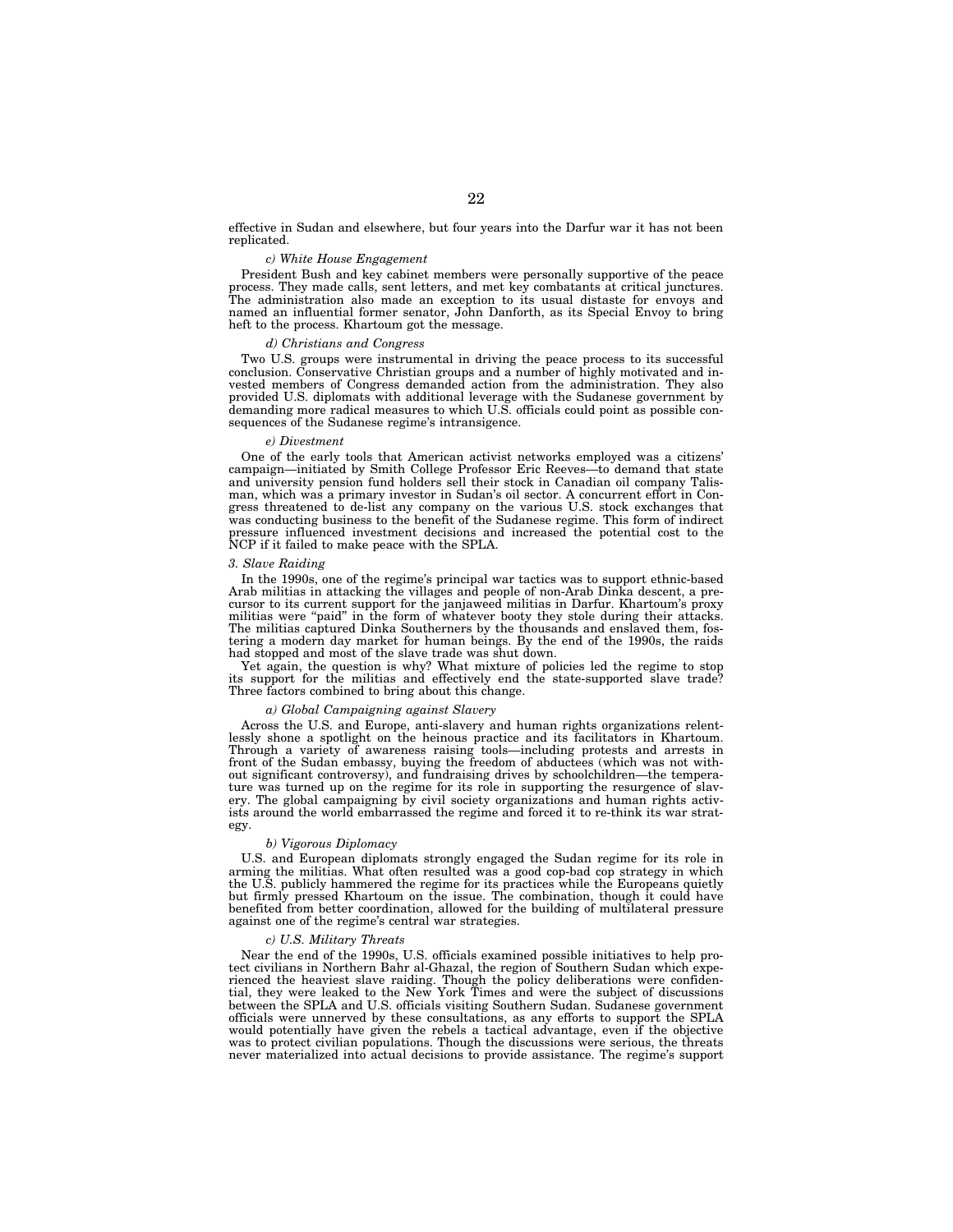effective in Sudan and elsewhere, but four years into the Darfur war it has not been replicated.

#### *c) White House Engagement*

President Bush and key cabinet members were personally supportive of the peace process. They made calls, sent letters, and met key combatants at critical junctures. The administration also made an exception to its usual distaste for envoys and named an influential former senator, John Danforth, as its Special Envoy to bring heft to the process. Khartoum got the message.

#### *d) Christians and Congress*

Two U.S. groups were instrumental in driving the peace process to its successful conclusion. Conservative Christian groups and a number of highly motivated and invested members of Congress demanded action from the administration. They also provided U.S. diplomats with additional leverage with the Sudanese government by demanding more radical measures to which U.S. officials could point as possible consequences of the Sudanese regime's intransigence.

#### *e) Divestment*

One of the early tools that American activist networks employed was a citizens' campaign—initiated by Smith College Professor Eric Reeves—to demand that state and university pension fund holders sell their stock in Canadian oil company Talisman, which was a primary investor in Sudan's oil sector. A concurrent effort in Congress threatened to de-list any company on the various U.S. stock exchanges that was conducting business to the benefit of the Sudanese regime. This form of indirect pressure influenced investment decisions and increased the potential cost to the NCP if it failed to make peace with the SPLA.

### *3. Slave Raiding*

In the 1990s, one of the regime's principal war tactics was to support ethnic-based Arab militias in attacking the villages and people of non-Arab Dinka descent, a precursor to its current support for the janjaweed militias in Darfur. Khartoum's proxy militias were "paid" in the form of whatever booty they stole during their attacks. The militias captured Dinka Southerners by the thousands and enslaved them, fostering a modern day market for human beings. By the end of the 1990s, the raids had stopped and most of the slave trade was shut down.

Yet again, the question is why? What mixture of policies led the regime to stop its support for the militias and effectively end the state-supported slave trade? Three factors combined to bring about this change.

#### *a) Global Campaigning against Slavery*

Across the U.S. and Europe, anti-slavery and human rights organizations relentlessly shone a spotlight on the heinous practice and its facilitators in Khartoum. Through a variety of awareness raising tools—including protests and arrests in front of the Sudan embassy, buying the freedom of abductees (which was not without significant controversy), and fundraising drives by schoolchildren—the temperature was turned up on the regime for its role in supporting the resurgence of slavery. The global campaigning by civil society organizations and human rights activists around the world embarrassed the regime and forced it to re-think its war strategy.

#### *b) Vigorous Diplomacy*

U.S. and European diplomats strongly engaged the Sudan regime for its role in arming the militias. What often resulted was a good cop-bad cop strategy in which the U.S. publicly hammered the regime for its practices while the Europeans quietly but firmly pressed Khartoum on the issue. The combination, though it could have benefited from better coordination, allowed for the building of multilateral pressure against one of the regime's central war strategies.

#### *c) U.S. Military Threats*

Near the end of the 1990s, U.S. officials examined possible initiatives to help protect civilians in Northern Bahr al-Ghazal, the region of Southern Sudan which experienced the heaviest slave raiding. Though the policy deliberations were confidential, they were leaked to the New York Times and were the subject of discussions between the SPLA and U.S. officials visiting Southern Sudan. Sudanese government officials were unnerved by these consultations, as any efforts to support the SPLA would potentially have given the rebels a tactical advantage, even if the objective was to protect civilian populations. Though the discussions were serious, the threats never materialized into actual decisions to provide assistance. The regime's support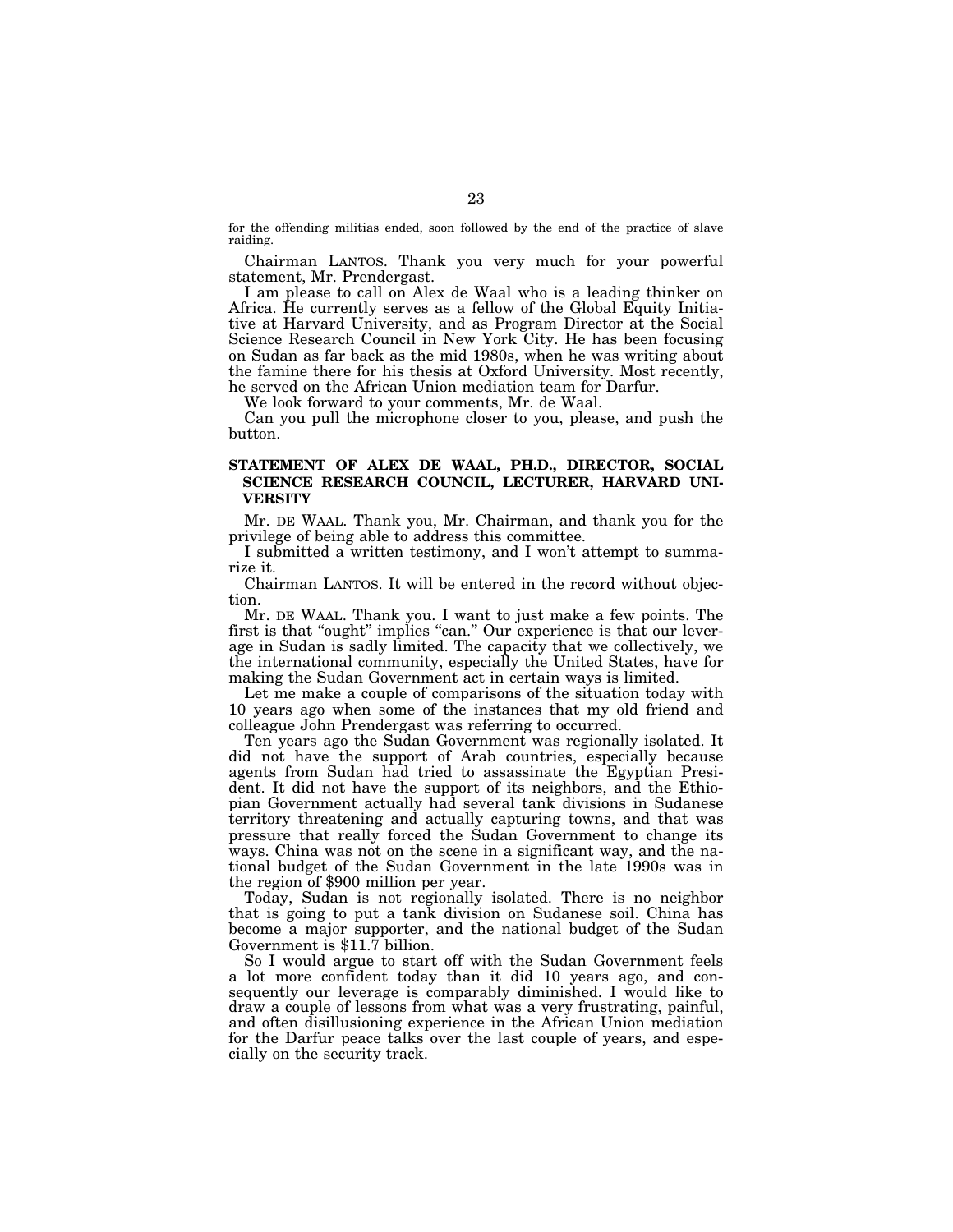for the offending militias ended, soon followed by the end of the practice of slave raiding.

Chairman LANTOS. Thank you very much for your powerful statement, Mr. Prendergast.

I am please to call on Alex de Waal who is a leading thinker on Africa. He currently serves as a fellow of the Global Equity Initiative at Harvard University, and as Program Director at the Social Science Research Council in New York City. He has been focusing on Sudan as far back as the mid 1980s, when he was writing about the famine there for his thesis at Oxford University. Most recently, he served on the African Union mediation team for Darfur.

We look forward to your comments, Mr. de Waal.

Can you pull the microphone closer to you, please, and push the button.

## STATEMENT OF ALEX DE WAAL, PH.D., DIRECTOR, SOCIAL SCIENCE RESEARCH COUNCIL, LECTURER, HARVARD UNIVERSITY

Mr. DE WAAL. Thank you, Mr. Chairman, and thank you for the privilege of being able to address this committee.

I submitted a written testimony, and I won't attempt to summarize it.

Chairman LANTOS. It will be entered in the record without objection.

Mr. DE WAAL. Thank you. I want to just make a few points. The first is that "ought" implies "can." Our experience is that our leverage in Sudan is sadly limited. The capacity that we collectively, we the international community, especially the United States, have for making the Sudan Government act in certain ways is limited.

Let me make a couple of comparisons of the situation today with 10 years ago when some of the instances that my old friend and colleague John Prendergast was referring to occurred.

Ten years ago the Sudan Government was regionally isolated. It did not have the support of Arab countries, especially because agents from Sudan had tried to assassinate the Egyptian President. It did not have the support of its neighbors, and the Ethiopian Government actually had several tank divisions in Sudanese territory threatening and actually capturing towns, and that was pressure that really forced the Sudan Government to change its ways. China was not on the scene in a significant way, and the national budget of the Sudan Government in the late 1990s was in the region of $900 million per year.

Today, Sudan is not regionally isolated. There is no neighbor that is going to put a tank division on Sudanese soil. China has become a major supporter, and the national budget of the Sudan Government is $11.7 billion.

So I would argue to start off with the Sudan Government feels a lot more confident today than it did 10 years ago, and consequently our leverage is comparably diminished. I would like to draw a couple of lessons from what was a very frustrating, painful, and often disillusioning experience in the African Union mediation for the Darfur peace talks over the last couple of years, and especially on the security track.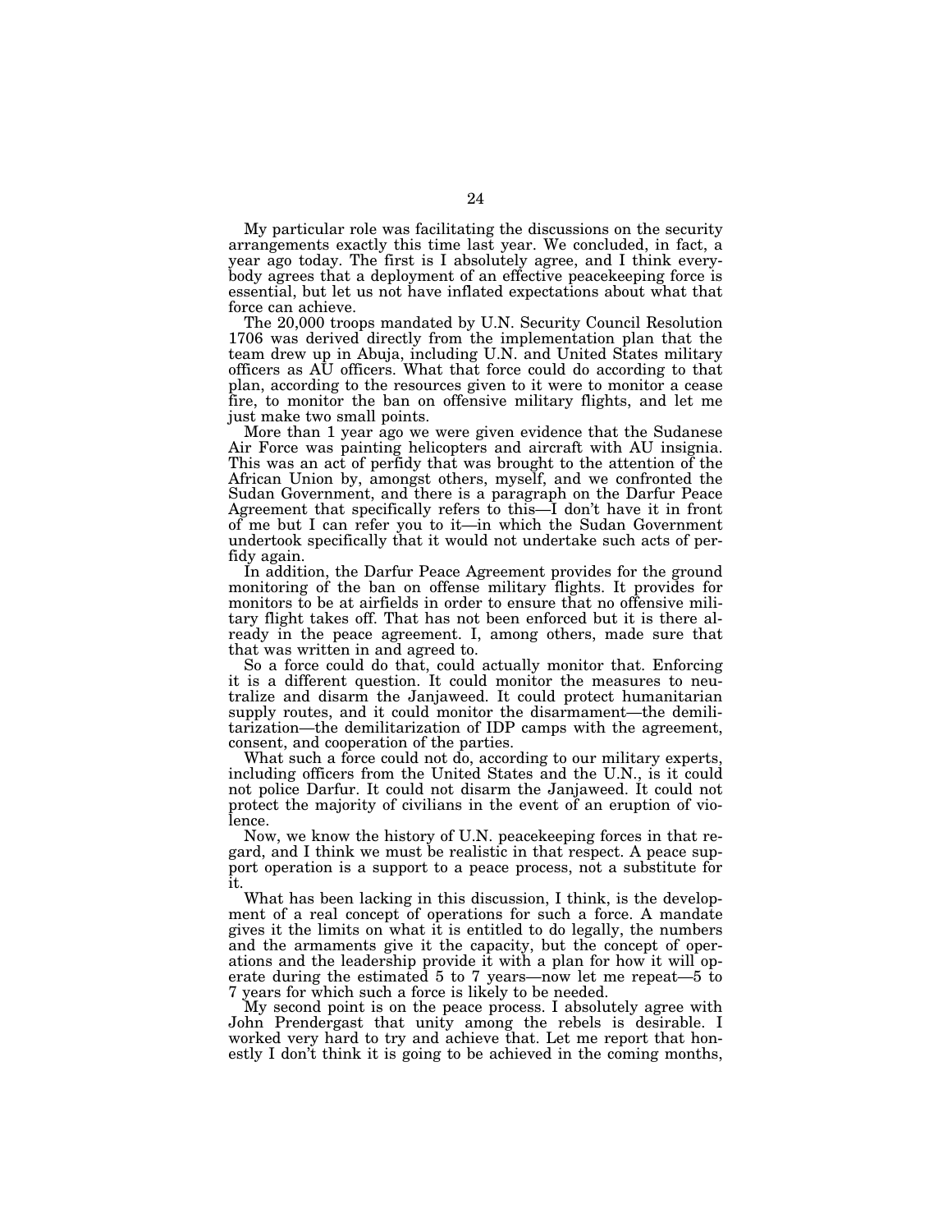My particular role was facilitating the discussions on the security arrangements exactly this time last year. We concluded, in fact, a year ago today. The first is I absolutely agree, and I think everybody agrees that a deployment of an effective peacekeeping force is essential, but let us not have inflated expectations about what that force can achieve.

The 20,000 troops mandated by U.N. Security Council Resolution 1706 was derived directly from the implementation plan that the team drew up in Abuja, including U.N. and United States military officers as AU officers. What that force could do according to that plan, according to the resources given to it were to monitor a cease fire, to monitor the ban on offensive military flights, and let me just make two small points.

More than 1 year ago we were given evidence that the Sudanese Air Force was painting helicopters and aircraft with AU insignia. This was an act of perfidy that was brought to the attention of the African Union by, amongst others, myself, and we confronted the Sudan Government, and there is a paragraph on the Darfur Peace Agreement that specifically refers to this—I don't have it in front of me but I can refer you to it—in which the Sudan Government undertook specifically that it would not undertake such acts of perfidy again.

In addition, the Darfur Peace Agreement provides for the ground monitoring of the ban on offense military flights. It provides for monitors to be at airfields in order to ensure that no offensive military flight takes off. That has not been enforced but it is there already in the peace agreement. I, among others, made sure that that was written in and agreed to.

So a force could do that, could actually monitor that. Enforcing it is a different question. It could monitor the measures to neutralize and disarm the Janjaweed. It could protect humanitarian supply routes, and it could monitor the disarmament—the demilitarization—the demilitarization of IDP camps with the agreement, consent, and cooperation of the parties.

What such a force could not do, according to our military experts, including officers from the United States and the U.N., is it could not police Darfur. It could not disarm the Janjaweed. It could not protect the majority of civilians in the event of an eruption of violence.

Now, we know the history of U.N. peacekeeping forces in that regard, and I think we must be realistic in that respect. A peace support operation is a support to a peace process, not a substitute for it.

What has been lacking in this discussion, I think, is the development of a real concept of operations for such a force. A mandate gives it the limits on what it is entitled to do legally, the numbers and the armaments give it the capacity, but the concept of operations and the leadership provide it with a plan for how it will operate during the estimated 5 to 7 years—now let me repeat—5 to 7 years for which such a force is likely to be needed.

My second point is on the peace process. I absolutely agree with John Prendergast that unity among the rebels is desirable. I worked very hard to try and achieve that. Let me report that honestly I don't think it is going to be achieved in the coming months,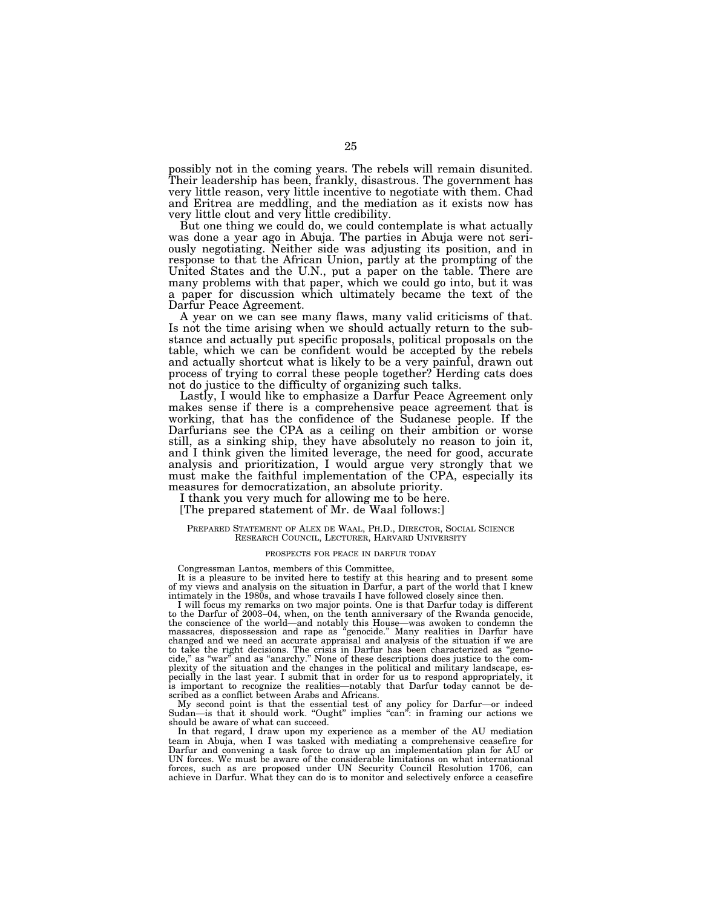possibly not in the coming years. The rebels will remain disunited. Their leadership has been, frankly, disastrous. The government has very little reason, very little incentive to negotiate with them. Chad and Eritrea are meddling, and the mediation as it exists now has very little clout and very little credibility.

But one thing we could do, we could contemplate is what actually was done a year ago in Abuja. The parties in Abuja were not seriously negotiating. Neither side was adjusting its position, and in response to that the African Union, partly at the prompting of the United States and the U.N., put a paper on the table. There are many problems with that paper, which we could go into, but it was a paper for discussion which ultimately became the text of the Darfur Peace Agreement.

A year on we can see many flaws, many valid criticisms of that. Is not the time arising when we should actually return to the substance and actually put specific proposals, political proposals on the table, which we can be confident would be accepted by the rebels and actually shortcut what is likely to be a very painful, drawn out process of trying to corral these people together? Herding cats does not do justice to the difficulty of organizing such talks.

Lastly, I would like to emphasize a Darfur Peace Agreement only makes sense if there is a comprehensive peace agreement that is working, that has the confidence of the Sudanese people. If the Darfurians see the CPA as a ceiling on their ambition or worse still, as a sinking ship, they have absolutely no reason to join it, and I think given the limited leverage, the need for good, accurate analysis and prioritization, I would argue very strongly that we must make the faithful implementation of the CPA, especially its measures for democratization, an absolute priority.

I thank you very much for allowing me to be here.

[The prepared statement of Mr. de Waal follows:]

PREPARED STATEMENT OF ALEX DE WAAL, PH.D., DIRECTOR, SOCIAL SCIENCE RESEARCH COUNCIL, LECTURER, HARVARD UNIVERSITY

PROSPECTS FOR PEACE IN DARFUR TODAY

Congressman Lantos, members of this Committee,

It is a pleasure to be invited here to testify at this hearing and to present some of my views and analysis on the situation in Darfur, a part of the world that I knew intimately in the 1980s, and whose travails I have followed closely since then.

I will focus my remarks on two major points. One is that Darfur today is different to the Darfur of 2003–04, when, on the tenth anniversary of the Rwanda genocide, the conscience of the world—and notably this House—was awoken to condemn the massacres, dispossession and rape as "genocide." Many realities in Darfur have changed and we need an accurate appraisal and analysis of the situation if we are to take the right decisions. The crisis in Darfur has been characterized as "genocide," as "war" and as "anarchy." None of these descriptions does justice to the complexity of the situation and the changes in the political and military landscape, especially in the last year. I submit that in order for us to respond appropriately, it is important to recognize the realities—notably that Darfur today cannot be described as a conflict between Arabs and Africans.

My second point is that the essential test of any policy for Darfur—or indeed Sudan—is that it should work. "Ought" implies "can": in framing our actions we should be aware of what can succeed.

In that regard, I draw upon my experience as a member of the AU mediation team in Abuja, when I was tasked with mediating a comprehensive ceasefire for Darfur and convening a task force to draw up an implementation plan for AU or UN forces. We must be aware of the considerable limitations on what international forces, such as are proposed under UN Security Council Resolution 1706, can achieve in Darfur. What they can do is to monitor and selectively enforce a ceasefire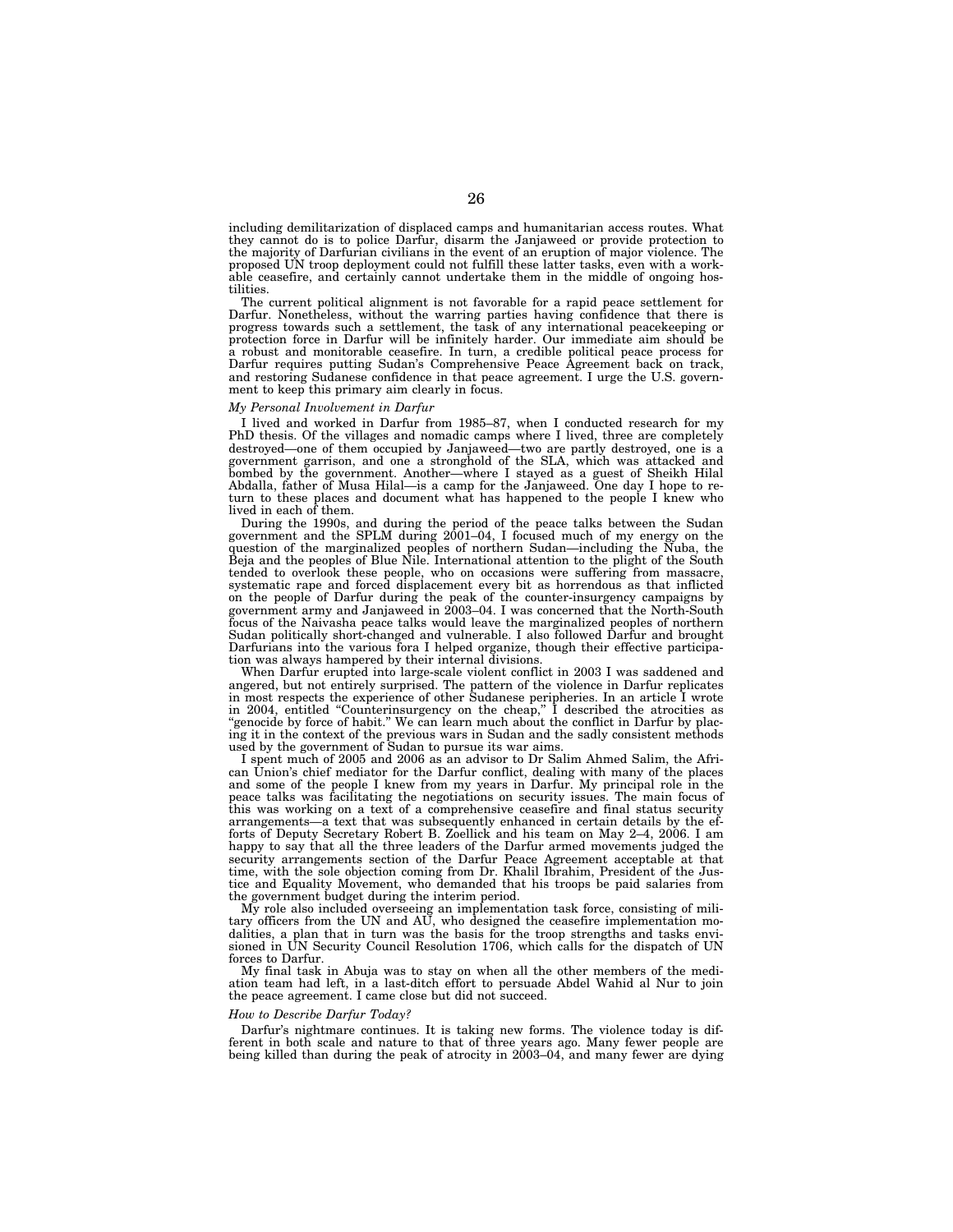including demilitarization of displaced camps and humanitarian access routes. What they cannot do is to police Darfur, disarm the Janjaweed or provide protection to the majority of Darfurian civilians in the event of an eruption of major violence. The proposed UN troop deployment could not fulfill these latter tasks, even with a workable ceasefire, and certainly cannot undertake them in the middle of ongoing hostilities.

The current political alignment is not favorable for a rapid peace settlement for Darfur. Nonetheless, without the warring parties having confidence that there is progress towards such a settlement, the task of any international peacekeeping or protection force in Darfur will be infinitely harder. Our immediate aim should be a robust and monitorable ceasefire. In turn, a credible political peace process for Darfur requires putting Sudan's Comprehensive Peace Agreement back on track, and restoring Sudanese confidence in that peace agreement. I urge the U.S. government to keep this primary aim clearly in focus.

*My Personal Involvement in Darfur*

I lived and worked in Darfur from 1985–87, when I conducted research for my PhD thesis. Of the villages and nomadic camps where I lived, three are completely destroyed—one of them occupied by Janjaweed—two are partly destroyed, one is a government garrison, and one a stronghold of the SLA, which was attacked and bombed by the government. Another—where I stayed as a guest of Sheikh Hilal Abdalla, father of Musa Hilal—is a camp for the Janjaweed. One day I hope to return to these places and document what has happened to the people I knew who lived in each of them.

During the 1990s, and during the period of the peace talks between the Sudan government and the SPLM during 2001–04, I focused much of my energy on the question of the marginalized peoples of northern Sudan—including the Nuba, the Beja and the peoples of Blue Nile. International attention to the plight of the South tended to overlook these people, who on occasions were suffering from massacre, systematic rape and forced displacement every bit as horrendous as that inflicted on the people of Darfur during the peak of the counter-insurgency campaigns by government army and Janjaweed in 2003–04. I was concerned that the North-South focus of the Naivasha peace talks would leave the marginalized peoples of northern Sudan politically short-changed and vulnerable. I also followed Darfur and brought Darfurians into the various fora I helped organize, though their effective participation was always hampered by their internal divisions.

When Darfur erupted into large-scale violent conflict in 2003 I was saddened and angered, but not entirely surprised. The pattern of the violence in Darfur replicates in most respects the experience of other Sudanese peripheries. In an article I wrote in 2004, entitled "Counterinsurgency on the cheap," I described the atrocities as "genocide by force of habit." We can learn much about the conflict in Darfur by placing it in the context of the previous wars in Sudan and the sadly consistent methods used by the government of Sudan to pursue its war aims.

I spent much of 2005 and 2006 as an advisor to Dr Salim Ahmed Salim, the African Union's chief mediator for the Darfur conflict, dealing with many of the places and some of the people I knew from my years in Darfur. My principal role in the peace talks was facilitating the negotiations on security issues. The main focus of this was working on a text of a comprehensive ceasefire and final status security arrangements—a text that was subsequently enhanced in certain details by the efforts of Deputy Secretary Robert B. Zoellick and his team on May 2–4, 2006. I am happy to say that all the three leaders of the Darfur armed movements judged the security arrangements section of the Darfur Peace Agreement acceptable at that time, with the sole objection coming from Dr. Khalil Ibrahim, President of the Justice and Equality Movement, who demanded that his troops be paid salaries from the government budget during the interim period.

My role also included overseeing an implementation task force, consisting of military officers from the UN and AU, who designed the ceasefire implementation modalities, a plan that in turn was the basis for the troop strengths and tasks envisioned in UN Security Council Resolution 1706, which calls for the dispatch of UN forces to Darfur.

My final task in Abuja was to stay on when all the other members of the mediation team had left, in a last-ditch effort to persuade Abdel Wahid al Nur to join the peace agreement. I came close but did not succeed.

*How to Describe Darfur Today?*

Darfur's nightmare continues. It is taking new forms. The violence today is different in both scale and nature to that of three years ago. Many fewer people are being killed than during the peak of atrocity in 2003–04, and many fewer are dying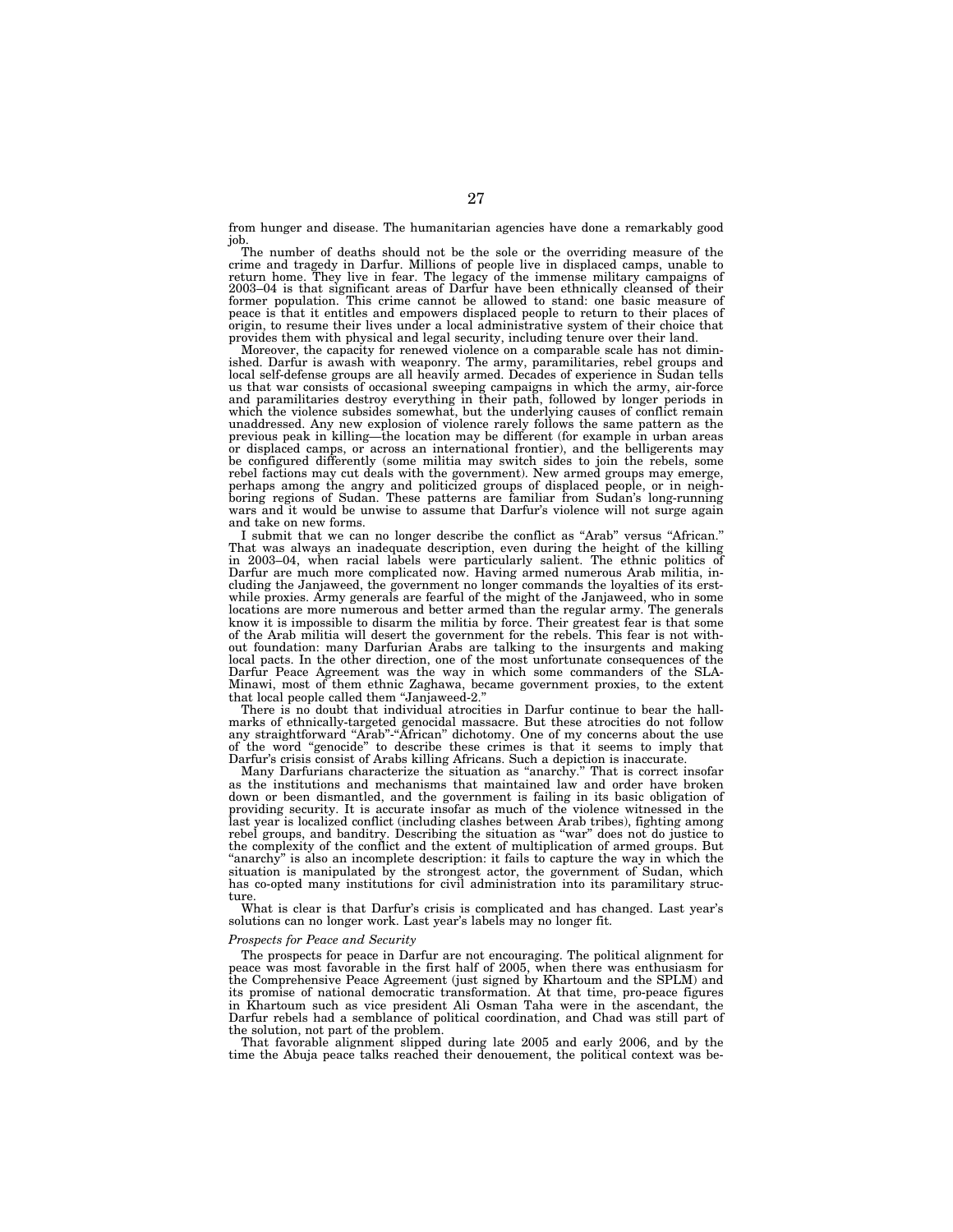from hunger and disease. The humanitarian agencies have done a remarkably good job.

The number of deaths should not be the sole or the overriding measure of the crime and tragedy in Darfur. Millions of people live in displaced camps, unable to return home. They live in fear. The legacy of the immense military campaigns of 2003–04 is that significant areas of Darfur have been ethnically cleansed of their former population. This crime cannot be allowed to stand: one basic measure of peace is that it entitles and empowers displaced people to return to their places of origin, to resume their lives under a local administrative system of their choice that provides them with physical and legal security, including tenure over their land.

Moreover, the capacity for renewed violence on a comparable scale has not diminished. Darfur is awash with weaponry. The army, paramilitaries, rebel groups and local self-defense groups are all heavily armed. Decades of experience in Sudan tells us that war consists of occasional sweeping campaigns in which the army, air-force and paramilitaries destroy everything in their path, followed by longer periods in which the violence subsides somewhat, but the underlying causes of conflict remain unaddressed. Any new explosion of violence rarely follows the same pattern as the previous peak in killing—the location may be different (for example in urban areas or displaced camps, or across an international frontier), and the belligerents may be configured differently (some militia may switch sides to join the rebels, some rebel factions may cut deals with the government). New armed groups may emerge, perhaps among the angry and politicized groups of displaced people, or in neighboring regions of Sudan. These patterns are familiar from Sudan's long-running wars and it would be unwise to assume that Darfur's violence will not surge again and take on new forms.

I submit that we can no longer describe the conflict as "Arab" versus "African." That was always an inadequate description, even during the height of the killing in 2003–04, when racial labels were particularly salient. The ethnic politics of Darfur are much more complicated now. Having armed numerous Arab militia, including the Janjaweed, the government no longer commands the loyalties of its erstwhile proxies. Army generals are fearful of the might of the Janjaweed, who in some locations are more numerous and better armed than the regular army. The generals know it is impossible to disarm the militia by force. Their greatest fear is that some of the Arab militia will desert the government for the rebels. This fear is not without foundation: many Darfurian Arabs are talking to the insurgents and making local pacts. In the other direction, one of the most unfortunate consequences of the Darfur Peace Agreement was the way in which some commanders of the SLA-Minawi, most of them ethnic Zaghawa, became government proxies, to the extent that local people called them "Janjaweed-2."

There is no doubt that individual atrocities in Darfur continue to bear the hallmarks of ethnically-targeted genocidal massacre. But these atrocities do not follow any straightforward "Arab"-"African" dichotomy. One of my concerns about the use of the word "genocide" to describe these crimes is that it seems to imply that Darfur's crisis consist of Arabs killing Africans. Such a depiction is inaccurate.

Many Darfurians characterize the situation as "anarchy." That is correct insofar as the institutions and mechanisms that maintained law and order have broken down or been dismantled, and the government is failing in its basic obligation of providing security. It is accurate insofar as much of the violence witnessed in the last year is localized conflict (including clashes between Arab tribes), fighting among rebel groups, and banditry. Describing the situation as "war" does not do justice to the complexity of the conflict and the extent of multiplication of armed groups. But "anarchy" is also an incomplete description: it fails to capture the way in which the situation is manipulated by the strongest actor, the government of Sudan, which has co-opted many institutions for civil administration into its paramilitary structure.

What is clear is that Darfur's crisis is complicated and has changed. Last year's solutions can no longer work. Last year's labels may no longer fit.

*Prospects for Peace and Security*

The prospects for peace in Darfur are not encouraging. The political alignment for peace was most favorable in the first half of 2005, when there was enthusiasm for the Comprehensive Peace Agreement (just signed by Khartoum and the SPLM) and its promise of national democratic transformation. At that time, pro-peace figures in Khartoum such as vice president Ali Osman Taha were in the ascendant, the Darfur rebels had a semblance of political coordination, and Chad was still part of the solution, not part of the problem.

That favorable alignment slipped during late 2005 and early 2006, and by the time the Abuja peace talks reached their denouement, the political context was be-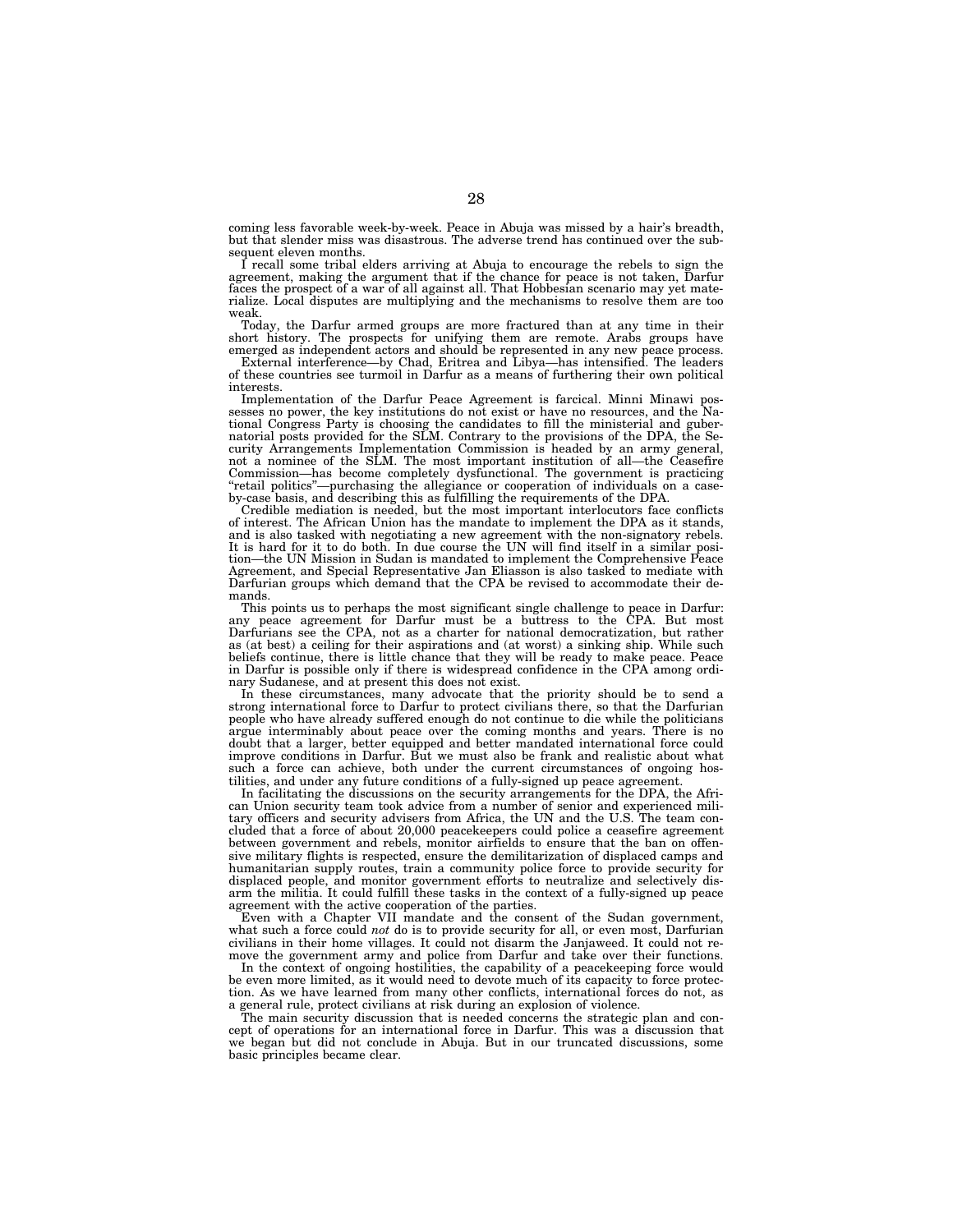coming less favorable week-by-week. Peace in Abuja was missed by a hair's breadth, but that slender miss was disastrous. The adverse trend has continued over the subsequent eleven months.

I recall some tribal elders arriving at Abuja to encourage the rebels to sign the agreement, making the argument that if the chance for peace is not taken, Darfur faces the prospect of a war of all against all. That Hobbesian scenario may yet materialize. Local disputes are multiplying and the mechanisms to resolve them are too weak.

Today, the Darfur armed groups are more fractured than at any time in their short history. The prospects for unifying them are remote. Arabs groups have emerged as independent actors and should be represented in any new peace process.

External interference—by Chad, Eritrea and Libya—has intensified. The leaders of these countries see turmoil in Darfur as a means of furthering their own political interests.

Implementation of the Darfur Peace Agreement is farcical. Minni Minawi possesses no power, the key institutions do not exist or have no resources, and the National Congress Party is choosing the candidates to fill the ministerial and gubernatorial posts provided for the SLM. Contrary to the provisions of the DPA, the Security Arrangements Implementation Commission is headed by an army general, not a nominee of the SLM. The most important institution of all—the Ceasefire Commission—has become completely dysfunctional. The government is practicing "retail politics"—purchasing the allegiance or cooperation of individuals on a case-by-case basis, and describing this as fulfilling the requirements of the DPA.

Credible mediation is needed, but the most important interlocutors face conflicts of interest. The African Union has the mandate to implement the DPA as it stands, and is also tasked with negotiating a new agreement with the non-signatory rebels. It is hard for it to do both. In due course the UN will find itself in a similar position—the UN Mission in Sudan is mandated to implement the Comprehensive Peace Agreement, and Special Representative Jan Eliasson is also tasked to mediate with Darfurian groups which demand that the CPA be revised to accommodate their demands.

This points us to perhaps the most significant single challenge to peace in Darfur: any peace agreement for Darfur must be a buttress to the CPA. But most Darfurians see the CPA, not as a charter for national democratization, but rather as (at best) a ceiling for their aspirations and (at worst) a sinking ship. While such beliefs continue, there is little chance that they will be ready to make peace. Peace in Darfur is possible only if there is widespread confidence in the CPA among ordinary Sudanese, and at present this does not exist.

In these circumstances, many advocate that the priority should be to send a strong international force to Darfur to protect civilians there, so that the Darfurian people who have already suffered enough do not continue to die while the politicians argue interminably about peace over the coming months and years. There is no doubt that a larger, better equipped and better mandated international force could improve conditions in Darfur. But we must also be frank and realistic about what such a force can achieve, both under the current circumstances of ongoing hostilities, and under any future conditions of a fully-signed up peace agreement.

In facilitating the discussions on the security arrangements for the DPA, the African Union security team took advice from a number of senior and experienced military officers and security advisers from Africa, the UN and the U.S. The team concluded that a force of about 20,000 peacekeepers could police a ceasefire agreement between government and rebels, monitor airfields to ensure that the ban on offensive military flights is respected, ensure the demilitarization of displaced camps and humanitarian supply routes, train a community police force to provide security for displaced people, and monitor government efforts to neutralize and selectively disarm the militia. It could fulfill these tasks in the context of a fully-signed up peace agreement with the active cooperation of the parties.

Even with a Chapter VII mandate and the consent of the Sudan government, what such a force could *not* do is to provide security for all, or even most, Darfurian civilians in their home villages. It could not disarm the Janjaweed. It could not remove the government army and police from Darfur and take over their functions.

In the context of ongoing hostilities, the capability of a peacekeeping force would be even more limited, as it would need to devote much of its capacity to force protection. As we have learned from many other conflicts, international forces do not, as a general rule, protect civilians at risk during an explosion of violence.

The main security discussion that is needed concerns the strategic plan and concept of operations for an international force in Darfur. This was a discussion that we began but did not conclude in Abuja. But in our truncated discussions, some basic principles became clear.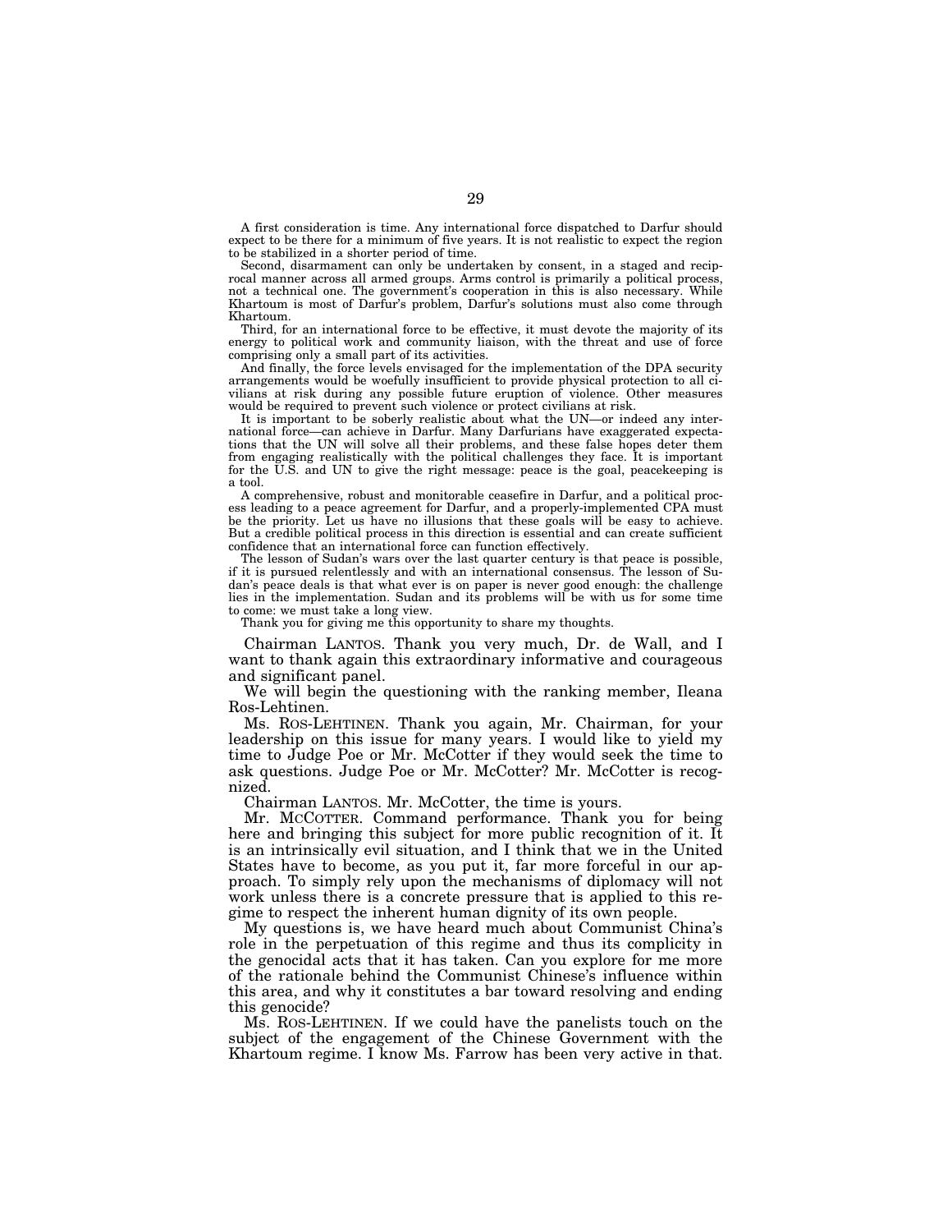A first consideration is time. Any international force dispatched to Darfur should expect to be there for a minimum of five years. It is not realistic to expect the region to be stabilized in a shorter period of time.

Second, disarmament can only be undertaken by consent, in a staged and reciprocal manner across all armed groups. Arms control is primarily a political process, not a technical one. The government's cooperation in this is also necessary. While Khartoum is most of Darfur's problem, Darfur's solutions must also come through Khartoum.

Third, for an international force to be effective, it must devote the majority of its energy to political work and community liaison, with the threat and use of force comprising only a small part of its activities.

And finally, the force levels envisaged for the implementation of the DPA security arrangements would be woefully insufficient to provide physical protection to all civilians at risk during any possible future eruption of violence. Other measures would be required to prevent such violence or protect civilians at risk.

It is important to be soberly realistic about what the UN—or indeed any international force—can achieve in Darfur. Many Darfurians have exaggerated expectations that the UN will solve all their problems, and these false hopes deter them from engaging realistically with the political challenges they face. It is important for the U.S. and UN to give the right message: peace is the goal, peacekeeping is a tool.

A comprehensive, robust and monitorable ceasefire in Darfur, and a political process leading to a peace agreement for Darfur, and a properly-implemented CPA must be the priority. Let us have no illusions that these goals will be easy to achieve. But a credible political process in this direction is essential and can create sufficient confidence that an international force can function effectively.

The lesson of Sudan's wars over the last quarter century is that peace is possible, if it is pursued relentlessly and with an international consensus. The lesson of Sudan's peace deals is that what ever is on paper is never good enough: the challenge lies in the implementation. Sudan and its problems will be with us for some time to come: we must take a long view.

Thank you for giving me this opportunity to share my thoughts.

Chairman LANTOS. Thank you very much, Dr. de Wall, and I want to thank again this extraordinary informative and courageous and significant panel.

We will begin the questioning with the ranking member, Ileana Ros-Lehtinen.

Ms. ROS-LEHTINEN. Thank you again, Mr. Chairman, for your leadership on this issue for many years. I would like to yield my time to Judge Poe or Mr. McCotter if they would seek the time to ask questions. Judge Poe or Mr. McCotter? Mr. McCotter is recognized.

Chairman LANTOS. Mr. McCotter, the time is yours.

Mr. MCCOTTER. Command performance. Thank you for being here and bringing this subject for more public recognition of it. It is an intrinsically evil situation, and I think that we in the United States have to become, as you put it, far more forceful in our approach. To simply rely upon the mechanisms of diplomacy will not work unless there is a concrete pressure that is applied to this regime to respect the inherent human dignity of its own people.

My questions is, we have heard much about Communist China's role in the perpetuation of this regime and thus its complicity in the genocidal acts that it has taken. Can you explore for me more of the rationale behind the Communist Chinese's influence within this area, and why it constitutes a bar toward resolving and ending this genocide?

Ms. ROS-LEHTINEN. If we could have the panelists touch on the subject of the engagement of the Chinese Government with the Khartoum regime. I know Ms. Farrow has been very active in that.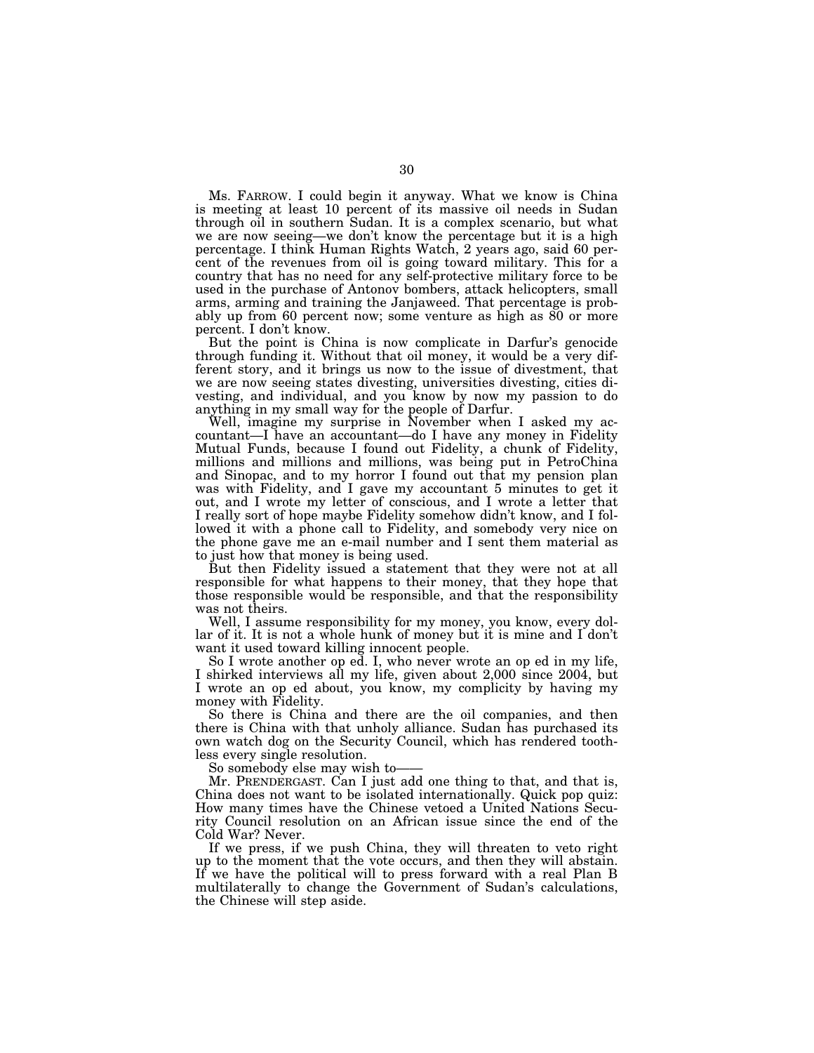Ms. FARROW. I could begin it anyway. What we know is China is meeting at least 10 percent of its massive oil needs in Sudan through oil in southern Sudan. It is a complex scenario, but what we are now seeing—we don't know the percentage but it is a high percentage. I think Human Rights Watch, 2 years ago, said 60 percent of the revenues from oil is going toward military. This for a country that has no need for any self-protective military force to be used in the purchase of Antonov bombers, attack helicopters, small arms, arming and training the Janjaweed. That percentage is probably up from 60 percent now; some venture as high as 80 or more percent. I don't know.

But the point is China is now complicate in Darfur's genocide through funding it. Without that oil money, it would be a very different story, and it brings us now to the issue of divestment, that we are now seeing states divesting, universities divesting, cities divesting, and individual, and you know by now my passion to do anything in my small way for the people of Darfur.

Well, imagine my surprise in November when I asked my accountant—I have an accountant—do I have any money in Fidelity Mutual Funds, because I found out Fidelity, a chunk of Fidelity, millions and millions and millions, was being put in PetroChina and Sinopac, and to my horror I found out that my pension plan was with Fidelity, and I gave my accountant 5 minutes to get it out, and I wrote my letter of conscious, and I wrote a letter that I really sort of hope maybe Fidelity somehow didn't know, and I followed it with a phone call to Fidelity, and somebody very nice on the phone gave me an e-mail number and I sent them material as to just how that money is being used.

But then Fidelity issued a statement that they were not at all responsible for what happens to their money, that they hope that those responsible would be responsible, and that the responsibility was not theirs.

Well, I assume responsibility for my money, you know, every dollar of it. It is not a whole hunk of money but it is mine and I don't want it used toward killing innocent people.

So I wrote another op ed. I, who never wrote an op ed in my life, I shirked interviews all my life, given about 2,000 since 2004, but I wrote an op ed about, you know, my complicity by having my money with Fidelity.

So there is China and there are the oil companies, and then there is China with that unholy alliance. Sudan has purchased its own watch dog on the Security Council, which has rendered toothless every single resolution.

So somebody else may wish to——

Mr. PRENDERGAST. Can I just add one thing to that, and that is, China does not want to be isolated internationally. Quick pop quiz: How many times have the Chinese vetoed a United Nations Security Council resolution on an African issue since the end of the Cold War? Never.

If we press, if we push China, they will threaten to veto right up to the moment that the vote occurs, and then they will abstain. If we have the political will to press forward with a real Plan B multilaterally to change the Government of Sudan's calculations, the Chinese will step aside.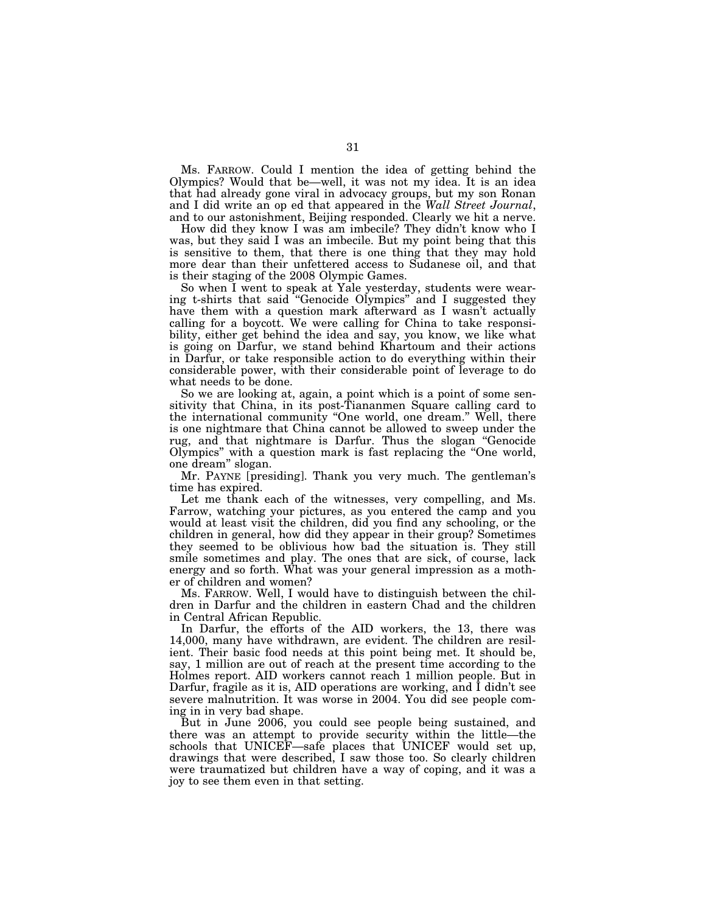Ms. FARROW. Could I mention the idea of getting behind the Olympics? Would that be—well, it was not my idea. It is an idea that had already gone viral in advocacy groups, but my son Ronan and I did write an op ed that appeared in the *Wall Street Journal*, and to our astonishment, Beijing responded. Clearly we hit a nerve.

How did they know I was am imbecile? They didn't know who I was, but they said I was an imbecile. But my point being that this is sensitive to them, that there is one thing that they may hold more dear than their unfettered access to Sudanese oil, and that is their staging of the 2008 Olympic Games.

So when I went to speak at Yale yesterday, students were wearing t-shirts that said "Genocide Olympics" and I suggested they have them with a question mark afterward as I wasn't actually calling for a boycott. We were calling for China to take responsibility, either get behind the idea and say, you know, we like what is going on Darfur, we stand behind Khartoum and their actions in Darfur, or take responsible action to do everything within their considerable power, with their considerable point of leverage to do what needs to be done.

So we are looking at, again, a point which is a point of some sensitivity that China, in its post-Tiananmen Square calling card to the international community "One world, one dream." Well, there is one nightmare that China cannot be allowed to sweep under the rug, and that nightmare is Darfur. Thus the slogan "Genocide Olympics" with a question mark is fast replacing the "One world, one dream" slogan.

Mr. PAYNE [presiding]. Thank you very much. The gentleman's time has expired.

Let me thank each of the witnesses, very compelling, and Ms. Farrow, watching your pictures, as you entered the camp and you would at least visit the children, did you find any schooling, or the children in general, how did they appear in their group? Sometimes they seemed to be oblivious how bad the situation is. They still smile sometimes and play. The ones that are sick, of course, lack energy and so forth. What was your general impression as a mother of children and women?

Ms. FARROW. Well, I would have to distinguish between the children in Darfur and the children in eastern Chad and the children in Central African Republic.

In Darfur, the efforts of the AID workers, the 13, there was 14,000, many have withdrawn, are evident. The children are resilient. Their basic food needs at this point being met. It should be, say, 1 million are out of reach at the present time according to the Holmes report. AID workers cannot reach 1 million people. But in Darfur, fragile as it is, AID operations are working, and I didn't see severe malnutrition. It was worse in 2004. You did see people coming in in very bad shape.

But in June 2006, you could see people being sustained, and there was an attempt to provide security within the little—the schools that UNICEF—safe places that UNICEF would set up, drawings that were described, I saw those too. So clearly children were traumatized but children have a way of coping, and it was a joy to see them even in that setting.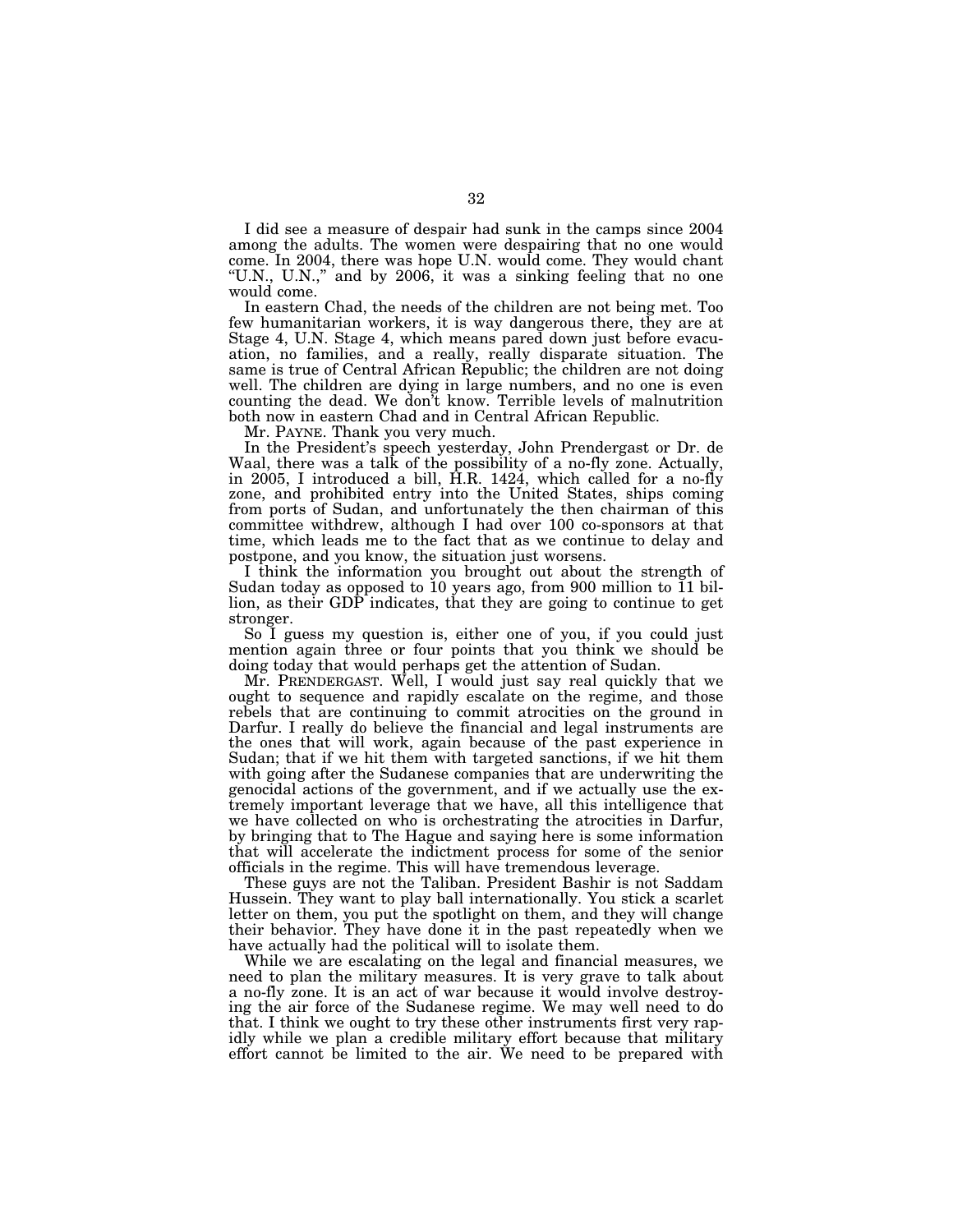I did see a measure of despair had sunk in the camps since 2004 among the adults. The women were despairing that no one would come. In 2004, there was hope U.N. would come. They would chant "U.N., U.N.," and by 2006, it was a sinking feeling that no one would come.

In eastern Chad, the needs of the children are not being met. Too few humanitarian workers, it is way dangerous there, they are at Stage 4, U.N. Stage 4, which means pared down just before evacuation, no families, and a really, really disparate situation. The same is true of Central African Republic; the children are not doing well. The children are dying in large numbers, and no one is even counting the dead. We don't know. Terrible levels of malnutrition both now in eastern Chad and in Central African Republic.

Mr. PAYNE. Thank you very much.

In the President's speech yesterday, John Prendergast or Dr. de Waal, there was a talk of the possibility of a no-fly zone. Actually, in 2005, I introduced a bill, H.R. 1424, which called for a no-fly zone, and prohibited entry into the United States, ships coming from ports of Sudan, and unfortunately the then chairman of this committee withdrew, although I had over 100 co-sponsors at that time, which leads me to the fact that as we continue to delay and postpone, and you know, the situation just worsens.

I think the information you brought out about the strength of Sudan today as opposed to 10 years ago, from 900 million to 11 billion, as their GDP indicates, that they are going to continue to get stronger.

So I guess my question is, either one of you, if you could just mention again three or four points that you think we should be doing today that would perhaps get the attention of Sudan.

Mr. PRENDERGAST. Well, I would just say real quickly that we ought to sequence and rapidly escalate on the regime, and those rebels that are continuing to commit atrocities on the ground in Darfur. I really do believe the financial and legal instruments are the ones that will work, again because of the past experience in Sudan; that if we hit them with targeted sanctions, if we hit them with going after the Sudanese companies that are underwriting the genocidal actions of the government, and if we actually use the extremely important leverage that we have, all this intelligence that we have collected on who is orchestrating the atrocities in Darfur, by bringing that to The Hague and saying here is some information that will accelerate the indictment process for some of the senior officials in the regime. This will have tremendous leverage.

These guys are not the Taliban. President Bashir is not Saddam Hussein. They want to play ball internationally. You stick a scarlet letter on them, you put the spotlight on them, and they will change their behavior. They have done it in the past repeatedly when we have actually had the political will to isolate them.

While we are escalating on the legal and financial measures, we need to plan the military measures. It is very grave to talk about a no-fly zone. It is an act of war because it would involve destroying the air force of the Sudanese regime. We may well need to do that. I think we ought to try these other instruments first very rapidly while we plan a credible military effort because that military effort cannot be limited to the air. We need to be prepared with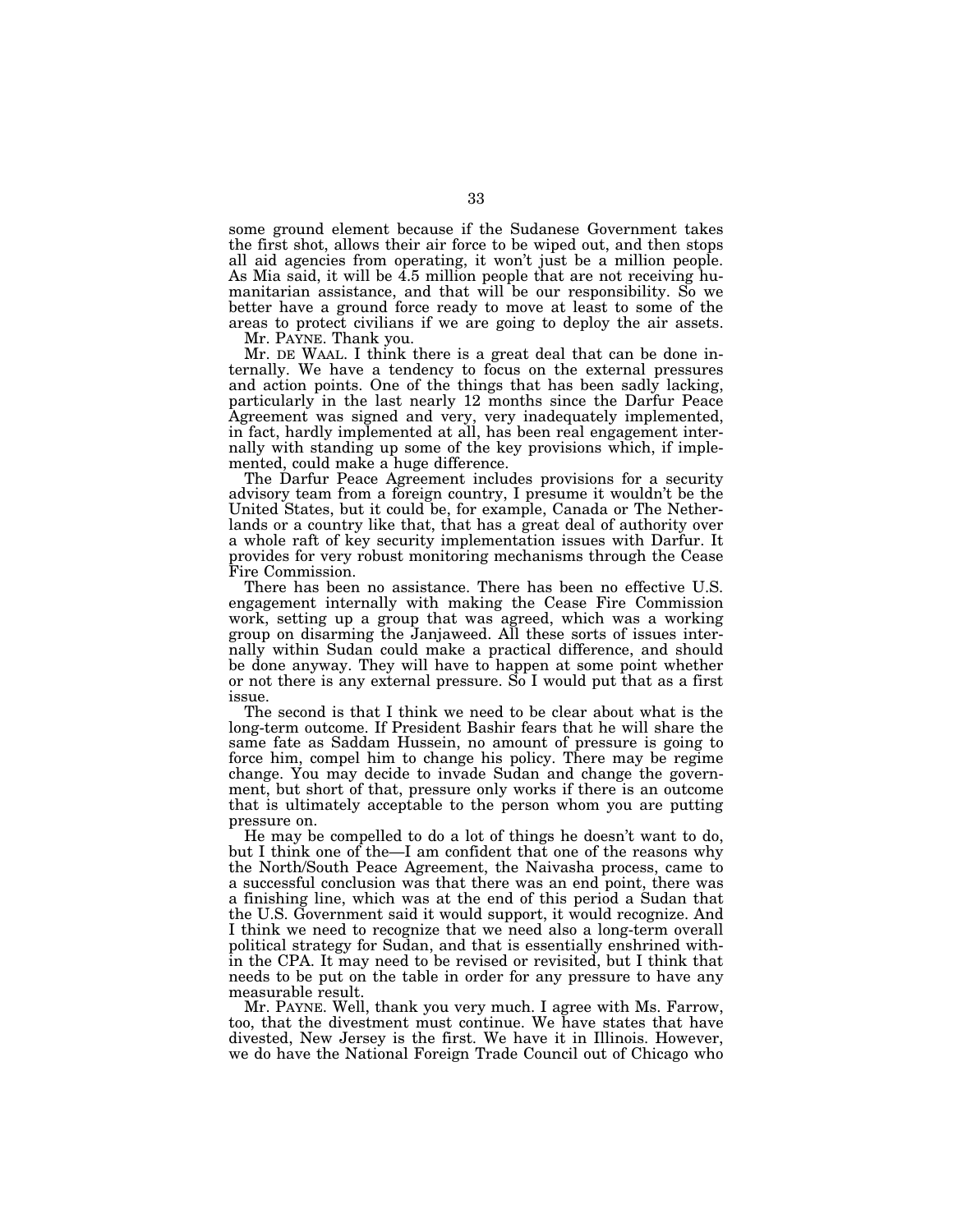some ground element because if the Sudanese Government takes the first shot, allows their air force to be wiped out, and then stops all aid agencies from operating, it won't just be a million people. As Mia said, it will be 4.5 million people that are not receiving humanitarian assistance, and that will be our responsibility. So we better have a ground force ready to move at least to some of the areas to protect civilians if we are going to deploy the air assets.

Mr. PAYNE. Thank you.

Mr. DE WAAL. I think there is a great deal that can be done internally. We have a tendency to focus on the external pressures and action points. One of the things that has been sadly lacking, particularly in the last nearly 12 months since the Darfur Peace Agreement was signed and very, very inadequately implemented, in fact, hardly implemented at all, has been real engagement internally with standing up some of the key provisions which, if implemented, could make a huge difference.

The Darfur Peace Agreement includes provisions for a security advisory team from a foreign country, I presume it wouldn't be the United States, but it could be, for example, Canada or The Netherlands or a country like that, that has a great deal of authority over a whole raft of key security implementation issues with Darfur. It provides for very robust monitoring mechanisms through the Cease Fire Commission.

There has been no assistance. There has been no effective U.S. engagement internally with making the Cease Fire Commission work, setting up a group that was agreed, which was a working group on disarming the Janjaweed. All these sorts of issues internally within Sudan could make a practical difference, and should be done anyway. They will have to happen at some point whether or not there is any external pressure. So I would put that as a first issue.

The second is that I think we need to be clear about what is the long-term outcome. If President Bashir fears that he will share the same fate as Saddam Hussein, no amount of pressure is going to force him, compel him to change his policy. There may be regime change. You may decide to invade Sudan and change the government, but short of that, pressure only works if there is an outcome that is ultimately acceptable to the person whom you are putting pressure on.

He may be compelled to do a lot of things he doesn't want to do, but I think one of the—I am confident that one of the reasons why the North/South Peace Agreement, the Naivasha process, came to a successful conclusion was that there was an end point, there was a finishing line, which was at the end of this period a Sudan that the U.S. Government said it would support, it would recognize. And I think we need to recognize that we need also a long-term overall political strategy for Sudan, and that is essentially enshrined within the CPA. It may need to be revised or revisited, but I think that needs to be put on the table in order for any pressure to have any measurable result.

Mr. PAYNE. Well, thank you very much. I agree with Ms. Farrow, too, that the divestment must continue. We have states that have divested, New Jersey is the first. We have it in Illinois. However, we do have the National Foreign Trade Council out of Chicago who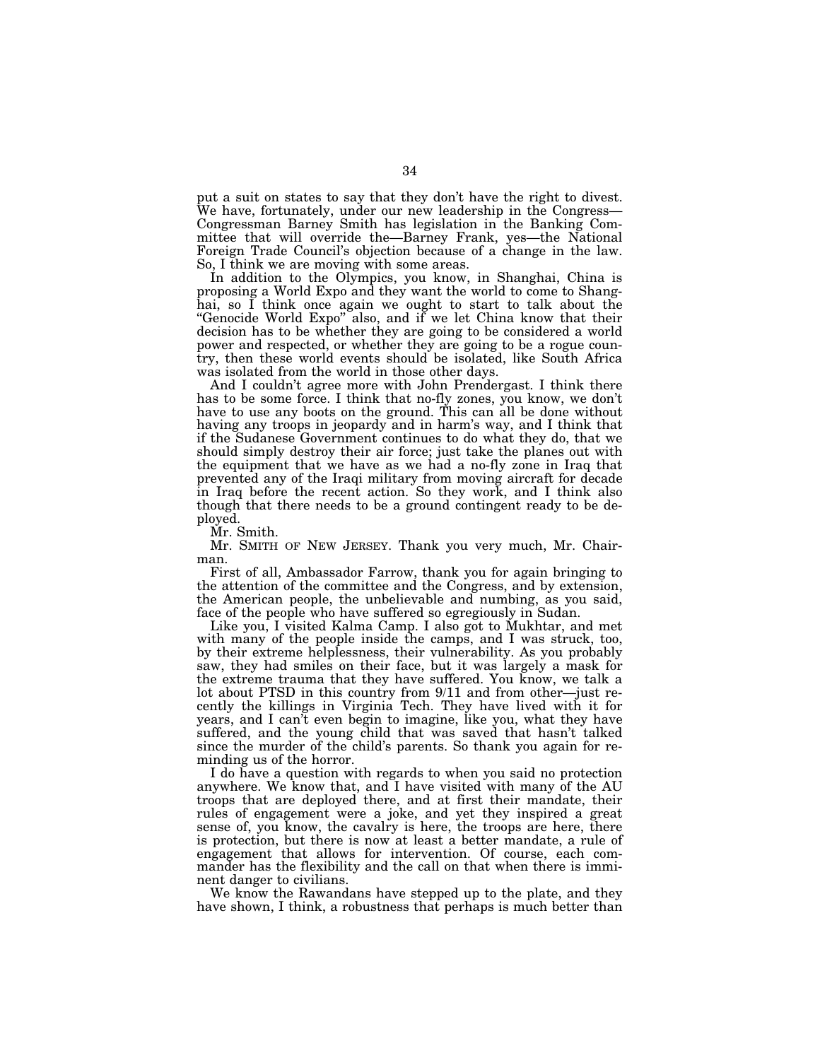put a suit on states to say that they don't have the right to divest. We have, fortunately, under our new leadership in the Congress—Congressman Barney Smith has legislation in the Banking Committee that will override the—Barney Frank, yes—the National Foreign Trade Council's objection because of a change in the law. So, I think we are moving with some areas.

In addition to the Olympics, you know, in Shanghai, China is proposing a World Expo and they want the world to come to Shanghai, so I think once again we ought to start to talk about the "Genocide World Expo" also, and if we let China know that their decision has to be whether they are going to be considered a world power and respected, or whether they are going to be a rogue country, then these world events should be isolated, like South Africa was isolated from the world in those other days.

And I couldn't agree more with John Prendergast. I think there has to be some force. I think that no-fly zones, you know, we don't have to use any boots on the ground. This can all be done without having any troops in jeopardy and in harm's way, and I think that if the Sudanese Government continues to do what they do, that we should simply destroy their air force; just take the planes out with the equipment that we have as we had a no-fly zone in Iraq that prevented any of the Iraqi military from moving aircraft for decade in Iraq before the recent action. So they work, and I think also though that there needs to be a ground contingent ready to be deployed.

Mr. Smith.

Mr. SMITH OF NEW JERSEY. Thank you very much, Mr. Chairman.

First of all, Ambassador Farrow, thank you for again bringing to the attention of the committee and the Congress, and by extension, the American people, the unbelievable and numbing, as you said, face of the people who have suffered so egregiously in Sudan.

Like you, I visited Kalma Camp. I also got to Mukhtar, and met with many of the people inside the camps, and I was struck, too, by their extreme helplessness, their vulnerability. As you probably saw, they had smiles on their face, but it was largely a mask for the extreme trauma that they have suffered. You know, we talk a lot about PTSD in this country from 9/11 and from other—just recently the killings in Virginia Tech. They have lived with it for years, and I can't even begin to imagine, like you, what they have suffered, and the young child that was saved that hasn't talked since the murder of the child's parents. So thank you again for reminding us of the horror.

I do have a question with regards to when you said no protection anywhere. We know that, and I have visited with many of the AU troops that are deployed there, and at first their mandate, their rules of engagement were a joke, and yet they inspired a great sense of, you know, the cavalry is here, the troops are here, there is protection, but there is now at least a better mandate, a rule of engagement that allows for intervention. Of course, each commander has the flexibility and the call on that when there is imminent danger to civilians.

We know the Rawandans have stepped up to the plate, and they have shown, I think, a robustness that perhaps is much better than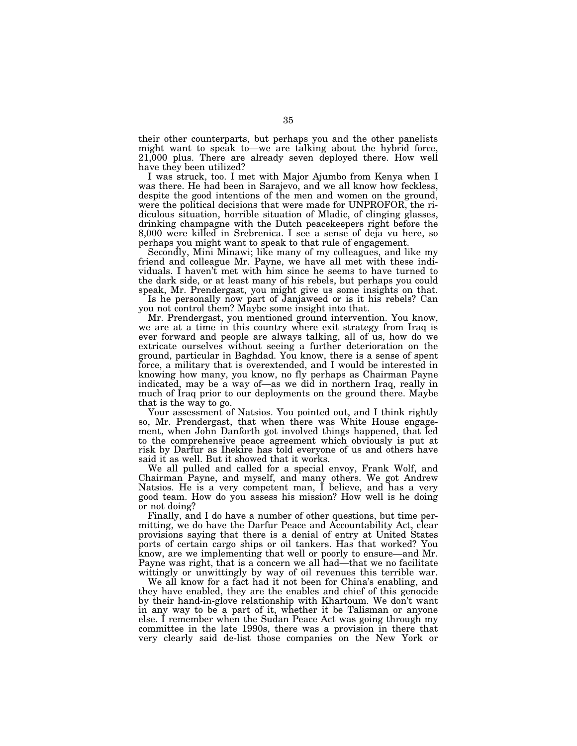their other counterparts, but perhaps you and the other panelists might want to speak to—we are talking about the hybrid force, 21,000 plus. There are already seven deployed there. How well have they been utilized?

I was struck, too. I met with Major Ajumbo from Kenya when I was there. He had been in Sarajevo, and we all know how feckless, despite the good intentions of the men and women on the ground, were the political decisions that were made for UNPROFOR, the ridiculous situation, horrible situation of Mladic, of clinging glasses, drinking champagne with the Dutch peacekeepers right before the 8,000 were killed in Srebrenica. I see a sense of deja vu here, so perhaps you might want to speak to that rule of engagement.

Secondly, Mini Minawi; like many of my colleagues, and like my friend and colleague Mr. Payne, we have all met with these individuals. I haven't met with him since he seems to have turned to the dark side, or at least many of his rebels, but perhaps you could speak, Mr. Prendergast, you might give us some insights on that.

Is he personally now part of Janjaweed or is it his rebels? Can you not control them? Maybe some insight into that.

Mr. Prendergast, you mentioned ground intervention. You know, we are at a time in this country where exit strategy from Iraq is ever forward and people are always talking, all of us, how do we extricate ourselves without seeing a further deterioration on the ground, particular in Baghdad. You know, there is a sense of spent force, a military that is overextended, and I would be interested in knowing how many, you know, no fly perhaps as Chairman Payne indicated, may be a way of—as we did in northern Iraq, really in much of Iraq prior to our deployments on the ground there. Maybe that is the way to go.

Your assessment of Natsios. You pointed out, and I think rightly so, Mr. Prendergast, that when there was White House engagement, when John Danforth got involved things happened, that led to the comprehensive peace agreement which obviously is put at risk by Darfur as Ihekire has told everyone of us and others have said it as well. But it showed that it works.

We all pulled and called for a special envoy, Frank Wolf, and Chairman Payne, and myself, and many others. We got Andrew Natsios. He is a very competent man, I believe, and has a very good team. How do you assess his mission? How well is he doing or not doing?

Finally, and I do have a number of other questions, but time permitting, we do have the Darfur Peace and Accountability Act, clear provisions saying that there is a denial of entry at United States ports of certain cargo ships or oil tankers. Has that worked? You know, are we implementing that well or poorly to ensure—and Mr. Payne was right, that is a concern we all had—that we no facilitate wittingly or unwittingly by way of oil revenues this terrible war.

We all know for a fact had it not been for China's enabling, and they have enabled, they are the enables and chief of this genocide by their hand-in-glove relationship with Khartoum. We don't want in any way to be a part of it, whether it be Talisman or anyone else. I remember when the Sudan Peace Act was going through my committee in the late 1990s, there was a provision in there that very clearly said de-list those companies on the New York or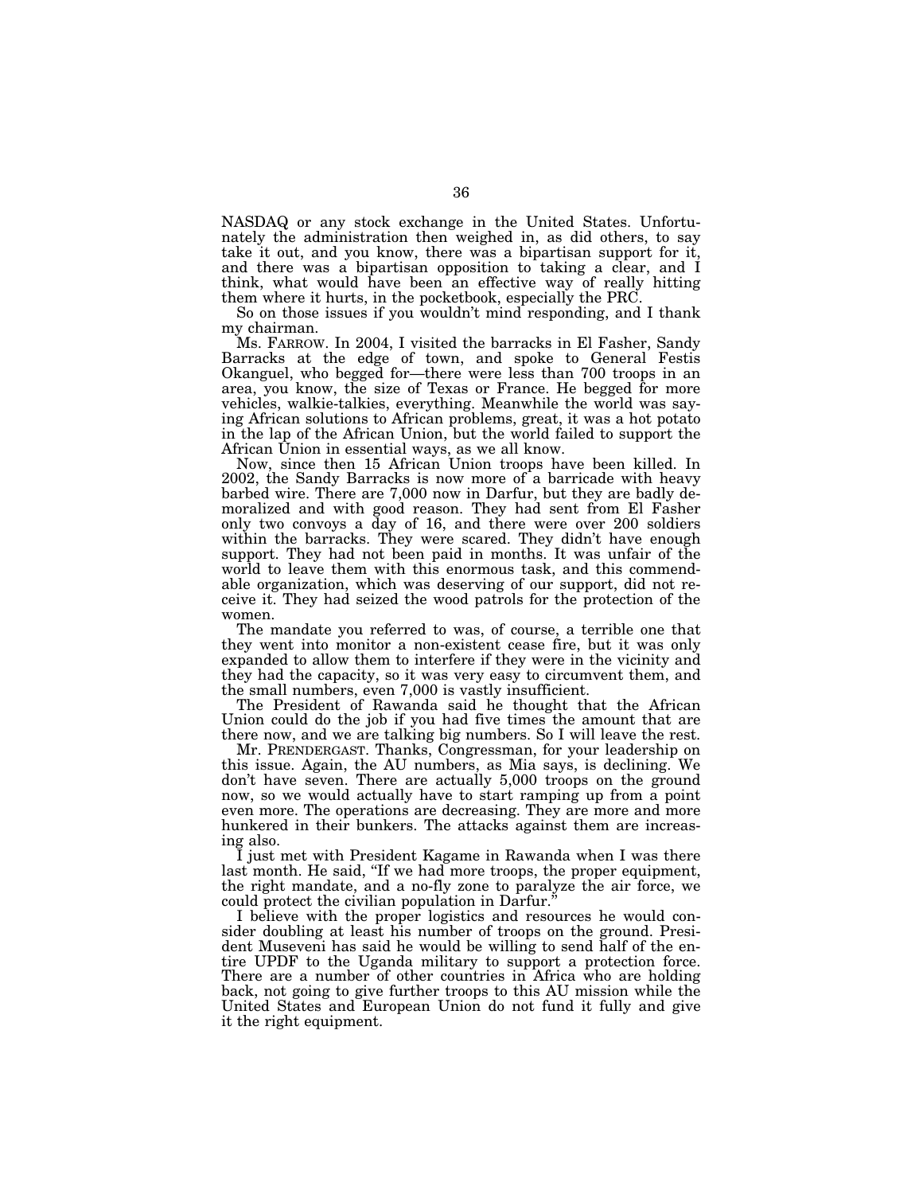NASDAQ or any stock exchange in the United States. Unfortunately the administration then weighed in, as did others, to say take it out, and you know, there was a bipartisan support for it, and there was a bipartisan opposition to taking a clear, and I think, what would have been an effective way of really hitting them where it hurts, in the pocketbook, especially the PRC.

So on those issues if you wouldn't mind responding, and I thank my chairman.

Ms. FARROW. In 2004, I visited the barracks in El Fasher, Sandy Barracks at the edge of town, and spoke to General Festis Okanguel, who begged for—there were less than 700 troops in an area, you know, the size of Texas or France. He begged for more vehicles, walkie-talkies, everything. Meanwhile the world was saying African solutions to African problems, great, it was a hot potato in the lap of the African Union, but the world failed to support the African Union in essential ways, as we all know.

Now, since then 15 African Union troops have been killed. In 2002, the Sandy Barracks is now more of a barricade with heavy barbed wire. There are 7,000 now in Darfur, but they are badly demoralized and with good reason. They had sent from El Fasher only two convoys a day of 16, and there were over 200 soldiers within the barracks. They were scared. They didn't have enough support. They had not been paid in months. It was unfair of the world to leave them with this enormous task, and this commendable organization, which was deserving of our support, did not receive it. They had seized the wood patrols for the protection of the women.

The mandate you referred to was, of course, a terrible one that they went into monitor a non-existent cease fire, but it was only expanded to allow them to interfere if they were in the vicinity and they had the capacity, so it was very easy to circumvent them, and the small numbers, even 7,000 is vastly insufficient.

The President of Rawanda said he thought that the African Union could do the job if you had five times the amount that are there now, and we are talking big numbers. So I will leave the rest.

Mr. PRENDERGAST. Thanks, Congressman, for your leadership on this issue. Again, the AU numbers, as Mia says, is declining. We don't have seven. There are actually 5,000 troops on the ground now, so we would actually have to start ramping up from a point even more. The operations are decreasing. They are more and more hunkered in their bunkers. The attacks against them are increasing also.

I just met with President Kagame in Rawanda when I was there last month. He said, "If we had more troops, the proper equipment, the right mandate, and a no-fly zone to paralyze the air force, we could protect the civilian population in Darfur."

I believe with the proper logistics and resources he would consider doubling at least his number of troops on the ground. President Museveni has said he would be willing to send half of the entire UPDF to the Uganda military to support a protection force. There are a number of other countries in Africa who are holding back, not going to give further troops to this AU mission while the United States and European Union do not fund it fully and give it the right equipment.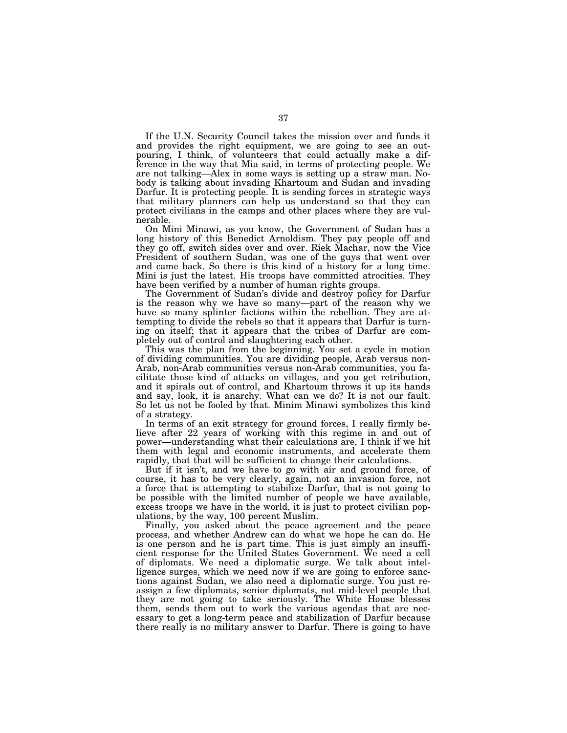If the U.N. Security Council takes the mission over and funds it and provides the right equipment, we are going to see an outpouring, I think, of volunteers that could actually make a difference in the way that Mia said, in terms of protecting people. We are not talking—Alex in some ways is setting up a straw man. Nobody is talking about invading Khartoum and Sudan and invading Darfur. It is protecting people. It is sending forces in strategic ways that military planners can help us understand so that they can protect civilians in the camps and other places where they are vulnerable.

On Mini Minawi, as you know, the Government of Sudan has a long history of this Benedict Arnoldism. They pay people off and they go off, switch sides over and over. Riek Machar, now the Vice President of southern Sudan, was one of the guys that went over and came back. So there is this kind of a history for a long time. Mini is just the latest. His troops have committed atrocities. They have been verified by a number of human rights groups.

The Government of Sudan's divide and destroy policy for Darfur is the reason why we have so many—part of the reason why we have so many splinter factions within the rebellion. They are attempting to divide the rebels so that it appears that Darfur is turning on itself; that it appears that the tribes of Darfur are completely out of control and slaughtering each other.

This was the plan from the beginning. You set a cycle in motion of dividing communities. You are dividing people, Arab versus non-Arab, non-Arab communities versus non-Arab communities, you facilitate those kind of attacks on villages, and you get retribution, and it spirals out of control, and Khartoum throws it up its hands and say, look, it is anarchy. What can we do? It is not our fault. So let us not be fooled by that. Minim Minawi symbolizes this kind of a strategy.

In terms of an exit strategy for ground forces, I really firmly believe after 22 years of working with this regime in and out of power—understanding what their calculations are, I think if we hit them with legal and economic instruments, and accelerate them rapidly, that that will be sufficient to change their calculations.

But if it isn't, and we have to go with air and ground force, of course, it has to be very clearly, again, not an invasion force, not a force that is attempting to stabilize Darfur, that is not going to be possible with the limited number of people we have available, excess troops we have in the world, it is just to protect civilian populations, by the way, 100 percent Muslim.

Finally, you asked about the peace agreement and the peace process, and whether Andrew can do what we hope he can do. He is one person and he is part time. This is just simply an insufficient response for the United States Government. We need a cell of diplomats. We need a diplomatic surge. We talk about intelligence surges, which we need now if we are going to enforce sanctions against Sudan, we also need a diplomatic surge. You just reassign a few diplomats, senior diplomats, not mid-level people that they are not going to take seriously. The White House blesses them, sends them out to work the various agendas that are necessary to get a long-term peace and stabilization of Darfur because there really is no military answer to Darfur. There is going to have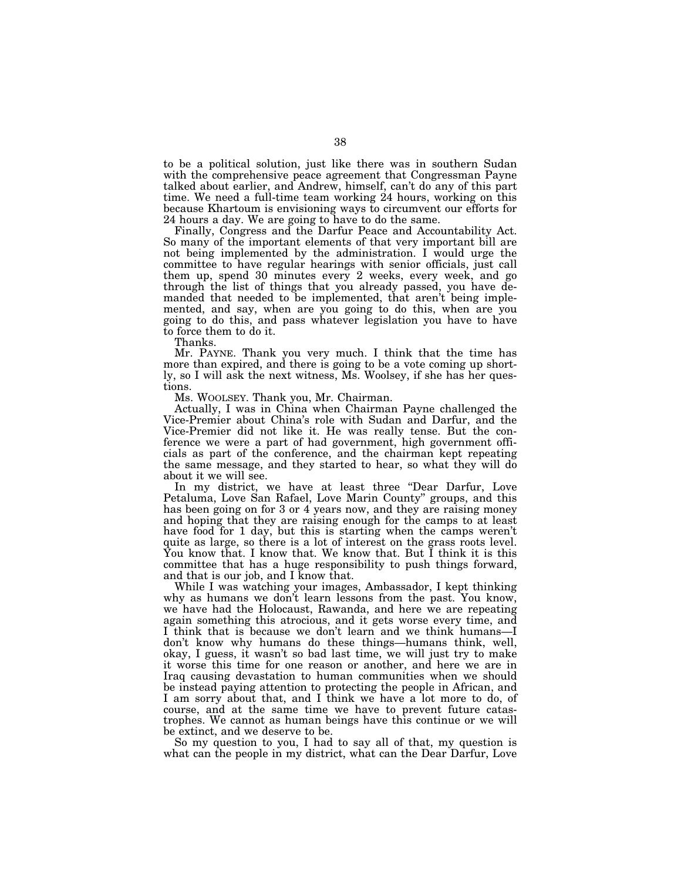to be a political solution, just like there was in southern Sudan with the comprehensive peace agreement that Congressman Payne talked about earlier, and Andrew, himself, can't do any of this part time. We need a full-time team working 24 hours, working on this because Khartoum is envisioning ways to circumvent our efforts for 24 hours a day. We are going to have to do the same.

Finally, Congress and the Darfur Peace and Accountability Act. So many of the important elements of that very important bill are not being implemented by the administration. I would urge the committee to have regular hearings with senior officials, just call them up, spend 30 minutes every 2 weeks, every week, and go through the list of things that you already passed, you have demanded that needed to be implemented, that aren't being implemented, and say, when are you going to do this, when are you going to do this, and pass whatever legislation you have to have to force them to do it.

Thanks.

Mr. PAYNE. Thank you very much. I think that the time has more than expired, and there is going to be a vote coming up shortly, so I will ask the next witness, Ms. Woolsey, if she has her questions.

Ms. WOOLSEY. Thank you, Mr. Chairman.

Actually, I was in China when Chairman Payne challenged the Vice-Premier about China's role with Sudan and Darfur, and the Vice-Premier did not like it. He was really tense. But the conference we were a part of had government, high government officials as part of the conference, and the chairman kept repeating the same message, and they started to hear, so what they will do about it we will see.

In my district, we have at least three "Dear Darfur, Love Petaluma, Love San Rafael, Love Marin County" groups, and this has been going on for 3 or 4 years now, and they are raising money and hoping that they are raising enough for the camps to at least have food for 1 day, but this is starting when the camps weren't quite as large, so there is a lot of interest on the grass roots level. You know that. I know that. We know that. But I think it is this committee that has a huge responsibility to push things forward, and that is our job, and I know that.

While I was watching your images, Ambassador, I kept thinking why as humans we don't learn lessons from the past. You know, we have had the Holocaust, Rawanda, and here we are repeating again something this atrocious, and it gets worse every time, and I think that is because we don't learn and we think humans—I don't know why humans do these things—humans think, well, okay, I guess, it wasn't so bad last time, we will just try to make it worse this time for one reason or another, and here we are in Iraq causing devastation to human communities when we should be instead paying attention to protecting the people in African, and I am sorry about that, and I think we have a lot more to do, of course, and at the same time we have to prevent future catastrophes. We cannot as human beings have this continue or we will be extinct, and we deserve to be.

So my question to you, I had to say all of that, my question is what can the people in my district, what can the Dear Darfur, Love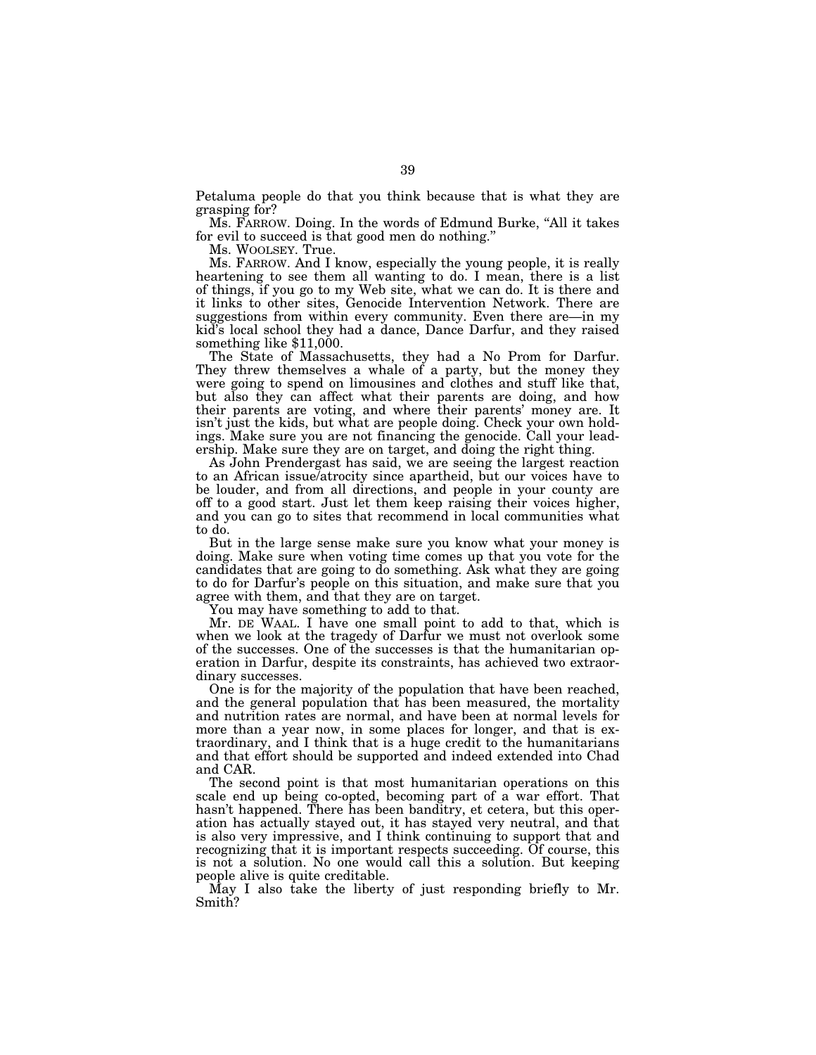Petaluma people do that you think because that is what they are grasping for?

Ms. FARROW. Doing. In the words of Edmund Burke, "All it takes for evil to succeed is that good men do nothing."

Ms. WOOLSEY. True.

Ms. FARROW. And I know, especially the young people, it is really heartening to see them all wanting to do. I mean, there is a list of things, if you go to my Web site, what we can do. It is there and it links to other sites, Genocide Intervention Network. There are suggestions from within every community. Even there are—in my kid's local school they had a dance, Dance Darfur, and they raised something like $11,000.

The State of Massachusetts, they had a No Prom for Darfur. They threw themselves a whale of a party, but the money they were going to spend on limousines and clothes and stuff like that, but also they can affect what their parents are doing, and how their parents are voting, and where their parents' money are. It isn't just the kids, but what are people doing. Check your own holdings. Make sure you are not financing the genocide. Call your leadership. Make sure they are on target, and doing the right thing.

As John Prendergast has said, we are seeing the largest reaction to an African issue/atrocity since apartheid, but our voices have to be louder, and from all directions, and people in your county are off to a good start. Just let them keep raising their voices higher, and you can go to sites that recommend in local communities what to do.

But in the large sense make sure you know what your money is doing. Make sure when voting time comes up that you vote for the candidates that are going to do something. Ask what they are going to do for Darfur's people on this situation, and make sure that you agree with them, and that they are on target.

You may have something to add to that.

Mr. DE WAAL. I have one small point to add to that, which is when we look at the tragedy of Darfur we must not overlook some of the successes. One of the successes is that the humanitarian operation in Darfur, despite its constraints, has achieved two extraordinary successes.

One is for the majority of the population that have been reached, and the general population that has been measured, the mortality and nutrition rates are normal, and have been at normal levels for more than a year now, in some places for longer, and that is extraordinary, and I think that is a huge credit to the humanitarians and that effort should be supported and indeed extended into Chad and CAR.

The second point is that most humanitarian operations on this scale end up being co-opted, becoming part of a war effort. That hasn't happened. There has been banditry, et cetera, but this operation has actually stayed out, it has stayed very neutral, and that is also very impressive, and I think continuing to support that and recognizing that it is important respects succeeding. Of course, this is not a solution. No one would call this a solution. But keeping people alive is quite creditable.

May I also take the liberty of just responding briefly to Mr. Smith?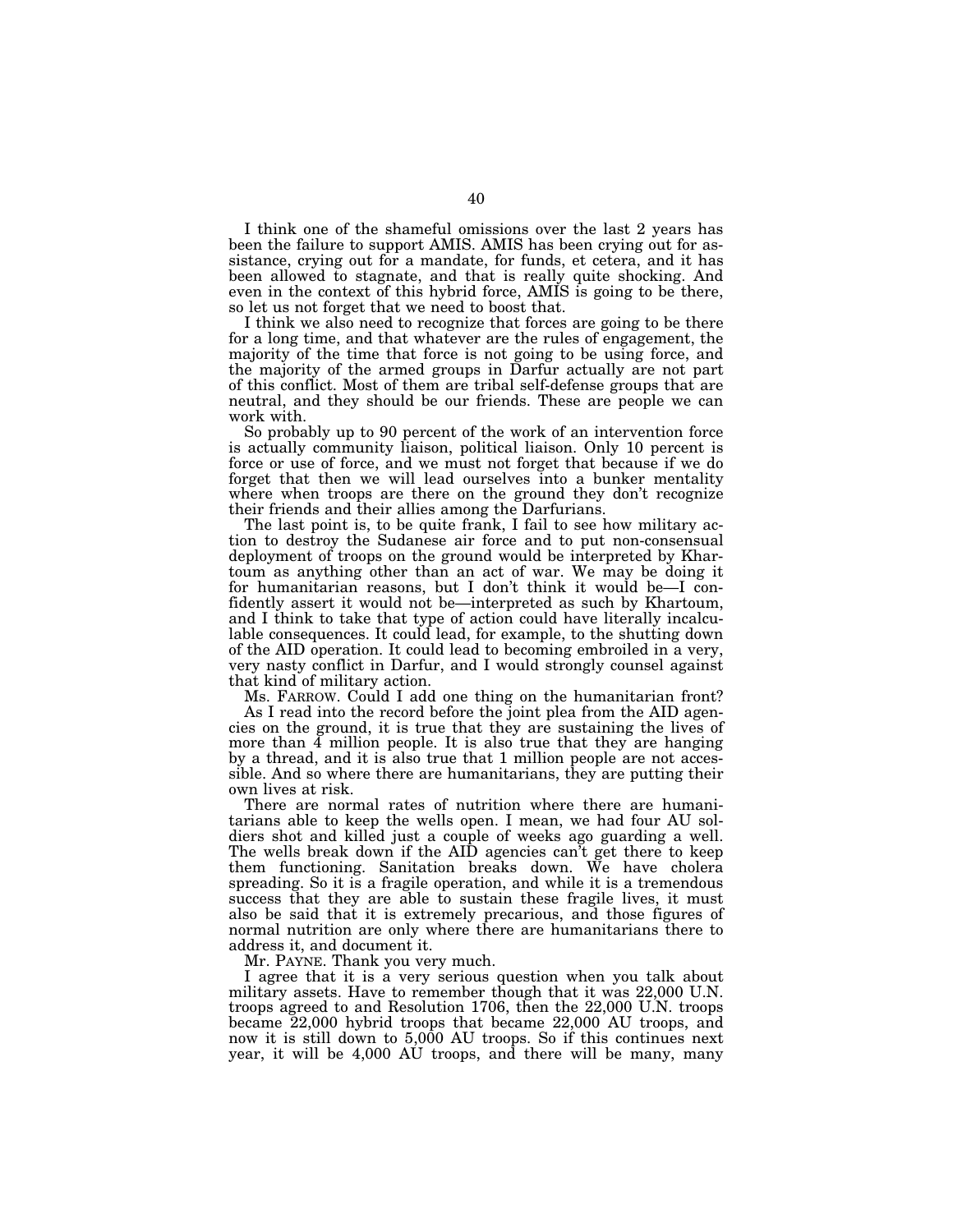I think one of the shameful omissions over the last 2 years has been the failure to support AMIS. AMIS has been crying out for assistance, crying out for a mandate, for funds, et cetera, and it has been allowed to stagnate, and that is really quite shocking. And even in the context of this hybrid force, AMIS is going to be there, so let us not forget that we need to boost that.

I think we also need to recognize that forces are going to be there for a long time, and that whatever are the rules of engagement, the majority of the time that force is not going to be using force, and the majority of the armed groups in Darfur actually are not part of this conflict. Most of them are tribal self-defense groups that are neutral, and they should be our friends. These are people we can work with.

So probably up to 90 percent of the work of an intervention force is actually community liaison, political liaison. Only 10 percent is force or use of force, and we must not forget that because if we do forget that then we will lead ourselves into a bunker mentality where when troops are there on the ground they don't recognize their friends and their allies among the Darfurians.

The last point is, to be quite frank, I fail to see how military action to destroy the Sudanese air force and to put non-consensual deployment of troops on the ground would be interpreted by Khartoum as anything other than an act of war. We may be doing it for humanitarian reasons, but I don't think it would be—I confidently assert it would not be—interpreted as such by Khartoum, and I think to take that type of action could have literally incalculable consequences. It could lead, for example, to the shutting down of the AID operation. It could lead to becoming embroiled in a very, very nasty conflict in Darfur, and I would strongly counsel against that kind of military action.

Ms. FARROW. Could I add one thing on the humanitarian front?

As I read into the record before the joint plea from the AID agencies on the ground, it is true that they are sustaining the lives of more than 4 million people. It is also true that they are hanging by a thread, and it is also true that 1 million people are not accessible. And so where there are humanitarians, they are putting their own lives at risk.

There are normal rates of nutrition where there are humanitarians able to keep the wells open. I mean, we had four AU soldiers shot and killed just a couple of weeks ago guarding a well. The wells break down if the AID agencies can't get there to keep them functioning. Sanitation breaks down. We have cholera spreading. So it is a fragile operation, and while it is a tremendous success that they are able to sustain these fragile lives, it must also be said that it is extremely precarious, and those figures of normal nutrition are only where there are humanitarians there to address it, and document it.

Mr. PAYNE. Thank you very much.

I agree that it is a very serious question when you talk about military assets. Have to remember though that it was 22,000 U.N. troops agreed to and Resolution 1706, then the 22,000 U.N. troops became 22,000 hybrid troops that became 22,000 AU troops, and now it is still down to 5,000 AU troops. So if this continues next year, it will be 4,000 AU troops, and there will be many, many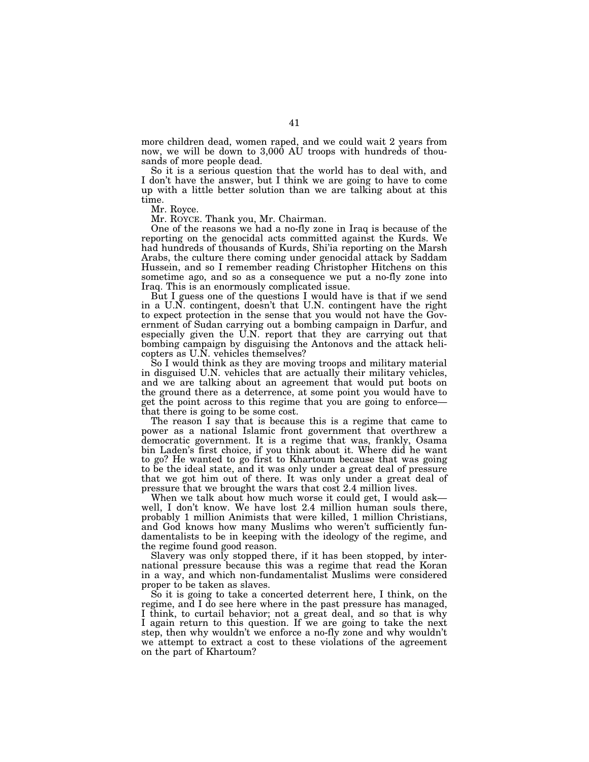more children dead, women raped, and we could wait 2 years from now, we will be down to 3,000 AU troops with hundreds of thousands of more people dead.

So it is a serious question that the world has to deal with, and I don't have the answer, but I think we are going to have to come up with a little better solution than we are talking about at this time.

Mr. Royce.

Mr. ROYCE. Thank you, Mr. Chairman.

One of the reasons we had a no-fly zone in Iraq is because of the reporting on the genocidal acts committed against the Kurds. We had hundreds of thousands of Kurds, Shi'ia reporting on the Marsh Arabs, the culture there coming under genocidal attack by Saddam Hussein, and so I remember reading Christopher Hitchens on this sometime ago, and so as a consequence we put a no-fly zone into Iraq. This is an enormously complicated issue.

But I guess one of the questions I would have is that if we send in a U.N. contingent, doesn't that U.N. contingent have the right to expect protection in the sense that you would not have the Government of Sudan carrying out a bombing campaign in Darfur, and especially given the U.N. report that they are carrying out that bombing campaign by disguising the Antonovs and the attack helicopters as U.N. vehicles themselves?

So I would think as they are moving troops and military material in disguised U.N. vehicles that are actually their military vehicles, and we are talking about an agreement that would put boots on the ground there as a deterrence, at some point you would have to get the point across to this regime that you are going to enforce—that there is going to be some cost.

The reason I say that is because this is a regime that came to power as a national Islamic front government that overthrew a democratic government. It is a regime that was, frankly, Osama bin Laden's first choice, if you think about it. Where did he want to go? He wanted to go first to Khartoum because that was going to be the ideal state, and it was only under a great deal of pressure that we got him out of there. It was only under a great deal of pressure that we brought the wars that cost 2.4 million lives.

When we talk about how much worse it could get, I would ask—well, I don't know. We have lost 2.4 million human souls there, probably 1 million Animists that were killed, 1 million Christians, and God knows how many Muslims who weren't sufficiently fundamentalists to be in keeping with the ideology of the regime, and the regime found good reason.

Slavery was only stopped there, if it has been stopped, by international pressure because this was a regime that read the Koran in a way, and which non-fundamentalist Muslims were considered proper to be taken as slaves.

So it is going to take a concerted deterrent here, I think, on the regime, and I do see here where in the past pressure has managed, I think, to curtail behavior; not a great deal, and so that is why I again return to this question. If we are going to take the next step, then why wouldn't we enforce a no-fly zone and why wouldn't we attempt to extract a cost to these violations of the agreement on the part of Khartoum?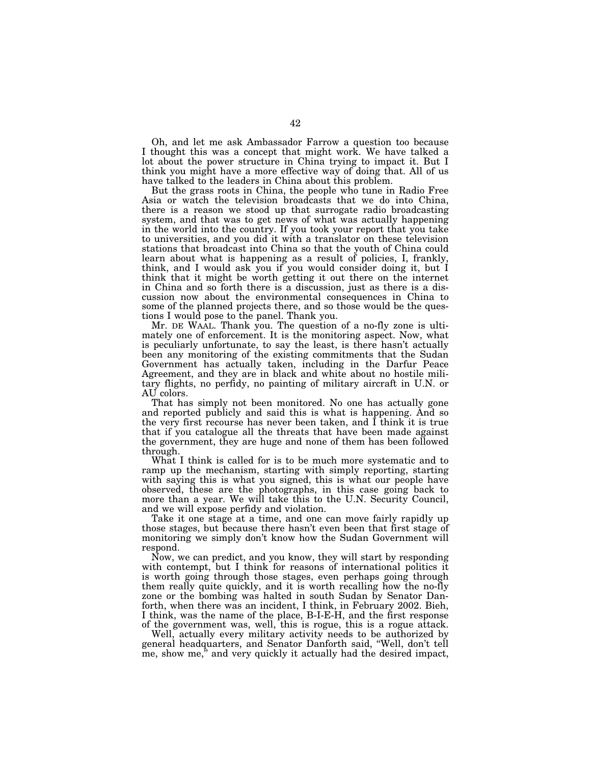Oh, and let me ask Ambassador Farrow a question too because I thought this was a concept that might work. We have talked a lot about the power structure in China trying to impact it. But I think you might have a more effective way of doing that. All of us have talked to the leaders in China about this problem.

But the grass roots in China, the people who tune in Radio Free Asia or watch the television broadcasts that we do into China, there is a reason we stood up that surrogate radio broadcasting system, and that was to get news of what was actually happening in the world into the country. If you took your report that you take to universities, and you did it with a translator on these television stations that broadcast into China so that the youth of China could learn about what is happening as a result of policies, I, frankly, think, and I would ask you if you would consider doing it, but I think that it might be worth getting it out there on the internet in China and so forth there is a discussion, just as there is a discussion now about the environmental consequences in China to some of the planned projects there, and so those would be the questions I would pose to the panel. Thank you.

Mr. DE WAAL. Thank you. The question of a no-fly zone is ultimately one of enforcement. It is the monitoring aspect. Now, what is peculiarly unfortunate, to say the least, is there hasn't actually been any monitoring of the existing commitments that the Sudan Government has actually taken, including in the Darfur Peace Agreement, and they are in black and white about no hostile military flights, no perfidy, no painting of military aircraft in U.N. or AU colors.

That has simply not been monitored. No one has actually gone and reported publicly and said this is what is happening. And so the very first recourse has never been taken, and I think it is true that if you catalogue all the threats that have been made against the government, they are huge and none of them has been followed through.

What I think is called for is to be much more systematic and to ramp up the mechanism, starting with simply reporting, starting with saying this is what you signed, this is what our people have observed, these are the photographs, in this case going back to more than a year. We will take this to the U.N. Security Council, and we will expose perfidy and violation.

Take it one stage at a time, and one can move fairly rapidly up those stages, but because there hasn't even been that first stage of monitoring we simply don't know how the Sudan Government will respond.

Now, we can predict, and you know, they will start by responding with contempt, but I think for reasons of international politics it is worth going through those stages, even perhaps going through them really quite quickly, and it is worth recalling how the no-fly zone or the bombing was halted in south Sudan by Senator Danforth, when there was an incident, I think, in February 2002. Bieh, I think, was the name of the place, B-I-E-H, and the first response of the government was, well, this is rogue, this is a rogue attack.

Well, actually every military activity needs to be authorized by general headquarters, and Senator Danforth said, "Well, don't tell me, show me," and very quickly it actually had the desired impact,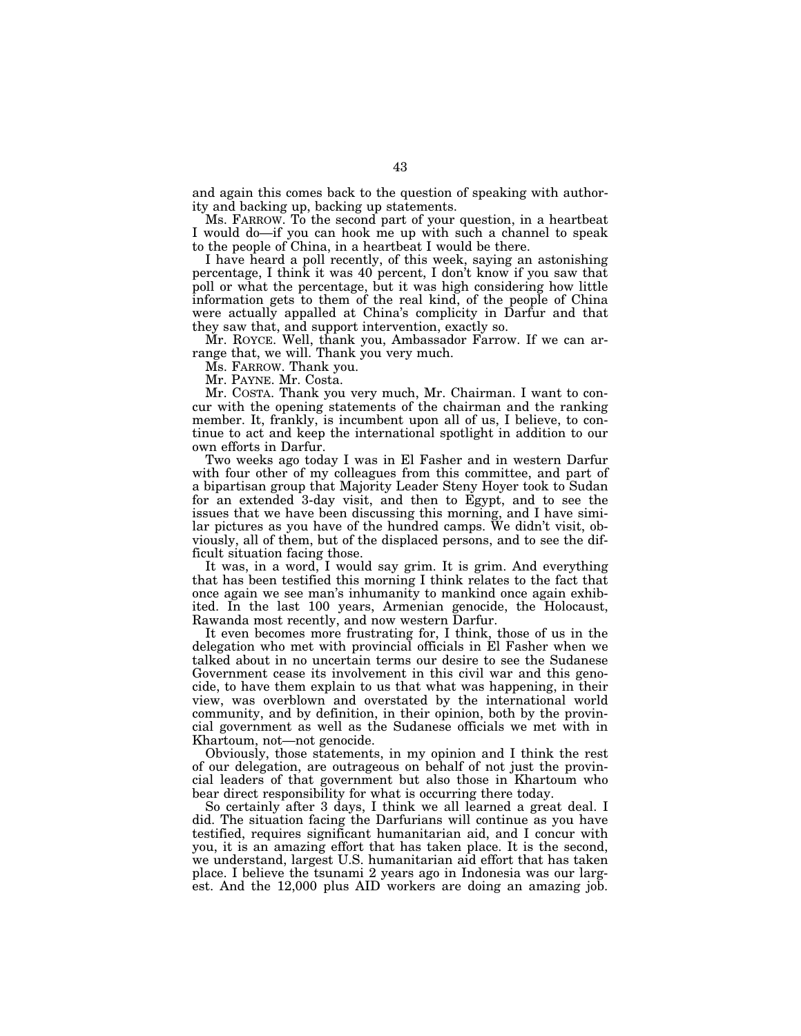and again this comes back to the question of speaking with authority and backing up, backing up statements.

Ms. FARROW. To the second part of your question, in a heartbeat I would do—if you can hook me up with such a channel to speak to the people of China, in a heartbeat I would be there.

I have heard a poll recently, of this week, saying an astonishing percentage, I think it was 40 percent, I don't know if you saw that poll or what the percentage, but it was high considering how little information gets to them of the real kind, of the people of China were actually appalled at China's complicity in Darfur and that they saw that, and support intervention, exactly so.

Mr. ROYCE. Well, thank you, Ambassador Farrow. If we can arrange that, we will. Thank you very much.

Ms. FARROW. Thank you.

Mr. PAYNE. Mr. Costa.

Mr. COSTA. Thank you very much, Mr. Chairman. I want to concur with the opening statements of the chairman and the ranking member. It, frankly, is incumbent upon all of us, I believe, to continue to act and keep the international spotlight in addition to our own efforts in Darfur.

Two weeks ago today I was in El Fasher and in western Darfur with four other of my colleagues from this committee, and part of a bipartisan group that Majority Leader Steny Hoyer took to Sudan for an extended 3-day visit, and then to Egypt, and to see the issues that we have been discussing this morning, and I have similar pictures as you have of the hundred camps. We didn't visit, obviously, all of them, but of the displaced persons, and to see the difficult situation facing those.

It was, in a word, I would say grim. It is grim. And everything that has been testified this morning I think relates to the fact that once again we see man's inhumanity to mankind once again exhibited. In the last 100 years, Armenian genocide, the Holocaust, Rawanda most recently, and now western Darfur.

It even becomes more frustrating for, I think, those of us in the delegation who met with provincial officials in El Fasher when we talked about in no uncertain terms our desire to see the Sudanese Government cease its involvement in this civil war and this genocide, to have them explain to us that what was happening, in their view, was overblown and overstated by the international world community, and by definition, in their opinion, both by the provincial government as well as the Sudanese officials we met with in Khartoum, not—not genocide.

Obviously, those statements, in my opinion and I think the rest of our delegation, are outrageous on behalf of not just the provincial leaders of that government but also those in Khartoum who bear direct responsibility for what is occurring there today.

So certainly after 3 days, I think we all learned a great deal. I did. The situation facing the Darfurians will continue as you have testified, requires significant humanitarian aid, and I concur with you, it is an amazing effort that has taken place. It is the second, we understand, largest U.S. humanitarian aid effort that has taken place. I believe the tsunami 2 years ago in Indonesia was our largest. And the 12,000 plus AID workers are doing an amazing job.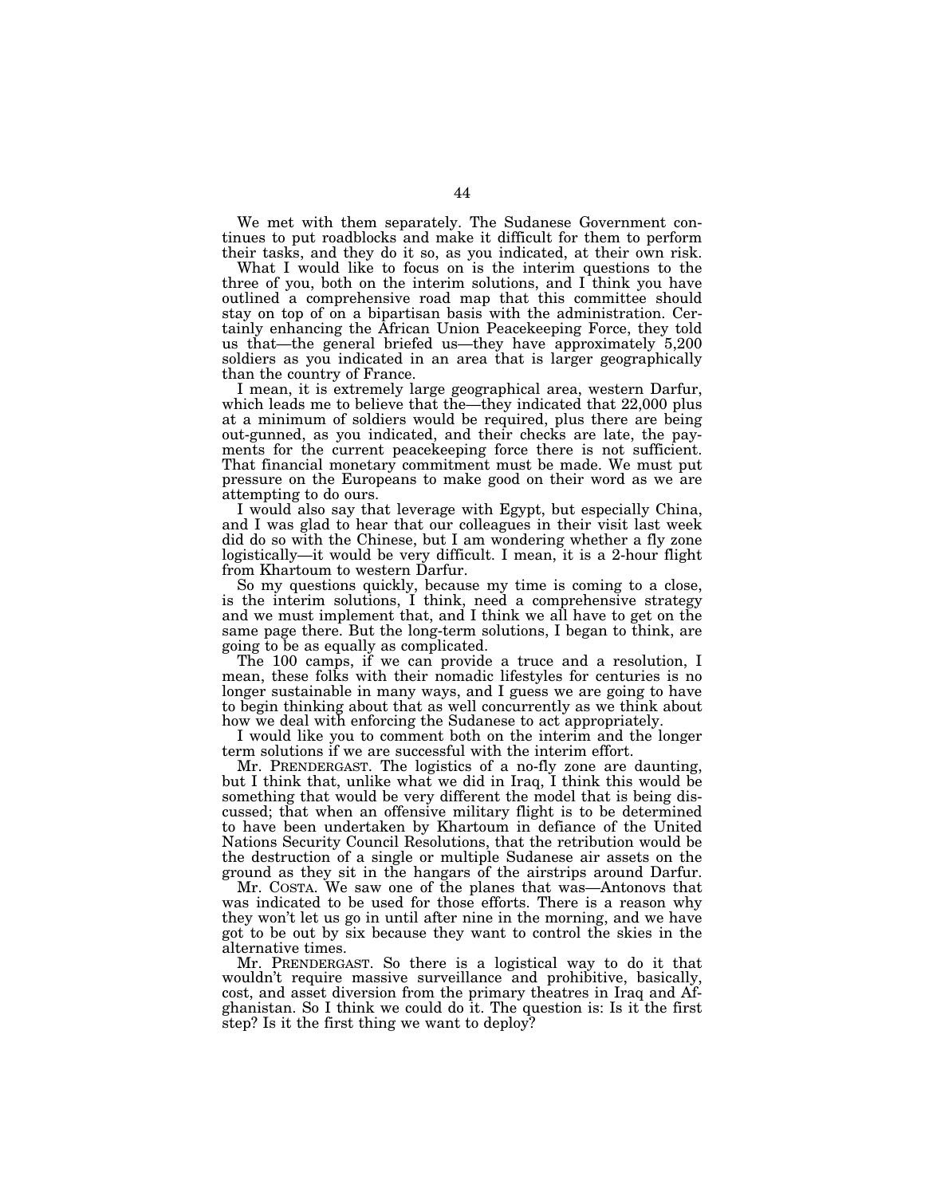We met with them separately. The Sudanese Government continues to put roadblocks and make it difficult for them to perform their tasks, and they do it so, as you indicated, at their own risk.

What I would like to focus on is the interim questions to the three of you, both on the interim solutions, and I think you have outlined a comprehensive road map that this committee should stay on top of on a bipartisan basis with the administration. Certainly enhancing the African Union Peacekeeping Force, they told us that—the general briefed us—they have approximately 5,200 soldiers as you indicated in an area that is larger geographically than the country of France.

I mean, it is extremely large geographical area, western Darfur, which leads me to believe that the—they indicated that 22,000 plus at a minimum of soldiers would be required, plus there are being out-gunned, as you indicated, and their checks are late, the payments for the current peacekeeping force there is not sufficient. That financial monetary commitment must be made. We must put pressure on the Europeans to make good on their word as we are attempting to do ours.

I would also say that leverage with Egypt, but especially China, and I was glad to hear that our colleagues in their visit last week did do so with the Chinese, but I am wondering whether a fly zone logistically—it would be very difficult. I mean, it is a 2-hour flight from Khartoum to western Darfur.

So my questions quickly, because my time is coming to a close, is the interim solutions, I think, need a comprehensive strategy and we must implement that, and I think we all have to get on the same page there. But the long-term solutions, I began to think, are going to be as equally as complicated.

The 100 camps, if we can provide a truce and a resolution, I mean, these folks with their nomadic lifestyles for centuries is no longer sustainable in many ways, and I guess we are going to have to begin thinking about that as well concurrently as we think about how we deal with enforcing the Sudanese to act appropriately.

I would like you to comment both on the interim and the longer term solutions if we are successful with the interim effort.

Mr. PRENDERGAST. The logistics of a no-fly zone are daunting, but I think that, unlike what we did in Iraq, I think this would be something that would be very different the model that is being discussed; that when an offensive military flight is to be determined to have been undertaken by Khartoum in defiance of the United Nations Security Council Resolutions, that the retribution would be the destruction of a single or multiple Sudanese air assets on the ground as they sit in the hangars of the airstrips around Darfur.

Mr. COSTA. We saw one of the planes that was—Antonovs that was indicated to be used for those efforts. There is a reason why they won't let us go in until after nine in the morning, and we have got to be out by six because they want to control the skies in the alternative times.

Mr. PRENDERGAST. So there is a logistical way to do it that wouldn't require massive surveillance and prohibitive, basically, cost, and asset diversion from the primary theatres in Iraq and Afghanistan. So I think we could do it. The question is: Is it the first step? Is it the first thing we want to deploy?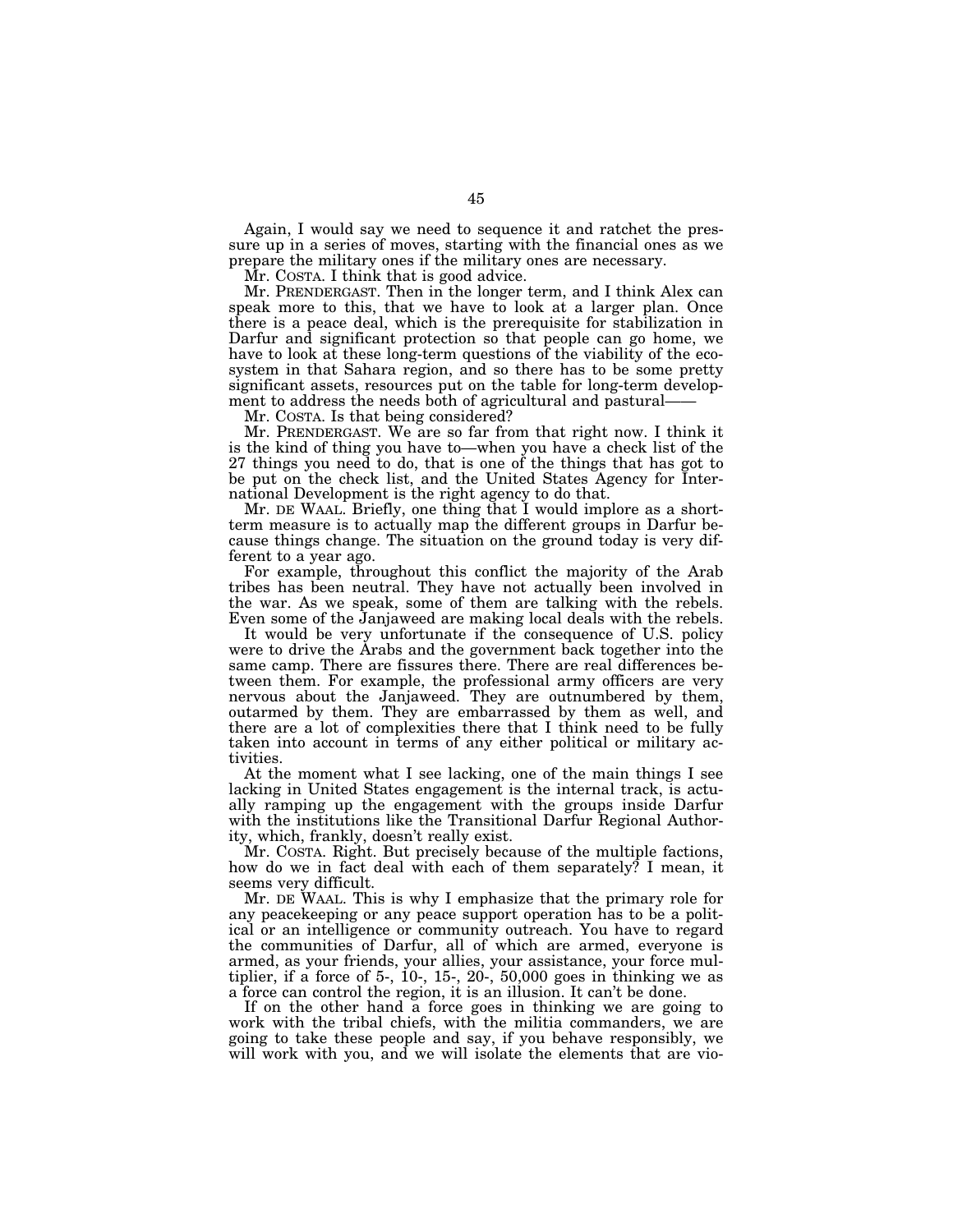Again, I would say we need to sequence it and ratchet the pressure up in a series of moves, starting with the financial ones as we prepare the military ones if the military ones are necessary.

Mr. COSTA. I think that is good advice.

Mr. PRENDERGAST. Then in the longer term, and I think Alex can speak more to this, that we have to look at a larger plan. Once there is a peace deal, which is the prerequisite for stabilization in Darfur and significant protection so that people can go home, we have to look at these long-term questions of the viability of the ecosystem in that Sahara region, and so there has to be some pretty significant assets, resources put on the table for long-term development to address the needs both of agricultural and pastural——

Mr. COSTA. Is that being considered?

Mr. PRENDERGAST. We are so far from that right now. I think it is the kind of thing you have to—when you have a check list of the 27 things you need to do, that is one of the things that has got to be put on the check list, and the United States Agency for International Development is the right agency to do that.

Mr. DE WAAL. Briefly, one thing that I would implore as a short-term measure is to actually map the different groups in Darfur because things change. The situation on the ground today is very different to a year ago.

For example, throughout this conflict the majority of the Arab tribes has been neutral. They have not actually been involved in the war. As we speak, some of them are talking with the rebels. Even some of the Janjaweed are making local deals with the rebels.

It would be very unfortunate if the consequence of U.S. policy were to drive the Arabs and the government back together into the same camp. There are fissures there. There are real differences between them. For example, the professional army officers are very nervous about the Janjaweed. They are outnumbered by them, outarmed by them. They are embarrassed by them as well, and there are a lot of complexities there that I think need to be fully taken into account in terms of any either political or military activities.

At the moment what I see lacking, one of the main things I see lacking in United States engagement is the internal track, is actually ramping up the engagement with the groups inside Darfur with the institutions like the Transitional Darfur Regional Authority, which, frankly, doesn't really exist.

Mr. COSTA. Right. But precisely because of the multiple factions, how do we in fact deal with each of them separately? I mean, it seems very difficult.

Mr. DE WAAL. This is why I emphasize that the primary role for any peacekeeping or any peace support operation has to be a political or an intelligence or community outreach. You have to regard the communities of Darfur, all of which are armed, everyone is armed, as your friends, your allies, your assistance, your force multiplier, if a force of 5-, 10-, 15-, 20-, 50,000 goes in thinking we as a force can control the region, it is an illusion. It can't be done.

If on the other hand a force goes in thinking we are going to work with the tribal chiefs, with the militia commanders, we are going to take these people and say, if you behave responsibly, we will work with you, and we will isolate the elements that are vio-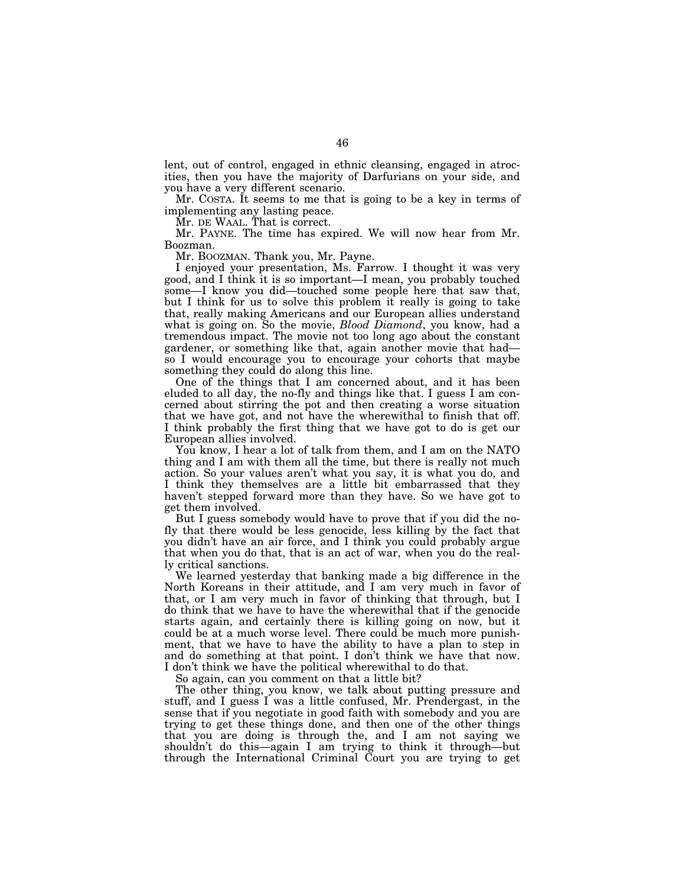lent, out of control, engaged in ethnic cleansing, engaged in atrocities, then you have the majority of Darfurians on your side, and you have a very different scenario.

Mr. COSTA. It seems to me that is going to be a key in terms of implementing any lasting peace.

Mr. DE WAAL. That is correct.

Mr. PAYNE. The time has expired. We will now hear from Mr. Boozman.

Mr. BOOZMAN. Thank you, Mr. Payne.

I enjoyed your presentation, Ms. Farrow. I thought it was very good, and I think it is so important—I mean, you probably touched some—I know you did—touched some people here that saw that, but I think for us to solve this problem it really is going to take that, really making Americans and our European allies understand what is going on. So the movie, *Blood Diamond*, you know, had a tremendous impact. The movie not too long ago about the constant gardener, or something like that, again another movie that had—so I would encourage you to encourage your cohorts that maybe something they could do along this line.

One of the things that I am concerned about, and it has been eluded to all day, the no-fly and things like that. I guess I am concerned about stirring the pot and then creating a worse situation that we have got, and not have the wherewithal to finish that off. I think probably the first thing that we have got to do is get our European allies involved.

You know, I hear a lot of talk from them, and I am on the NATO thing and I am with them all the time, but there is really not much action. So your values aren't what you say, it is what you do, and I think they themselves are a little bit embarrassed that they haven't stepped forward more than they have. So we have got to get them involved.

But I guess somebody would have to prove that if you did the no-fly that there would be less genocide, less killing by the fact that you didn't have an air force, and I think you could probably argue that when you do that, that is an act of war, when you do the really critical sanctions.

We learned yesterday that banking made a big difference in the North Koreans in their attitude, and I am very much in favor of that, or I am very much in favor of thinking that through, but I do think that we have to have the wherewithal that if the genocide starts again, and certainly there is killing going on now, but it could be at a much worse level. There could be much more punishment, that we have to have the ability to have a plan to step in and do something at that point. I don't think we have that now. I don't think we have the political wherewithal to do that.

So again, can you comment on that a little bit?

The other thing, you know, we talk about putting pressure and stuff, and I guess I was a little confused, Mr. Prendergast, in the sense that if you negotiate in good faith with somebody and you are trying to get these things done, and then one of the other things that you are doing is through the, and I am not saying we shouldn't do this—again I am trying to think it through—but through the International Criminal Court you are trying to get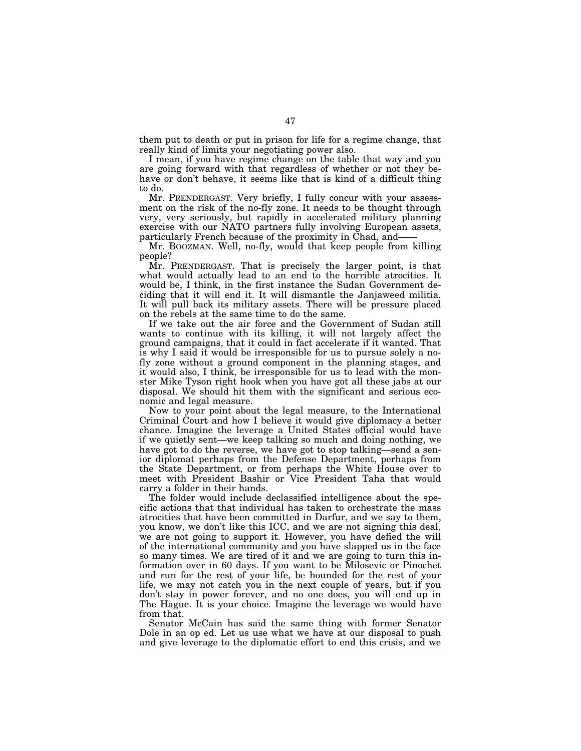them put to death or put in prison for life for a regime change, that really kind of limits your negotiating power also.

I mean, if you have regime change on the table that way and you are going forward with that regardless of whether or not they behave or don't behave, it seems like that is kind of a difficult thing to do.

Mr. PRENDERGAST. Very briefly, I fully concur with your assessment on the risk of the no-fly zone. It needs to be thought through very, very seriously, but rapidly in accelerated military planning exercise with our NATO partners fully involving European assets, particularly French because of the proximity in Chad, and——

Mr. BOOZMAN. Well, no-fly, would that keep people from killing people?

Mr. PRENDERGAST. That is precisely the larger point, is that what would actually lead to an end to the horrible atrocities. It would be, I think, in the first instance the Sudan Government deciding that it will end it. It will dismantle the Janjaweed militia. It will pull back its military assets. There will be pressure placed on the rebels at the same time to do the same.

If we take out the air force and the Government of Sudan still wants to continue with its killing, it will not largely affect the ground campaigns, that it could in fact accelerate if it wanted. That is why I said it would be irresponsible for us to pursue solely a no-fly zone without a ground component in the planning stages, and it would also, I think, be irresponsible for us to lead with the monster Mike Tyson right hook when you have got all these jabs at our disposal. We should hit them with the significant and serious economic and legal measure.

Now to your point about the legal measure, to the International Criminal Court and how I believe it would give diplomacy a better chance. Imagine the leverage a United States official would have if we quietly sent—we keep talking so much and doing nothing, we have got to do the reverse, we have got to stop talking—send a senior diplomat perhaps from the Defense Department, perhaps from the State Department, or from perhaps the White House over to meet with President Bashir or Vice President Taha that would carry a folder in their hands.

The folder would include declassified intelligence about the specific actions that that individual has taken to orchestrate the mass atrocities that have been committed in Darfur, and we say to them, you know, we don't like this ICC, and we are not signing this deal, we are not going to support it. However, you have defied the will of the international community and you have slapped us in the face so many times. We are tired of it and we are going to turn this information over in 60 days. If you want to be Milosevic or Pinochet and run for the rest of your life, be hounded for the rest of your life, we may not catch you in the next couple of years, but if you don't stay in power forever, and no one does, you will end up in The Hague. It is your choice. Imagine the leverage we would have from that.

Senator McCain has said the same thing with former Senator Dole in an op ed. Let us use what we have at our disposal to push and give leverage to the diplomatic effort to end this crisis, and we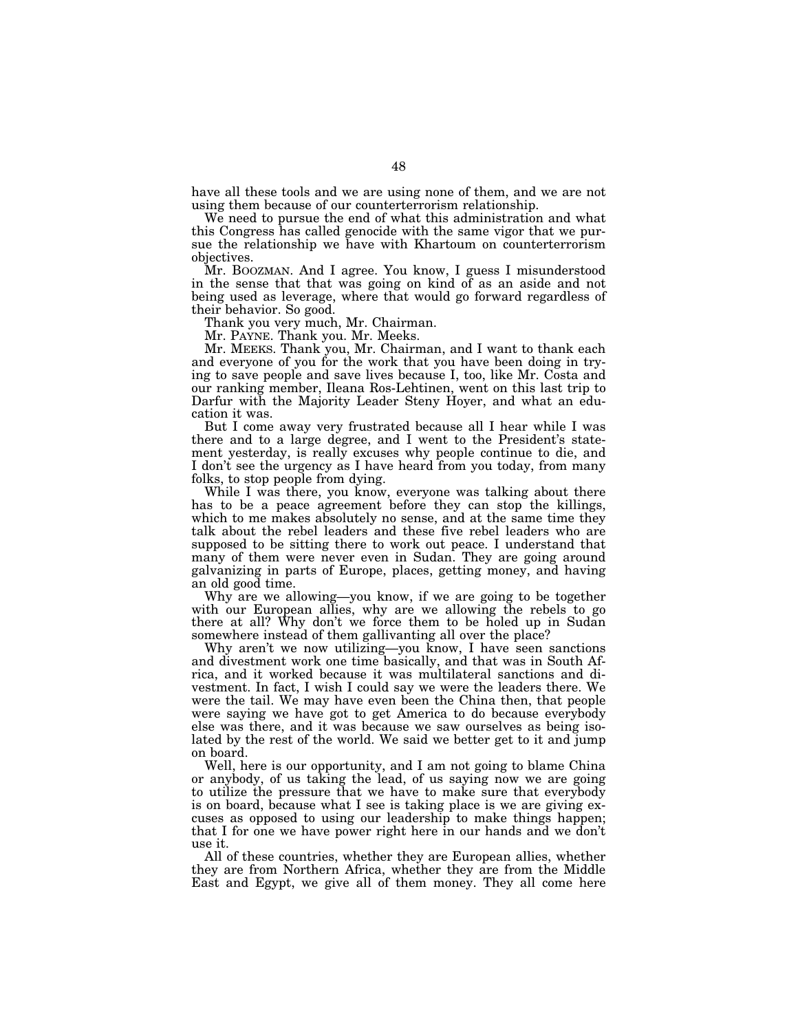have all these tools and we are using none of them, and we are not using them because of our counterterrorism relationship.

We need to pursue the end of what this administration and what this Congress has called genocide with the same vigor that we pursue the relationship we have with Khartoum on counterterrorism objectives.

Mr. BOOZMAN. And I agree. You know, I guess I misunderstood in the sense that that was going on kind of as an aside and not being used as leverage, where that would go forward regardless of their behavior. So good.

Thank you very much, Mr. Chairman.

Mr. PAYNE. Thank you. Mr. Meeks.

Mr. MEEKS. Thank you, Mr. Chairman, and I want to thank each and everyone of you for the work that you have been doing in trying to save people and save lives because I, too, like Mr. Costa and our ranking member, Ileana Ros-Lehtinen, went on this last trip to Darfur with the Majority Leader Steny Hoyer, and what an education it was.

But I come away very frustrated because all I hear while I was there and to a large degree, and I went to the President's statement yesterday, is really excuses why people continue to die, and I don't see the urgency as I have heard from you today, from many folks, to stop people from dying.

While I was there, you know, everyone was talking about there has to be a peace agreement before they can stop the killings, which to me makes absolutely no sense, and at the same time they talk about the rebel leaders and these five rebel leaders who are supposed to be sitting there to work out peace. I understand that many of them were never even in Sudan. They are going around galvanizing in parts of Europe, places, getting money, and having an old good time.

Why are we allowing—you know, if we are going to be together with our European allies, why are we allowing the rebels to go there at all? Why don't we force them to be holed up in Sudan somewhere instead of them gallivanting all over the place?

Why aren't we now utilizing—you know, I have seen sanctions and divestment work one time basically, and that was in South Africa, and it worked because it was multilateral sanctions and divestment. In fact, I wish I could say we were the leaders there. We were the tail. We may have even been the China then, that people were saying we have got to get America to do because everybody else was there, and it was because we saw ourselves as being isolated by the rest of the world. We said we better get to it and jump on board.

Well, here is our opportunity, and I am not going to blame China or anybody, of us taking the lead, of us saying now we are going to utilize the pressure that we have to make sure that everybody is on board, because what I see is taking place is we are giving excuses as opposed to using our leadership to make things happen; that I for one we have power right here in our hands and we don't use it.

All of these countries, whether they are European allies, whether they are from Northern Africa, whether they are from the Middle East and Egypt, we give all of them money. They all come here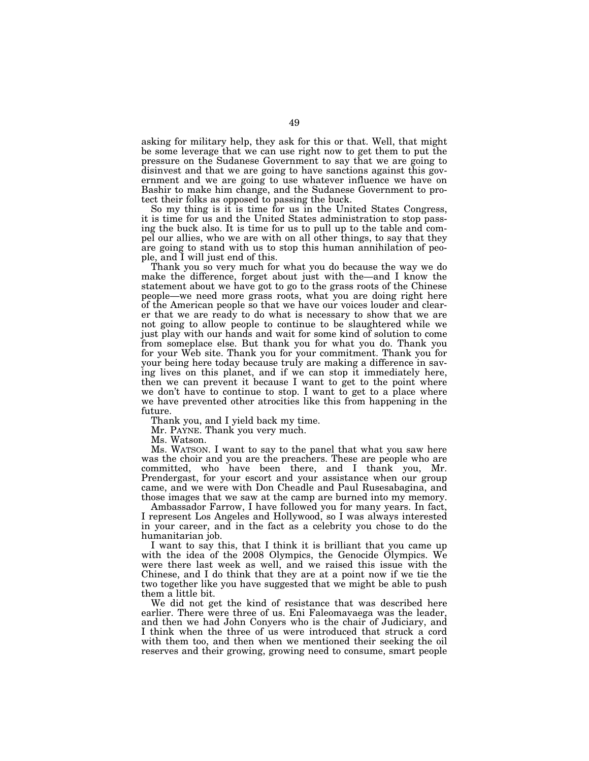asking for military help, they ask for this or that. Well, that might be some leverage that we can use right now to get them to put the pressure on the Sudanese Government to say that we are going to disinvest and that we are going to have sanctions against this government and we are going to use whatever influence we have on Bashir to make him change, and the Sudanese Government to protect their folks as opposed to passing the buck.

So my thing is it is time for us in the United States Congress, it is time for us and the United States administration to stop passing the buck also. It is time for us to pull up to the table and compel our allies, who we are with on all other things, to say that they are going to stand with us to stop this human annihilation of people, and I will just end of this.

Thank you so very much for what you do because the way we do make the difference, forget about just with the—and I know the statement about we have got to go to the grass roots of the Chinese people—we need more grass roots, what you are doing right here of the American people so that we have our voices louder and clearer that we are ready to do what is necessary to show that we are not going to allow people to continue to be slaughtered while we just play with our hands and wait for some kind of solution to come from someplace else. But thank you for what you do. Thank you for your Web site. Thank you for your commitment. Thank you for your being here today because truly are making a difference in saving lives on this planet, and if we can stop it immediately here, then we can prevent it because I want to get to the point where we don't have to continue to stop. I want to get to a place where we have prevented other atrocities like this from happening in the future.

Thank you, and I yield back my time.

Mr. PAYNE. Thank you very much.

Ms. Watson.

Ms. WATSON. I want to say to the panel that what you saw here was the choir and you are the preachers. These are people who are committed, who have been there, and I thank you, Mr. Prendergast, for your escort and your assistance when our group came, and we were with Don Cheadle and Paul Rusesabagina, and those images that we saw at the camp are burned into my memory.

Ambassador Farrow, I have followed you for many years. In fact, I represent Los Angeles and Hollywood, so I was always interested in your career, and in the fact as a celebrity you chose to do the humanitarian job.

I want to say this, that I think it is brilliant that you came up with the idea of the 2008 Olympics, the Genocide Olympics. We were there last week as well, and we raised this issue with the Chinese, and I do think that they are at a point now if we tie the two together like you have suggested that we might be able to push them a little bit.

We did not get the kind of resistance that was described here earlier. There were three of us. Eni Faleomavaega was the leader, and then we had John Conyers who is the chair of Judiciary, and I think when the three of us were introduced that struck a cord with them too, and then when we mentioned their seeking the oil reserves and their growing, growing need to consume, smart people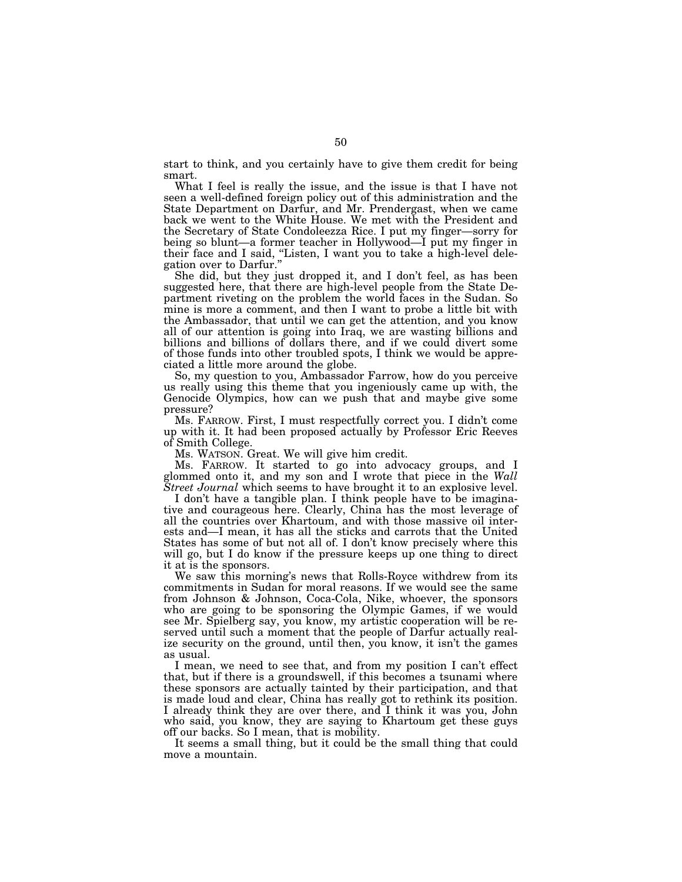start to think, and you certainly have to give them credit for being smart.

What I feel is really the issue, and the issue is that I have not seen a well-defined foreign policy out of this administration and the State Department on Darfur, and Mr. Prendergast, when we came back we went to the White House. We met with the President and the Secretary of State Condoleezza Rice. I put my finger—sorry for being so blunt—a former teacher in Hollywood—I put my finger in their face and I said, "Listen, I want you to take a high-level delegation over to Darfur."

She did, but they just dropped it, and I don't feel, as has been suggested here, that there are high-level people from the State Department riveting on the problem the world faces in the Sudan. So mine is more a comment, and then I want to probe a little bit with the Ambassador, that until we can get the attention, and you know all of our attention is going into Iraq, we are wasting billions and billions and billions of dollars there, and if we could divert some of those funds into other troubled spots, I think we would be appreciated a little more around the globe.

So, my question to you, Ambassador Farrow, how do you perceive us really using this theme that you ingeniously came up with, the Genocide Olympics, how can we push that and maybe give some pressure?

Ms. FARROW. First, I must respectfully correct you. I didn't come up with it. It had been proposed actually by Professor Eric Reeves of Smith College.

Ms. WATSON. Great. We will give him credit.

Ms. FARROW. It started to go into advocacy groups, and I glommed onto it, and my son and I wrote that piece in the *Wall Street Journal* which seems to have brought it to an explosive level.

I don't have a tangible plan. I think people have to be imaginative and courageous here. Clearly, China has the most leverage of all the countries over Khartoum, and with those massive oil interests and—I mean, it has all the sticks and carrots that the United States has some of but not all of. I don't know precisely where this will go, but I do know if the pressure keeps up one thing to direct it at is the sponsors.

We saw this morning's news that Rolls-Royce withdrew from its commitments in Sudan for moral reasons. If we would see the same from Johnson & Johnson, Coca-Cola, Nike, whoever, the sponsors who are going to be sponsoring the Olympic Games, if we would see Mr. Spielberg say, you know, my artistic cooperation will be reserved until such a moment that the people of Darfur actually realize security on the ground, until then, you know, it isn't the games as usual.

I mean, we need to see that, and from my position I can't effect that, but if there is a groundswell, if this becomes a tsunami where these sponsors are actually tainted by their participation, and that is made loud and clear, China has really got to rethink its position. I already think they are over there, and I think it was you, John who said, you know, they are saying to Khartoum get these guys off our backs. So I mean, that is mobility.

It seems a small thing, but it could be the small thing that could move a mountain.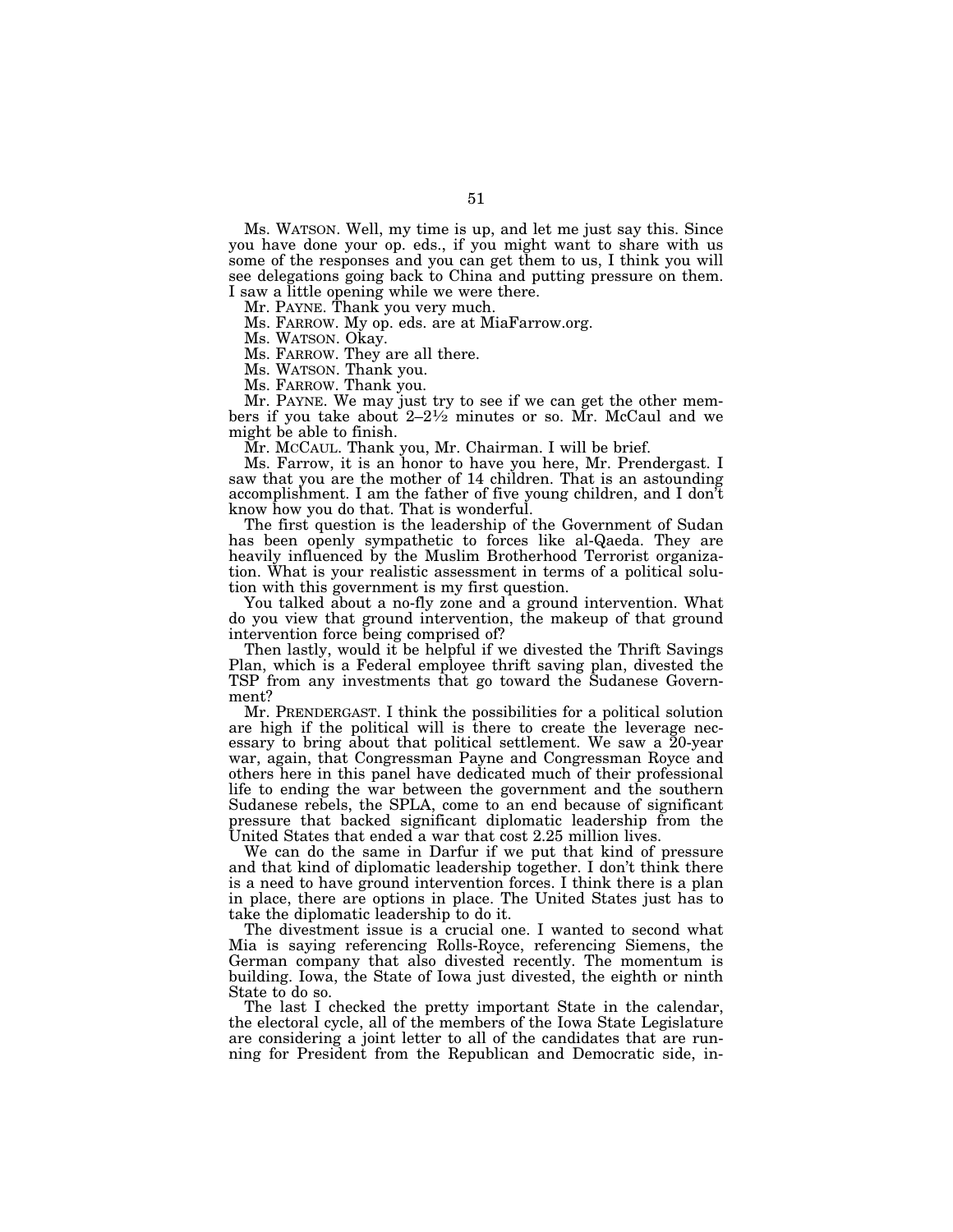Ms. WATSON. Well, my time is up, and let me just say this. Since you have done your op. eds., if you might want to share with us some of the responses and you can get them to us, I think you will see delegations going back to China and putting pressure on them. I saw a little opening while we were there.

Mr. PAYNE. Thank you very much.

Ms. FARROW. My op. eds. are at MiaFarrow.org.

Ms. WATSON. Okay.

Ms. FARROW. They are all there.

Ms. WATSON. Thank you.

Ms. FARROW. Thank you.

Mr. PAYNE. We may just try to see if we can get the other members if you take about 2–2½ minutes or so. Mr. McCaul and we might be able to finish.

Mr. MCCAUL. Thank you, Mr. Chairman. I will be brief.

Ms. Farrow, it is an honor to have you here, Mr. Prendergast. I saw that you are the mother of 14 children. That is an astounding accomplishment. I am the father of five young children, and I don't know how you do that. That is wonderful.

The first question is the leadership of the Government of Sudan has been openly sympathetic to forces like al-Qaeda. They are heavily influenced by the Muslim Brotherhood Terrorist organization. What is your realistic assessment in terms of a political solution with this government is my first question.

You talked about a no-fly zone and a ground intervention. What do you view that ground intervention, the makeup of that ground intervention force being comprised of?

Then lastly, would it be helpful if we divested the Thrift Savings Plan, which is a Federal employee thrift saving plan, divested the TSP from any investments that go toward the Sudanese Government?

Mr. PRENDERGAST. I think the possibilities for a political solution are high if the political will is there to create the leverage necessary to bring about that political settlement. We saw a 20-year war, again, that Congressman Payne and Congressman Royce and others here in this panel have dedicated much of their professional life to ending the war between the government and the southern Sudanese rebels, the SPLA, come to an end because of significant pressure that backed significant diplomatic leadership from the United States that ended a war that cost 2.25 million lives.

We can do the same in Darfur if we put that kind of pressure and that kind of diplomatic leadership together. I don't think there is a need to have ground intervention forces. I think there is a plan in place, there are options in place. The United States just has to take the diplomatic leadership to do it.

The divestment issue is a crucial one. I wanted to second what Mia is saying referencing Rolls-Royce, referencing Siemens, the German company that also divested recently. The momentum is building. Iowa, the State of Iowa just divested, the eighth or ninth State to do so.

The last I checked the pretty important State in the calendar, the electoral cycle, all of the members of the Iowa State Legislature are considering a joint letter to all of the candidates that are running for President from the Republican and Democratic side, in-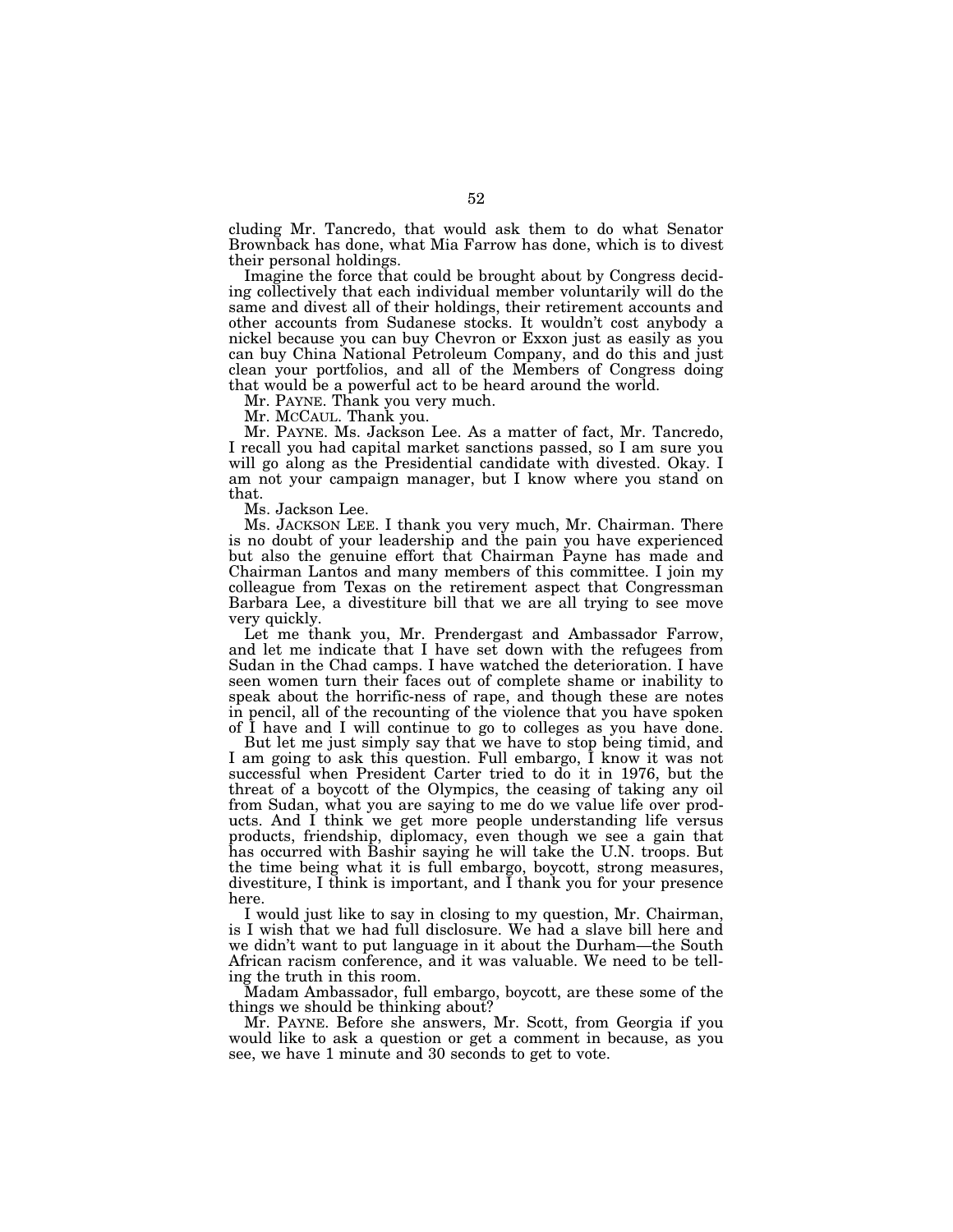cluding Mr. Tancredo, that would ask them to do what Senator Brownback has done, what Mia Farrow has done, which is to divest their personal holdings.

Imagine the force that could be brought about by Congress deciding collectively that each individual member voluntarily will do the same and divest all of their holdings, their retirement accounts and other accounts from Sudanese stocks. It wouldn't cost anybody a nickel because you can buy Chevron or Exxon just as easily as you can buy China National Petroleum Company, and do this and just clean your portfolios, and all of the Members of Congress doing that would be a powerful act to be heard around the world.

Mr. PAYNE. Thank you very much.

Mr. MCCAUL. Thank you.

Mr. PAYNE. Ms. Jackson Lee. As a matter of fact, Mr. Tancredo, I recall you had capital market sanctions passed, so I am sure you will go along as the Presidential candidate with divested. Okay. I am not your campaign manager, but I know where you stand on that.

Ms. Jackson Lee.

Ms. JACKSON LEE. I thank you very much, Mr. Chairman. There is no doubt of your leadership and the pain you have experienced but also the genuine effort that Chairman Payne has made and Chairman Lantos and many members of this committee. I join my colleague from Texas on the retirement aspect that Congressman Barbara Lee, a divestiture bill that we are all trying to see move very quickly.

Let me thank you, Mr. Prendergast and Ambassador Farrow, and let me indicate that I have set down with the refugees from Sudan in the Chad camps. I have watched the deterioration. I have seen women turn their faces out of complete shame or inability to speak about the horrific-ness of rape, and though these are notes in pencil, all of the recounting of the violence that you have spoken of I have and I will continue to go to colleges as you have done.

But let me just simply say that we have to stop being timid, and I am going to ask this question. Full embargo, I know it was not successful when President Carter tried to do it in 1976, but the threat of a boycott of the Olympics, the ceasing of taking any oil from Sudan, what you are saying to me do we value life over products. And I think we get more people understanding life versus products, friendship, diplomacy, even though we see a gain that has occurred with Bashir saying he will take the U.N. troops. But the time being what it is full embargo, boycott, strong measures, divestiture, I think is important, and I thank you for your presence here.

I would just like to say in closing to my question, Mr. Chairman, is I wish that we had full disclosure. We had a slave bill here and we didn't want to put language in it about the Durham—the South African racism conference, and it was valuable. We need to be telling the truth in this room.

Madam Ambassador, full embargo, boycott, are these some of the things we should be thinking about?

Mr. PAYNE. Before she answers, Mr. Scott, from Georgia if you would like to ask a question or get a comment in because, as you see, we have 1 minute and 30 seconds to get to vote.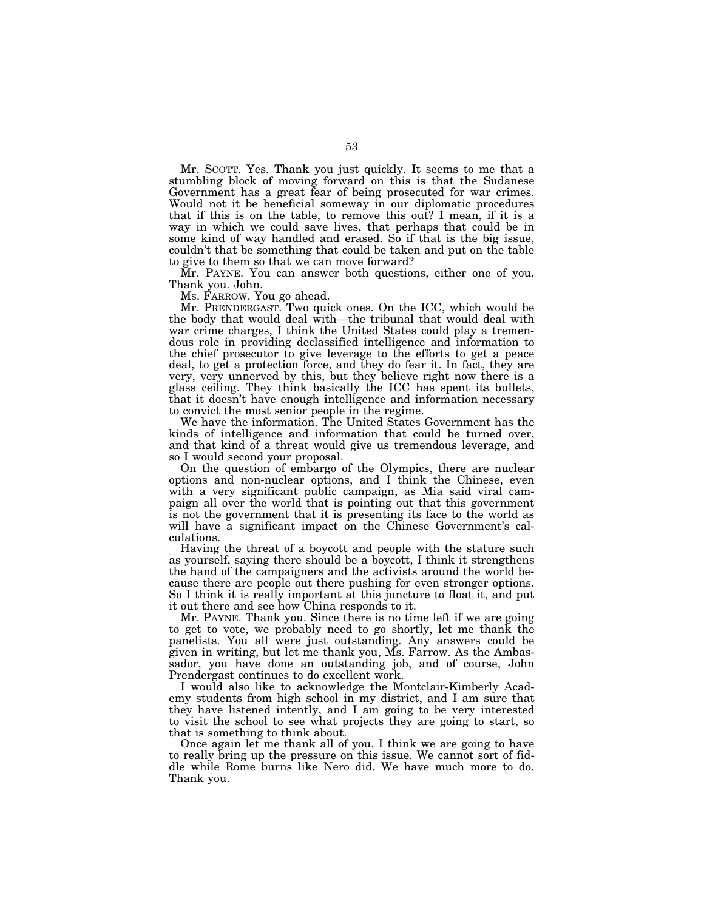Mr. SCOTT. Yes. Thank you just quickly. It seems to me that a stumbling block of moving forward on this is that the Sudanese Government has a great fear of being prosecuted for war crimes. Would not it be beneficial someway in our diplomatic procedures that if this is on the table, to remove this out? I mean, if it is a way in which we could save lives, that perhaps that could be in some kind of way handled and erased. So if that is the big issue, couldn't that be something that could be taken and put on the table to give to them so that we can move forward?

Mr. PAYNE. You can answer both questions, either one of you. Thank you. John.

Ms. FARROW. You go ahead.

Mr. PRENDERGAST. Two quick ones. On the ICC, which would be the body that would deal with—the tribunal that would deal with war crime charges, I think the United States could play a tremendous role in providing declassified intelligence and information to the chief prosecutor to give leverage to the efforts to get a peace deal, to get a protection force, and they do fear it. In fact, they are very, very unnerved by this, but they believe right now there is a glass ceiling. They think basically the ICC has spent its bullets, that it doesn't have enough intelligence and information necessary to convict the most senior people in the regime.

We have the information. The United States Government has the kinds of intelligence and information that could be turned over, and that kind of a threat would give us tremendous leverage, and so I would second your proposal.

On the question of embargo of the Olympics, there are nuclear options and non-nuclear options, and I think the Chinese, even with a very significant public campaign, as Mia said viral campaign all over the world that is pointing out that this government is not the government that it is presenting its face to the world as will have a significant impact on the Chinese Government's calculations.

Having the threat of a boycott and people with the stature such as yourself, saying there should be a boycott, I think it strengthens the hand of the campaigners and the activists around the world because there are people out there pushing for even stronger options. So I think it is really important at this juncture to float it, and put it out there and see how China responds to it.

Mr. PAYNE. Thank you. Since there is no time left if we are going to get to vote, we probably need to go shortly, let me thank the panelists. You all were just outstanding. Any answers could be given in writing, but let me thank you, Ms. Farrow. As the Ambassador, you have done an outstanding job, and of course, John Prendergast continues to do excellent work.

I would also like to acknowledge the Montclair-Kimberly Academy students from high school in my district, and I am sure that they have listened intently, and I am going to be very interested to visit the school to see what projects they are going to start, so that is something to think about.

Once again let me thank all of you. I think we are going to have to really bring up the pressure on this issue. We cannot sort of fiddle while Rome burns like Nero did. We have much more to do. Thank you.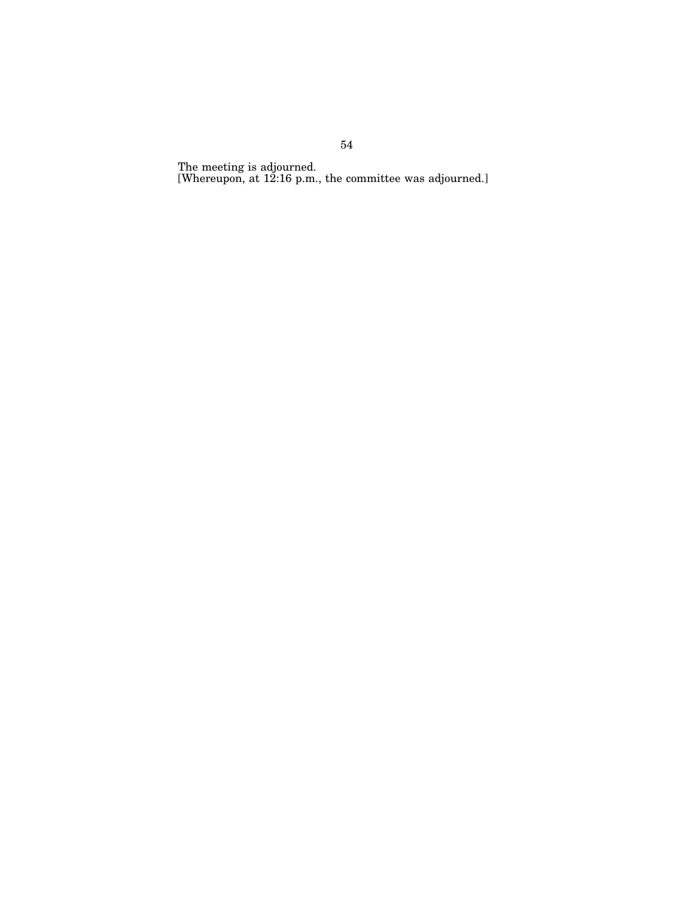The meeting is adjourned.

[Whereupon, at 12:16 p.m., the committee was adjourned.]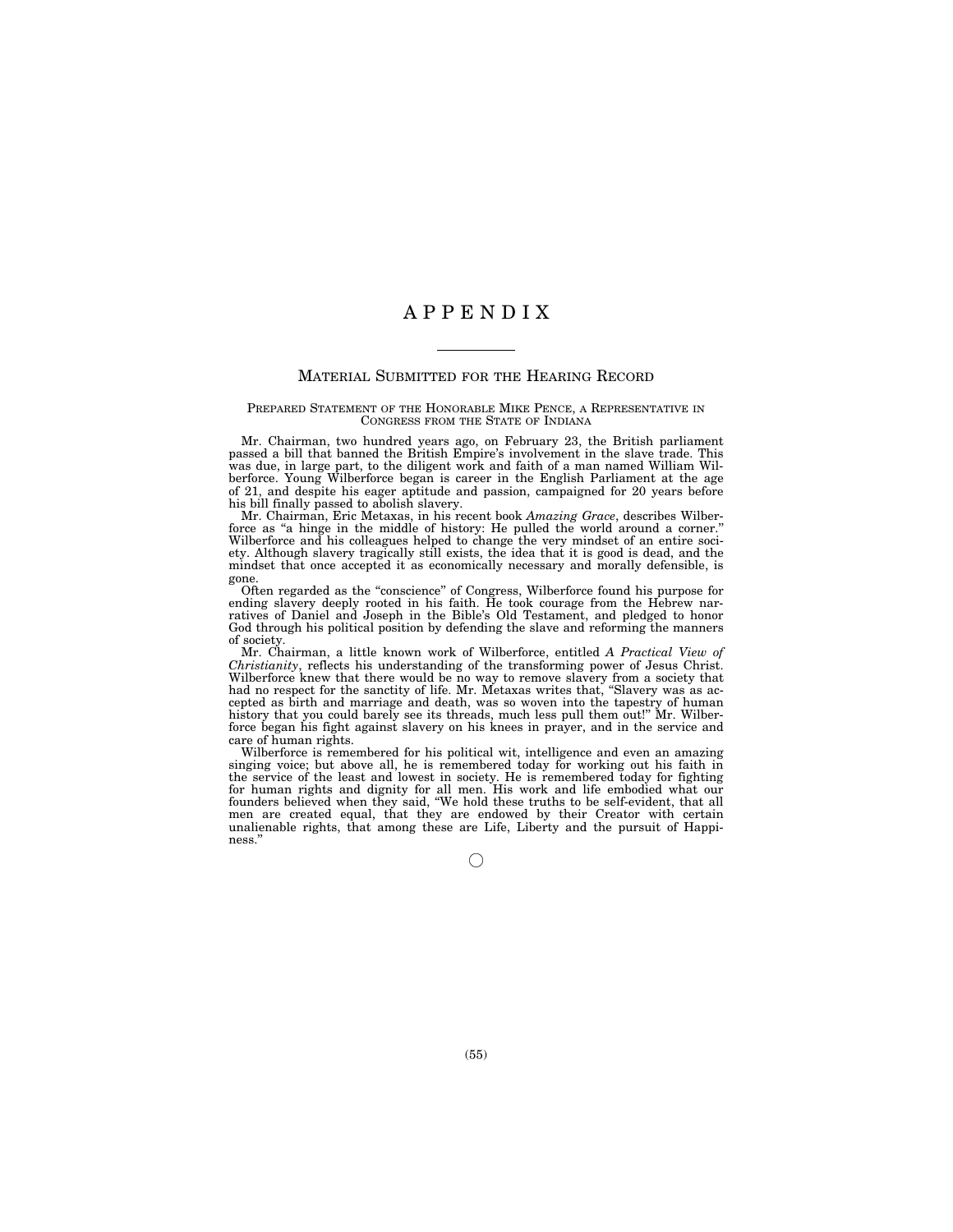# APPENDIX

## Material Submitted for the Hearing Record

### Prepared Statement of the Honorable Mike Pence, a Representative in Congress from the State of Indiana

Mr. Chairman, two hundred years ago, on February 23, the British parliament passed a bill that banned the British Empire's involvement in the slave trade. This was due, in large part, to the diligent work and faith of a man named William Wilberforce. Young Wilberforce began is career in the English Parliament at the age of 21, and despite his eager aptitude and passion, campaigned for 20 years before his bill finally passed to abolish slavery.

Mr. Chairman, Eric Metaxas, in his recent book *Amazing Grace*, describes Wilberforce as "a hinge in the middle of history: He pulled the world around a corner." Wilberforce and his colleagues helped to change the very mindset of an entire society. Although slavery tragically still exists, the idea that it is good is dead, and the mindset that once accepted it as economically necessary and morally defensible, is gone.

Often regarded as the "conscience" of Congress, Wilberforce found his purpose for ending slavery deeply rooted in his faith. He took courage from the Hebrew narratives of Daniel and Joseph in the Bible's Old Testament, and pledged to honor God through his political position by defending the slave and reforming the manners of society.

Mr. Chairman, a little known work of Wilberforce, entitled *A Practical View of Christianity*, reflects his understanding of the transforming power of Jesus Christ. Wilberforce knew that there would be no way to remove slavery from a society that had no respect for the sanctity of life. Mr. Metaxas writes that, "Slavery was as accepted as birth and marriage and death, was so woven into the tapestry of human history that you could barely see its threads, much less pull them out!" Mr. Wilberforce began his fight against slavery on his knees in prayer, and in the service and care of human rights.

Wilberforce is remembered for his political wit, intelligence and even an amazing singing voice; but above all, he is remembered today for working out his faith in the service of the least and lowest in society. He is remembered today for fighting for human rights and dignity for all men. His work and life embodied what our founders believed when they said, "We hold these truths to be self-evident, that all men are created equal, that they are endowed by their Creator with certain unalienable rights, that among these are Life, Liberty and the pursuit of Happiness."

○